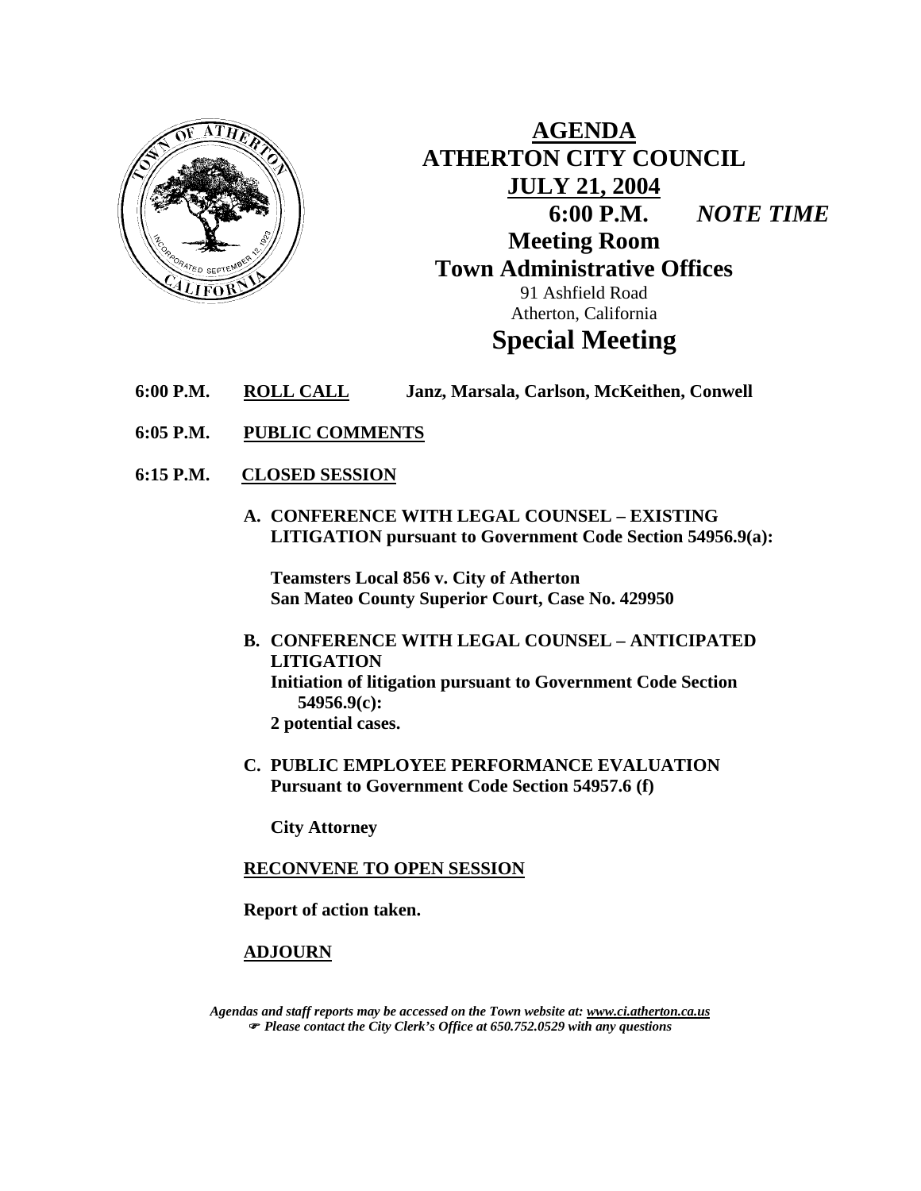# AGENDA

## ATHERTON CITY COUNCIL

## JULY 21, 2004

**6:00 P.M.** ***NOTE TIME***

**Meeting Room**

**Town Administrative Offices**

91 Ashfield Road

Atherton, California

## Special Meeting

**6:00 P.M.** **ROLL CALL** **Janz, Marsala, Carlson, McKeithen, Conwell**

**6:05 P.M.** **PUBLIC COMMENTS**

**6:15 P.M.** **CLOSED SESSION**

**A. CONFERENCE WITH LEGAL COUNSEL – EXISTING LITIGATION pursuant to Government Code Section 54956.9(a):**

**Teamsters Local 856 v. City of Atherton**
**San Mateo County Superior Court, Case No. 429950**

**B. CONFERENCE WITH LEGAL COUNSEL – ANTICIPATED LITIGATION**
**Initiation of litigation pursuant to Government Code Section 54956.9(c):**
**2 potential cases.**

**C. PUBLIC EMPLOYEE PERFORMANCE EVALUATION**
**Pursuant to Government Code Section 54957.6 (f)**

**City Attorney**

**RECONVENE TO OPEN SESSION**

**Report of action taken.**

**ADJOURN**

*Agendas and staff reports may be accessed on the Town website at: www.ci.atherton.ca.us*
*Please contact the City Clerk's Office at 650.752.0529 with any questions*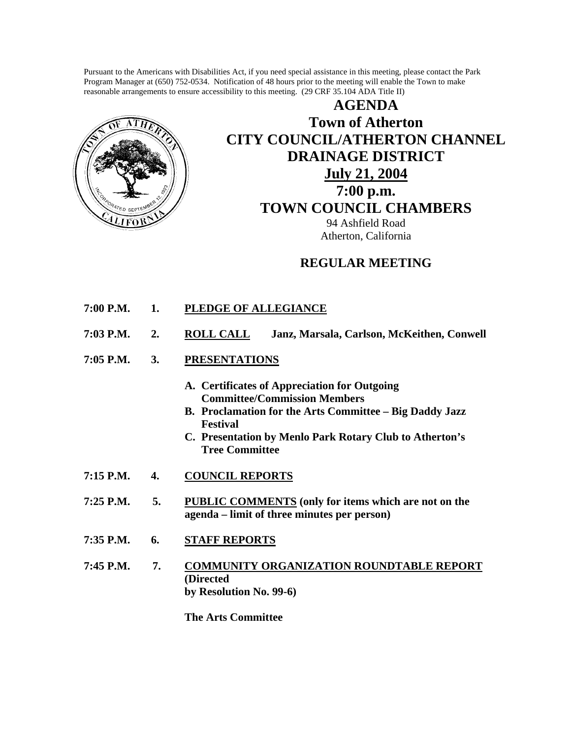Pursuant to the Americans with Disabilities Act, if you need special assistance in this meeting, please contact the Park Program Manager at (650) 752-0534. Notification of 48 hours prior to the meeting will enable the Town to make reasonable arrangements to ensure accessibility to this meeting. (29 CRF 35.104 ADA Title II)

# AGENDA
# Town of Atherton
# CITY COUNCIL/ATHERTON CHANNEL DRAINAGE DISTRICT
## July 21, 2004
## 7:00 p.m.
## TOWN COUNCIL CHAMBERS

94 Ashfield Road
Atherton, California

## REGULAR MEETING

**7:00 P.M. 1. PLEDGE OF ALLEGIANCE**

**7:03 P.M. 2. ROLL CALL Janz, Marsala, Carlson, McKeithen, Conwell**

**7:05 P.M. 3. PRESENTATIONS**

- **A. Certificates of Appreciation for Outgoing Committee/Commission Members**
- **B. Proclamation for the Arts Committee – Big Daddy Jazz Festival**
- **C. Presentation by Menlo Park Rotary Club to Atherton's Tree Committee**

**7:15 P.M. 4. COUNCIL REPORTS**

**7:25 P.M. 5. PUBLIC COMMENTS (only for items which are not on the agenda – limit of three minutes per person)**

**7:35 P.M. 6. STAFF REPORTS**

**7:45 P.M. 7. COMMUNITY ORGANIZATION ROUNDTABLE REPORT (Directed by Resolution No. 99-6)**

**The Arts Committee**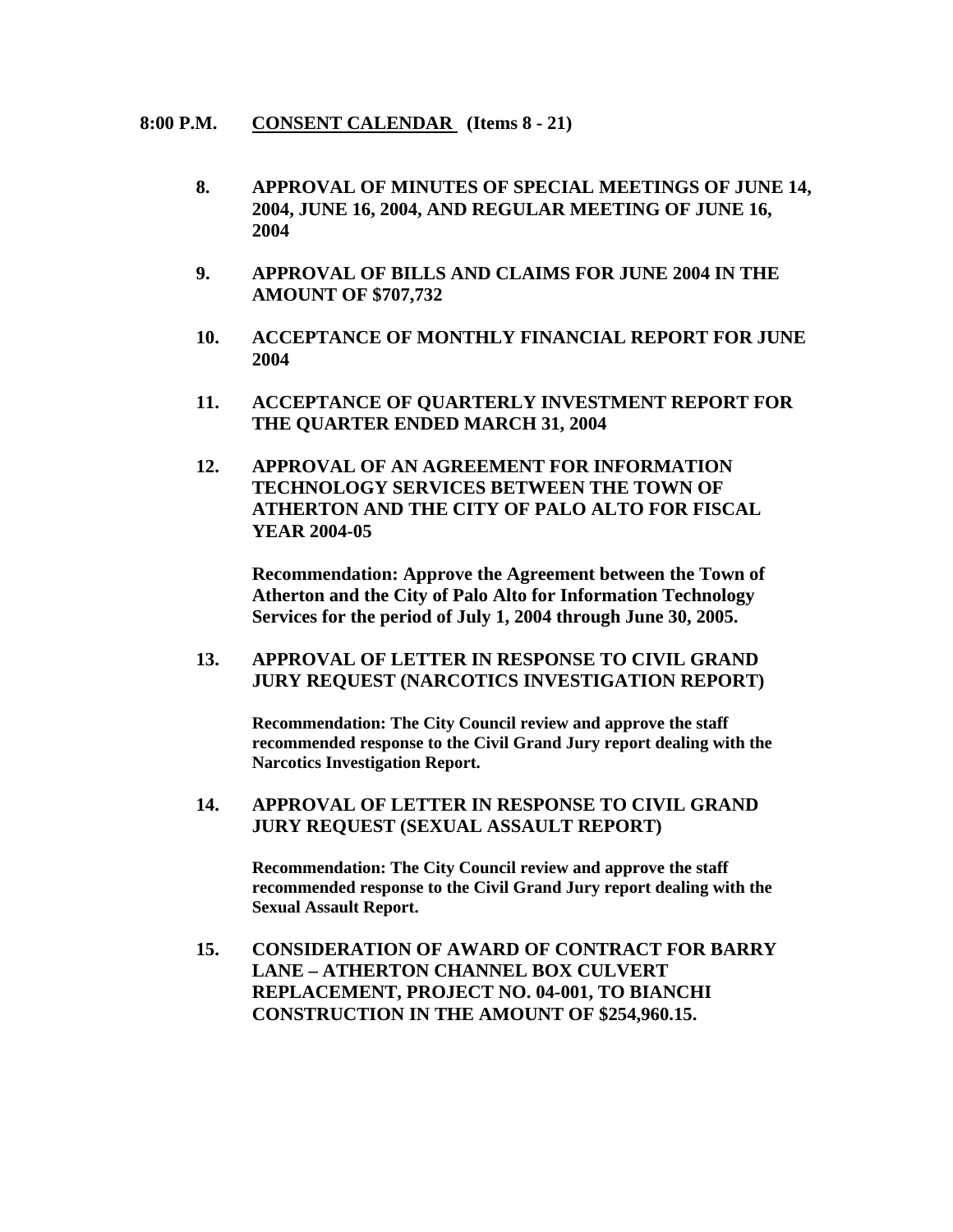**8:00 P.M.** **<u>CONSENT CALENDAR</u> (Items 8 - 21)**

**8. APPROVAL OF MINUTES OF SPECIAL MEETINGS OF JUNE 14, 2004, JUNE 16, 2004, AND REGULAR MEETING OF JUNE 16, 2004**

**9. APPROVAL OF BILLS AND CLAIMS FOR JUNE 2004 IN THE AMOUNT OF $707,732**

**10. ACCEPTANCE OF MONTHLY FINANCIAL REPORT FOR JUNE 2004**

**11. ACCEPTANCE OF QUARTERLY INVESTMENT REPORT FOR THE QUARTER ENDED MARCH 31, 2004**

**12. APPROVAL OF AN AGREEMENT FOR INFORMATION TECHNOLOGY SERVICES BETWEEN THE TOWN OF ATHERTON AND THE CITY OF PALO ALTO FOR FISCAL YEAR 2004-05**

**Recommendation: Approve the Agreement between the Town of Atherton and the City of Palo Alto for Information Technology Services for the period of July 1, 2004 through June 30, 2005.**

**13. APPROVAL OF LETTER IN RESPONSE TO CIVIL GRAND JURY REQUEST (NARCOTICS INVESTIGATION REPORT)**

**Recommendation: The City Council review and approve the staff recommended response to the Civil Grand Jury report dealing with the Narcotics Investigation Report.**

**14. APPROVAL OF LETTER IN RESPONSE TO CIVIL GRAND JURY REQUEST (SEXUAL ASSAULT REPORT)**

**Recommendation: The City Council review and approve the staff recommended response to the Civil Grand Jury report dealing with the Sexual Assault Report.**

**15. CONSIDERATION OF AWARD OF CONTRACT FOR BARRY LANE – ATHERTON CHANNEL BOX CULVERT REPLACEMENT, PROJECT NO. 04-001, TO BIANCHI CONSTRUCTION IN THE AMOUNT OF $254,960.15.**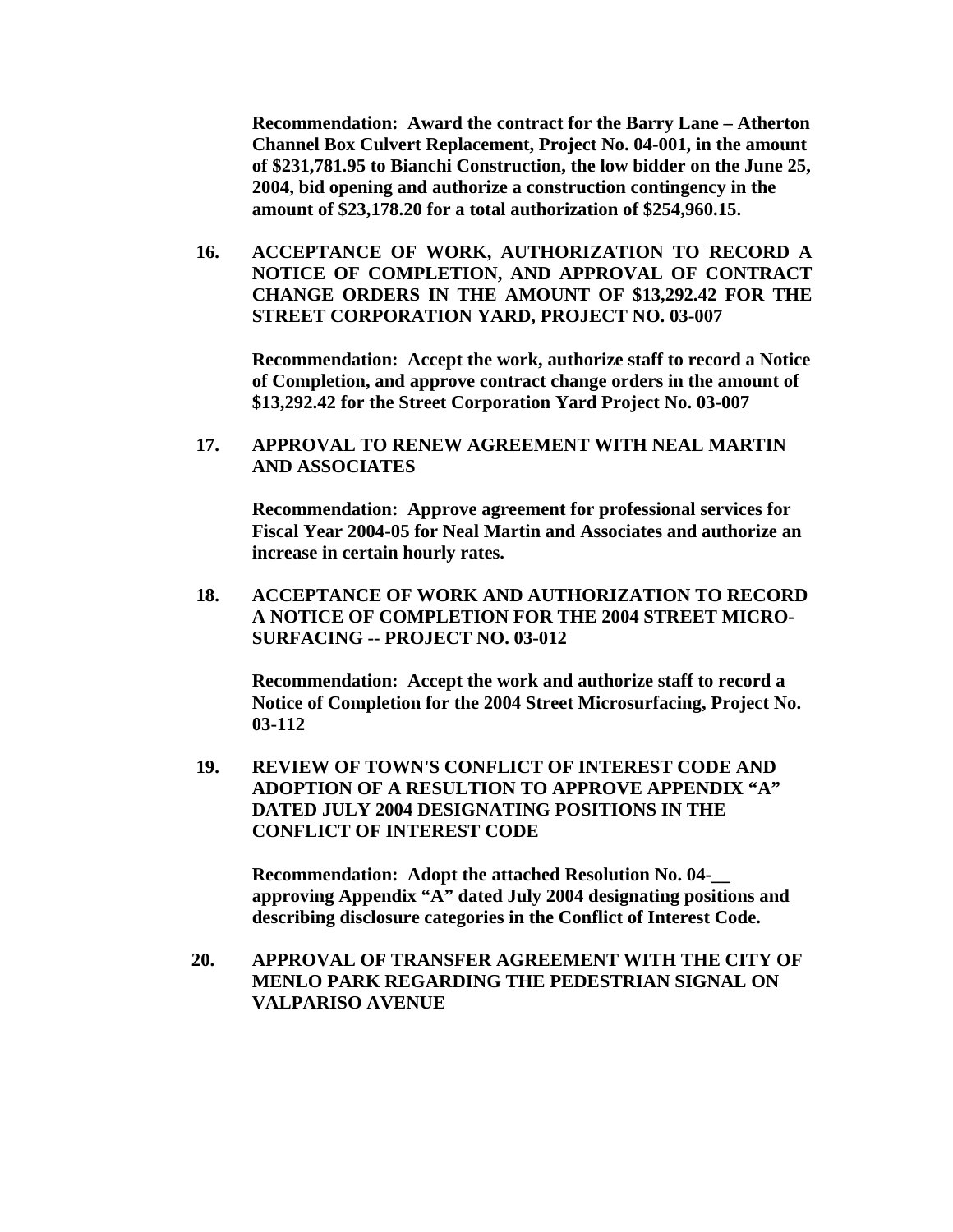**Recommendation: Award the contract for the Barry Lane – Atherton Channel Box Culvert Replacement, Project No. 04-001, in the amount of $231,781.95 to Bianchi Construction, the low bidder on the June 25, 2004, bid opening and authorize a construction contingency in the amount of $23,178.20 for a total authorization of $254,960.15.**

16. **ACCEPTANCE OF WORK, AUTHORIZATION TO RECORD A NOTICE OF COMPLETION, AND APPROVAL OF CONTRACT CHANGE ORDERS IN THE AMOUNT OF $13,292.42 FOR THE STREET CORPORATION YARD, PROJECT NO. 03-007**

    **Recommendation: Accept the work, authorize staff to record a Notice of Completion, and approve contract change orders in the amount of $13,292.42 for the Street Corporation Yard Project No. 03-007**

17. **APPROVAL TO RENEW AGREEMENT WITH NEAL MARTIN AND ASSOCIATES**

    **Recommendation: Approve agreement for professional services for Fiscal Year 2004-05 for Neal Martin and Associates and authorize an increase in certain hourly rates.**

18. **ACCEPTANCE OF WORK AND AUTHORIZATION TO RECORD A NOTICE OF COMPLETION FOR THE 2004 STREET MICRO-SURFACING -- PROJECT NO. 03-012**

    **Recommendation: Accept the work and authorize staff to record a Notice of Completion for the 2004 Street Microsurfacing, Project No. 03-112**

19. **REVIEW OF TOWN'S CONFLICT OF INTEREST CODE AND ADOPTION OF A RESULTION TO APPROVE APPENDIX "A" DATED JULY 2004 DESIGNATING POSITIONS IN THE CONFLICT OF INTEREST CODE**

    **Recommendation: Adopt the attached Resolution No. 04-__ approving Appendix "A" dated July 2004 designating positions and describing disclosure categories in the Conflict of Interest Code.**

20. **APPROVAL OF TRANSFER AGREEMENT WITH THE CITY OF MENLO PARK REGARDING THE PEDESTRIAN SIGNAL ON VALPARISO AVENUE**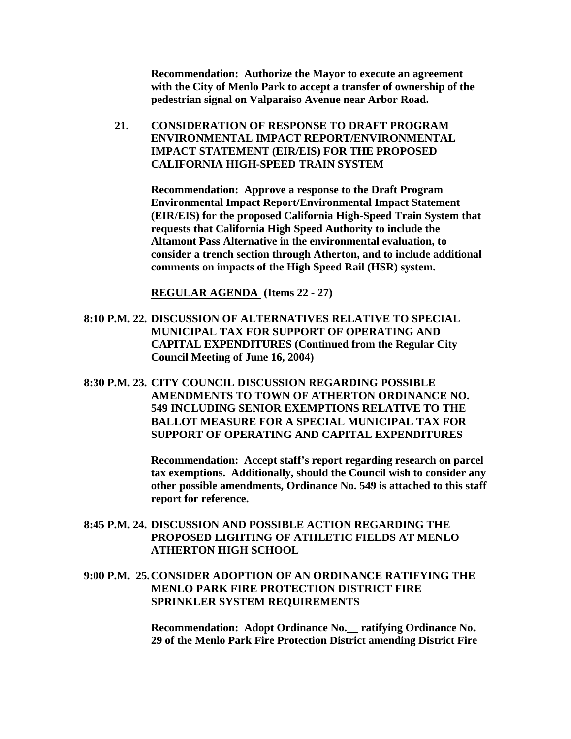**Recommendation: Authorize the Mayor to execute an agreement with the City of Menlo Park to accept a transfer of ownership of the pedestrian signal on Valparaiso Avenue near Arbor Road.**

**21. CONSIDERATION OF RESPONSE TO DRAFT PROGRAM ENVIRONMENTAL IMPACT REPORT/ENVIRONMENTAL IMPACT STATEMENT (EIR/EIS) FOR THE PROPOSED CALIFORNIA HIGH-SPEED TRAIN SYSTEM**

**Recommendation: Approve a response to the Draft Program Environmental Impact Report/Environmental Impact Statement (EIR/EIS) for the proposed California High-Speed Train System that requests that California High Speed Authority to include the Altamont Pass Alternative in the environmental evaluation, to consider a trench section through Atherton, and to include additional comments on impacts of the High Speed Rail (HSR) system.**

**REGULAR AGENDA (Items 22 - 27)**

**8:10 P.M. 22. DISCUSSION OF ALTERNATIVES RELATIVE TO SPECIAL MUNICIPAL TAX FOR SUPPORT OF OPERATING AND CAPITAL EXPENDITURES (Continued from the Regular City Council Meeting of June 16, 2004)**

**8:30 P.M. 23. CITY COUNCIL DISCUSSION REGARDING POSSIBLE AMENDMENTS TO TOWN OF ATHERTON ORDINANCE NO. 549 INCLUDING SENIOR EXEMPTIONS RELATIVE TO THE BALLOT MEASURE FOR A SPECIAL MUNICIPAL TAX FOR SUPPORT OF OPERATING AND CAPITAL EXPENDITURES**

**Recommendation: Accept staff's report regarding research on parcel tax exemptions. Additionally, should the Council wish to consider any other possible amendments, Ordinance No. 549 is attached to this staff report for reference.**

**8:45 P.M. 24. DISCUSSION AND POSSIBLE ACTION REGARDING THE PROPOSED LIGHTING OF ATHLETIC FIELDS AT MENLO ATHERTON HIGH SCHOOL**

**9:00 P.M. 25. CONSIDER ADOPTION OF AN ORDINANCE RATIFYING THE MENLO PARK FIRE PROTECTION DISTRICT FIRE SPRINKLER SYSTEM REQUIREMENTS**

**Recommendation: Adopt Ordinance No.__ ratifying Ordinance No. 29 of the Menlo Park Fire Protection District amending District Fire**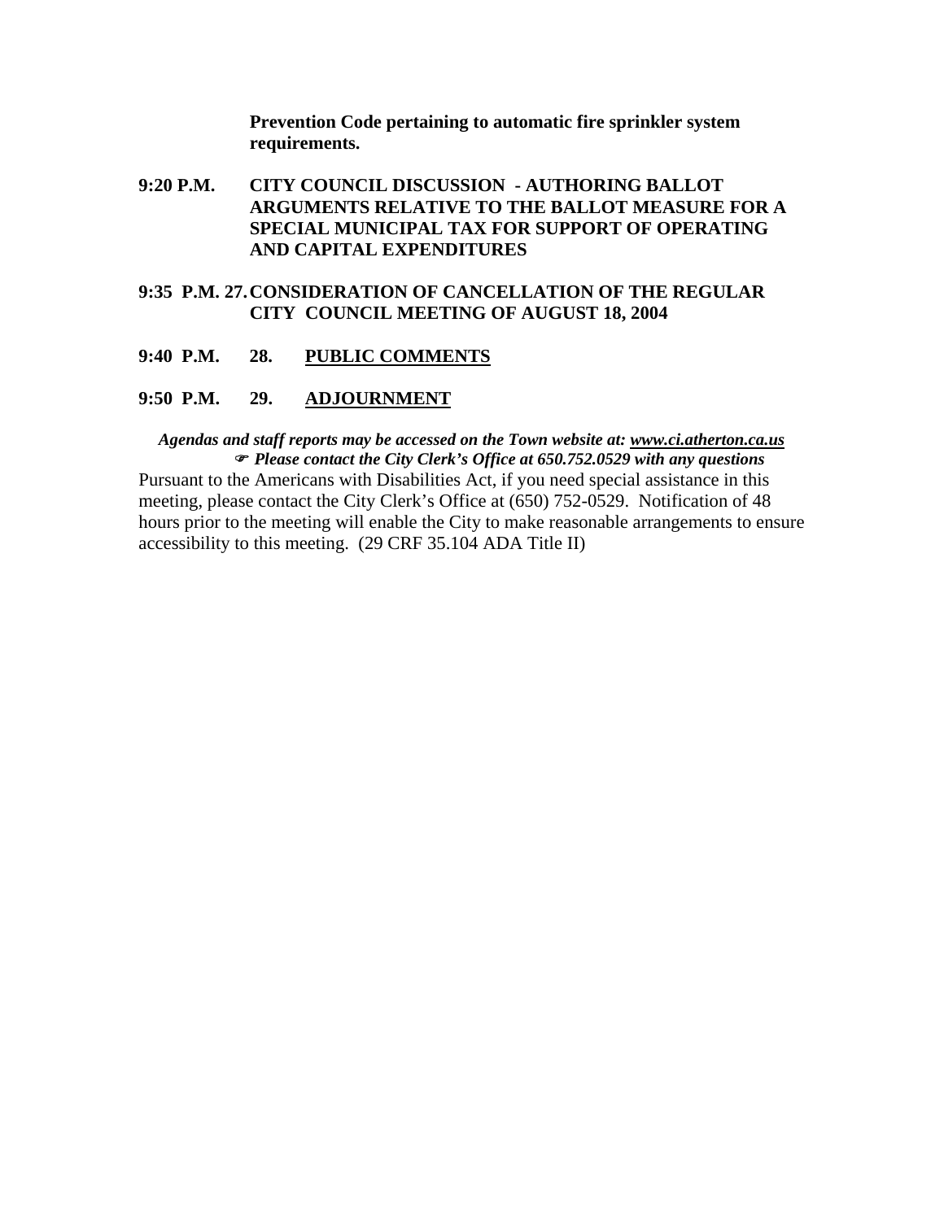**Prevention Code pertaining to automatic fire sprinkler system requirements.**

**9:20 P.M. CITY COUNCIL DISCUSSION - AUTHORING BALLOT ARGUMENTS RELATIVE TO THE BALLOT MEASURE FOR A SPECIAL MUNICIPAL TAX FOR SUPPORT OF OPERATING AND CAPITAL EXPENDITURES**

**9:35 P.M. 27. CONSIDERATION OF CANCELLATION OF THE REGULAR CITY COUNCIL MEETING OF AUGUST 18, 2004**

**9:40 P.M. 28. PUBLIC COMMENTS**

**9:50 P.M. 29. ADJOURNMENT**

***Agendas and staff reports may be accessed on the Town website at: www.ci.atherton.ca.us***
***☞ Please contact the City Clerk's Office at 650.752.0529 with any questions***

Pursuant to the Americans with Disabilities Act, if you need special assistance in this meeting, please contact the City Clerk's Office at (650) 752-0529. Notification of 48 hours prior to the meeting will enable the City to make reasonable arrangements to ensure accessibility to this meeting. (29 CRF 35.104 ADA Title II)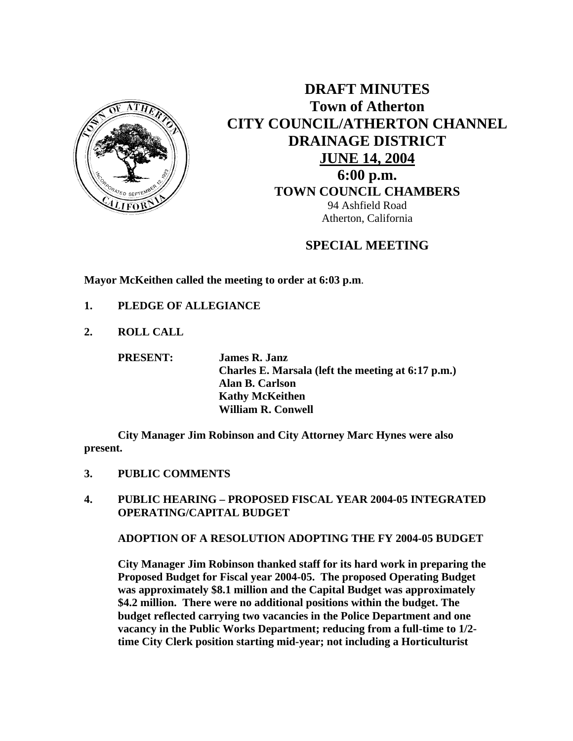# DRAFT MINUTES
## Town of Atherton
## CITY COUNCIL/ATHERTON CHANNEL DRAINAGE DISTRICT
## JUNE 14, 2004
## 6:00 p.m.
### TOWN COUNCIL CHAMBERS

94 Ashfield Road
Atherton, California

### SPECIAL MEETING

**Mayor McKeithen called the meeting to order at 6:03 p.m.**

**1. PLEDGE OF ALLEGIANCE**

**2. ROLL CALL**

**PRESENT:** **James R. Janz**
**Charles E. Marsala (left the meeting at 6:17 p.m.)**
**Alan B. Carlson**
**Kathy McKeithen**
**William R. Conwell**

**City Manager Jim Robinson and City Attorney Marc Hynes were also present.**

**3. PUBLIC COMMENTS**

**4. PUBLIC HEARING – PROPOSED FISCAL YEAR 2004-05 INTEGRATED OPERATING/CAPITAL BUDGET**

**ADOPTION OF A RESOLUTION ADOPTING THE FY 2004-05 BUDGET**

**City Manager Jim Robinson thanked staff for its hard work in preparing the Proposed Budget for Fiscal year 2004-05. The proposed Operating Budget was approximately $8.1 million and the Capital Budget was approximately $4.2 million. There were no additional positions within the budget. The budget reflected carrying two vacancies in the Police Department and one vacancy in the Public Works Department; reducing from a full-time to 1/2-time City Clerk position starting mid-year; not including a Horticulturist**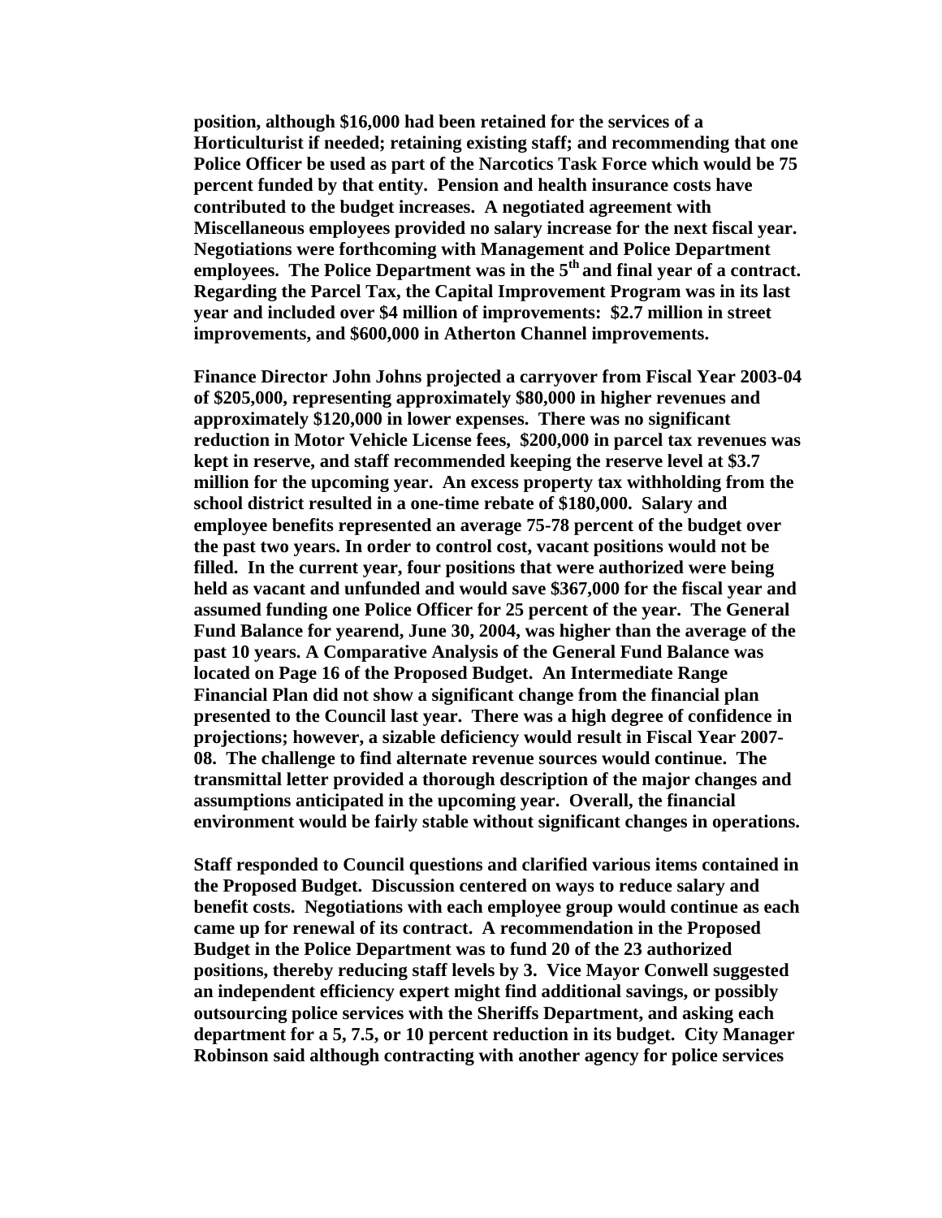**position, although $16,000 had been retained for the services of a Horticulturist if needed; retaining existing staff; and recommending that one Police Officer be used as part of the Narcotics Task Force which would be 75 percent funded by that entity. Pension and health insurance costs have contributed to the budget increases. A negotiated agreement with Miscellaneous employees provided no salary increase for the next fiscal year. Negotiations were forthcoming with Management and Police Department employees. The Police Department was in the 5th and final year of a contract. Regarding the Parcel Tax, the Capital Improvement Program was in its last year and included over $4 million of improvements: $2.7 million in street improvements, and $600,000 in Atherton Channel improvements.**

**Finance Director John Johns projected a carryover from Fiscal Year 2003-04 of $205,000, representing approximately $80,000 in higher revenues and approximately $120,000 in lower expenses. There was no significant reduction in Motor Vehicle License fees, $200,000 in parcel tax revenues was kept in reserve, and staff recommended keeping the reserve level at $3.7 million for the upcoming year. An excess property tax withholding from the school district resulted in a one-time rebate of $180,000. Salary and employee benefits represented an average 75-78 percent of the budget over the past two years. In order to control cost, vacant positions would not be filled. In the current year, four positions that were authorized were being held as vacant and unfunded and would save $367,000 for the fiscal year and assumed funding one Police Officer for 25 percent of the year. The General Fund Balance for yearend, June 30, 2004, was higher than the average of the past 10 years. A Comparative Analysis of the General Fund Balance was located on Page 16 of the Proposed Budget. An Intermediate Range Financial Plan did not show a significant change from the financial plan presented to the Council last year. There was a high degree of confidence in projections; however, a sizable deficiency would result in Fiscal Year 2007-08. The challenge to find alternate revenue sources would continue. The transmittal letter provided a thorough description of the major changes and assumptions anticipated in the upcoming year. Overall, the financial environment would be fairly stable without significant changes in operations.**

**Staff responded to Council questions and clarified various items contained in the Proposed Budget. Discussion centered on ways to reduce salary and benefit costs. Negotiations with each employee group would continue as each came up for renewal of its contract. A recommendation in the Proposed Budget in the Police Department was to fund 20 of the 23 authorized positions, thereby reducing staff levels by 3. Vice Mayor Conwell suggested an independent efficiency expert might find additional savings, or possibly outsourcing police services with the Sheriffs Department, and asking each department for a 5, 7.5, or 10 percent reduction in its budget. City Manager Robinson said although contracting with another agency for police services**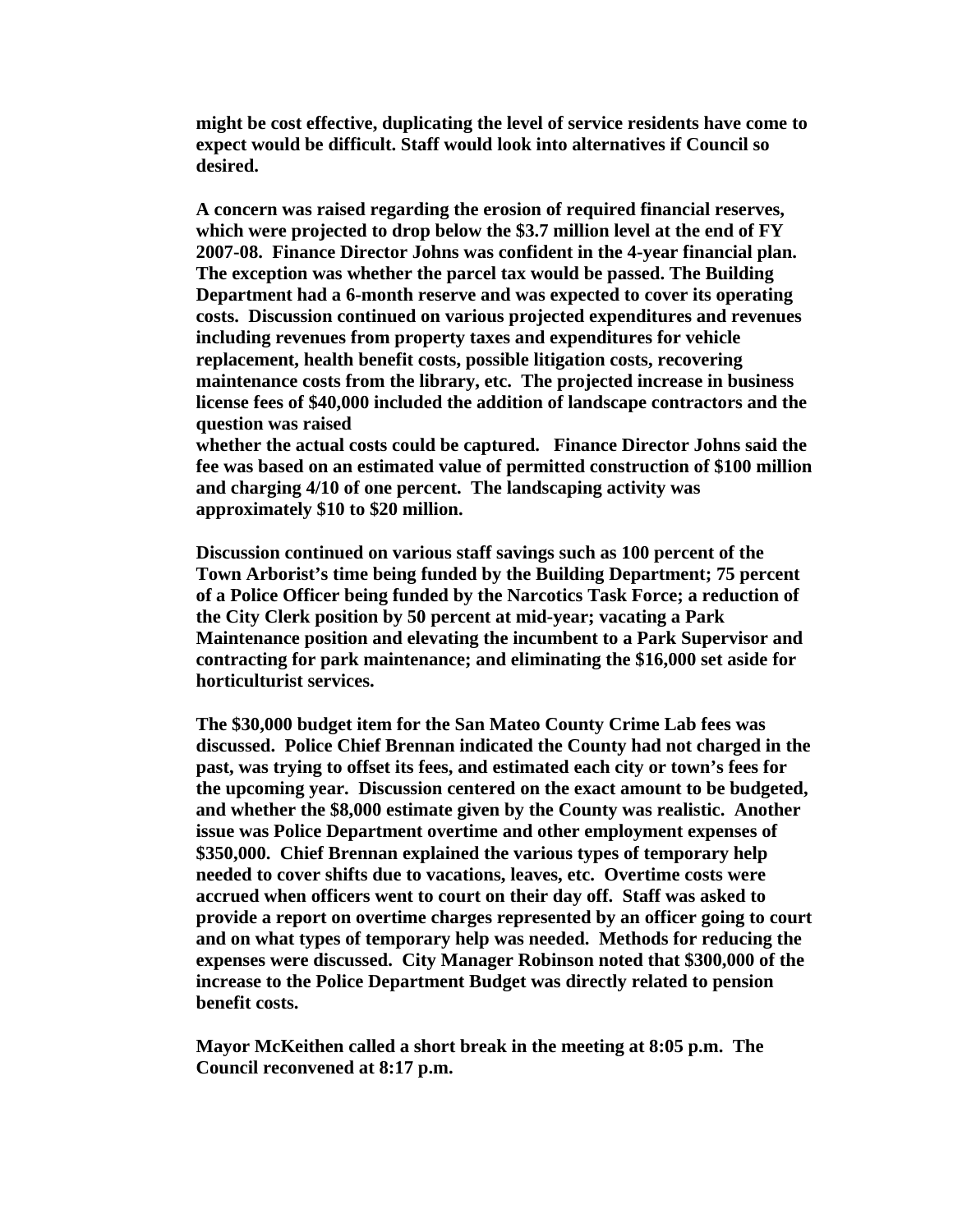**might be cost effective, duplicating the level of service residents have come to expect would be difficult. Staff would look into alternatives if Council so desired.**

**A concern was raised regarding the erosion of required financial reserves, which were projected to drop below the $3.7 million level at the end of FY 2007-08. Finance Director Johns was confident in the 4-year financial plan. The exception was whether the parcel tax would be passed. The Building Department had a 6-month reserve and was expected to cover its operating costs. Discussion continued on various projected expenditures and revenues including revenues from property taxes and expenditures for vehicle replacement, health benefit costs, possible litigation costs, recovering maintenance costs from the library, etc. The projected increase in business license fees of $40,000 included the addition of landscape contractors and the question was raised whether the actual costs could be captured. Finance Director Johns said the fee was based on an estimated value of permitted construction of $100 million and charging 4/10 of one percent. The landscaping activity was approximately $10 to $20 million.**

**Discussion continued on various staff savings such as 100 percent of the Town Arborist's time being funded by the Building Department; 75 percent of a Police Officer being funded by the Narcotics Task Force; a reduction of the City Clerk position by 50 percent at mid-year; vacating a Park Maintenance position and elevating the incumbent to a Park Supervisor and contracting for park maintenance; and eliminating the $16,000 set aside for horticulturist services.**

**The $30,000 budget item for the San Mateo County Crime Lab fees was discussed. Police Chief Brennan indicated the County had not charged in the past, was trying to offset its fees, and estimated each city or town's fees for the upcoming year. Discussion centered on the exact amount to be budgeted, and whether the $8,000 estimate given by the County was realistic. Another issue was Police Department overtime and other employment expenses of $350,000. Chief Brennan explained the various types of temporary help needed to cover shifts due to vacations, leaves, etc. Overtime costs were accrued when officers went to court on their day off. Staff was asked to provide a report on overtime charges represented by an officer going to court and on what types of temporary help was needed. Methods for reducing the expenses were discussed. City Manager Robinson noted that $300,000 of the increase to the Police Department Budget was directly related to pension benefit costs.**

**Mayor McKeithen called a short break in the meeting at 8:05 p.m. The Council reconvened at 8:17 p.m.**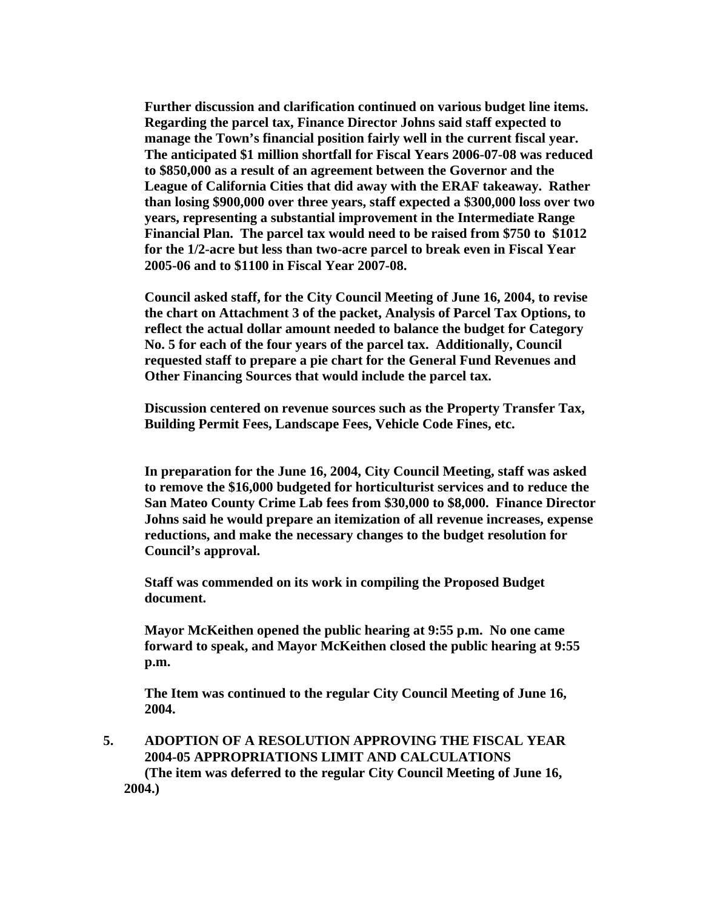**Further discussion and clarification continued on various budget line items. Regarding the parcel tax, Finance Director Johns said staff expected to manage the Town's financial position fairly well in the current fiscal year. The anticipated $1 million shortfall for Fiscal Years 2006-07-08 was reduced to $850,000 as a result of an agreement between the Governor and the League of California Cities that did away with the ERAF takeaway. Rather than losing $900,000 over three years, staff expected a $300,000 loss over two years, representing a substantial improvement in the Intermediate Range Financial Plan. The parcel tax would need to be raised from $750 to $1012 for the 1/2-acre but less than two-acre parcel to break even in Fiscal Year 2005-06 and to $1100 in Fiscal Year 2007-08.**

**Council asked staff, for the City Council Meeting of June 16, 2004, to revise the chart on Attachment 3 of the packet, Analysis of Parcel Tax Options, to reflect the actual dollar amount needed to balance the budget for Category No. 5 for each of the four years of the parcel tax. Additionally, Council requested staff to prepare a pie chart for the General Fund Revenues and Other Financing Sources that would include the parcel tax.**

**Discussion centered on revenue sources such as the Property Transfer Tax, Building Permit Fees, Landscape Fees, Vehicle Code Fines, etc.**

**In preparation for the June 16, 2004, City Council Meeting, staff was asked to remove the $16,000 budgeted for horticulturist services and to reduce the San Mateo County Crime Lab fees from $30,000 to $8,000. Finance Director Johns said he would prepare an itemization of all revenue increases, expense reductions, and make the necessary changes to the budget resolution for Council's approval.**

**Staff was commended on its work in compiling the Proposed Budget document.**

**Mayor McKeithen opened the public hearing at 9:55 p.m. No one came forward to speak, and Mayor McKeithen closed the public hearing at 9:55 p.m.**

**The Item was continued to the regular City Council Meeting of June 16, 2004.**

**5. ADOPTION OF A RESOLUTION APPROVING THE FISCAL YEAR 2004-05 APPROPRIATIONS LIMIT AND CALCULATIONS**
**(The item was deferred to the regular City Council Meeting of June 16, 2004.)**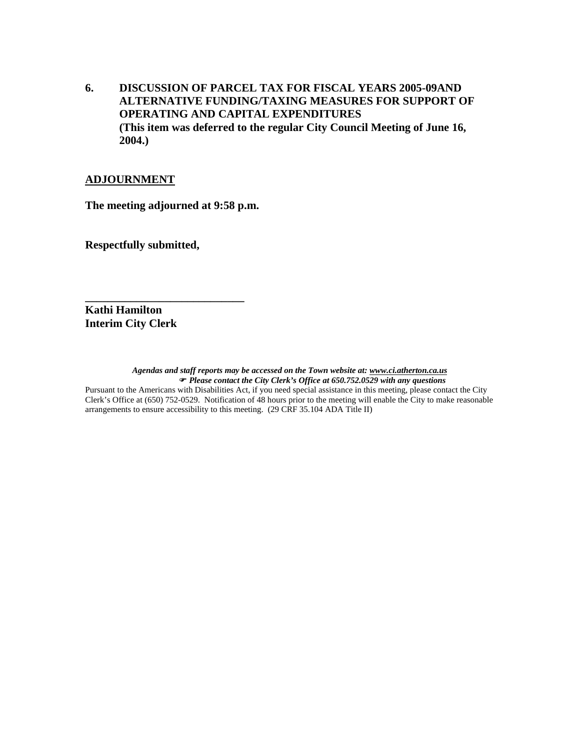**6. DISCUSSION OF PARCEL TAX FOR FISCAL YEARS 2005-09AND ALTERNATIVE FUNDING/TAXING MEASURES FOR SUPPORT OF OPERATING AND CAPITAL EXPENDITURES (This item was deferred to the regular City Council Meeting of June 16, 2004.)**

## ADJOURNMENT

**The meeting adjourned at 9:58 p.m.**

**Respectfully submitted,**

**\_\_\_\_\_\_\_\_\_\_\_\_\_\_\_\_\_\_\_\_\_\_\_\_\_\_\_\_**
**Kathi Hamilton**
**Interim City Clerk**

***Agendas and staff reports may be accessed on the Town website at: www.ci.atherton.ca.us***
***☞ Please contact the City Clerk's Office at 650.752.0529 with any questions***

Pursuant to the Americans with Disabilities Act, if you need special assistance in this meeting, please contact the City Clerk's Office at (650) 752-0529. Notification of 48 hours prior to the meeting will enable the City to make reasonable arrangements to ensure accessibility to this meeting. (29 CRF 35.104 ADA Title II)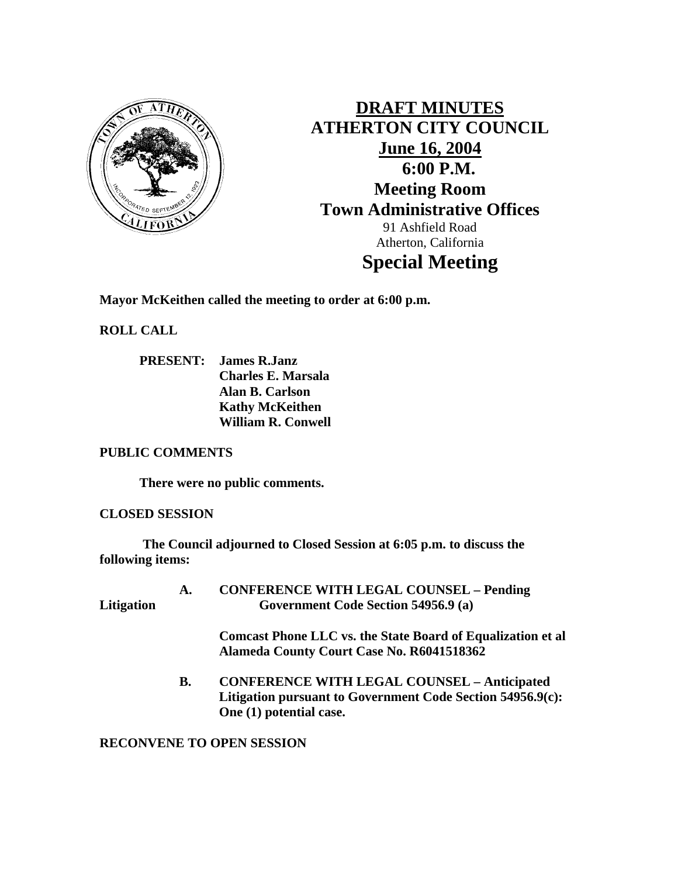# DRAFT MINUTES
# ATHERTON CITY COUNCIL
## June 16, 2004
## 6:00 P.M.
## Meeting Room
## Town Administrative Offices
91 Ashfield Road
Atherton, California
# Special Meeting

**Mayor McKeithen called the meeting to order at 6:00 p.m.**

**ROLL CALL**

**PRESENT: James R.Janz**
**Charles E. Marsala**
**Alan B. Carlson**
**Kathy McKeithen**
**William R. Conwell**

**PUBLIC COMMENTS**

**There were no public comments.**

**CLOSED SESSION**

**The Council adjourned to Closed Session at 6:05 p.m. to discuss the following items:**

**A. CONFERENCE WITH LEGAL COUNSEL – Pending Litigation Government Code Section 54956.9 (a)**

**Comcast Phone LLC vs. the State Board of Equalization et al**
**Alameda County Court Case No. R6041518362**

**B. CONFERENCE WITH LEGAL COUNSEL – Anticipated Litigation pursuant to Government Code Section 54956.9(c): One (1) potential case.**

**RECONVENE TO OPEN SESSION**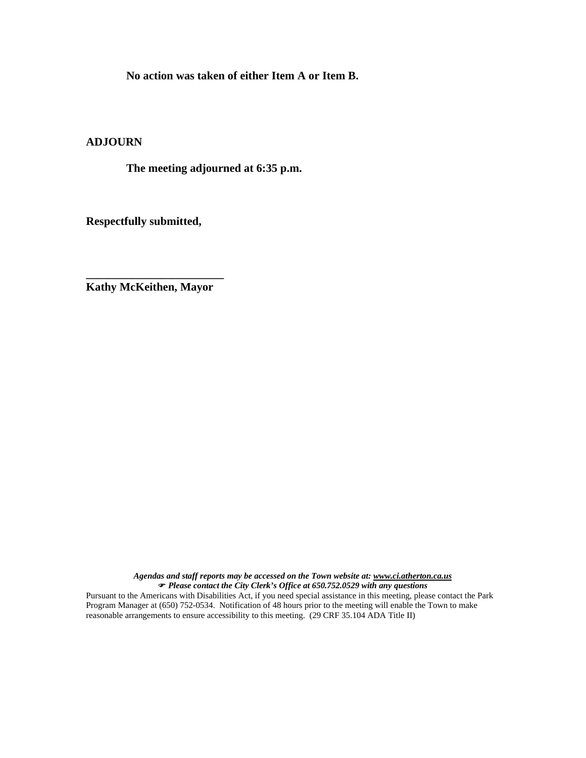**No action was taken of either Item A or Item B.**

**ADJOURN**

**The meeting adjourned at 6:35 p.m.**

**Respectfully submitted,**

**\_\_\_\_\_\_\_\_\_\_\_\_\_\_\_\_\_\_\_\_\_\_\_\_\_**
**Kathy McKeithen, Mayor**

***Agendas and staff reports may be accessed on the Town website at: [www.ci.atherton.ca.us](www.ci.atherton.ca.us)***
***☛ Please contact the City Clerk's Office at 650.752.0529 with any questions***

Pursuant to the Americans with Disabilities Act, if you need special assistance in this meeting, please contact the Park Program Manager at (650) 752-0534. Notification of 48 hours prior to the meeting will enable the Town to make reasonable arrangements to ensure accessibility to this meeting. (29 CRF 35.104 ADA Title II)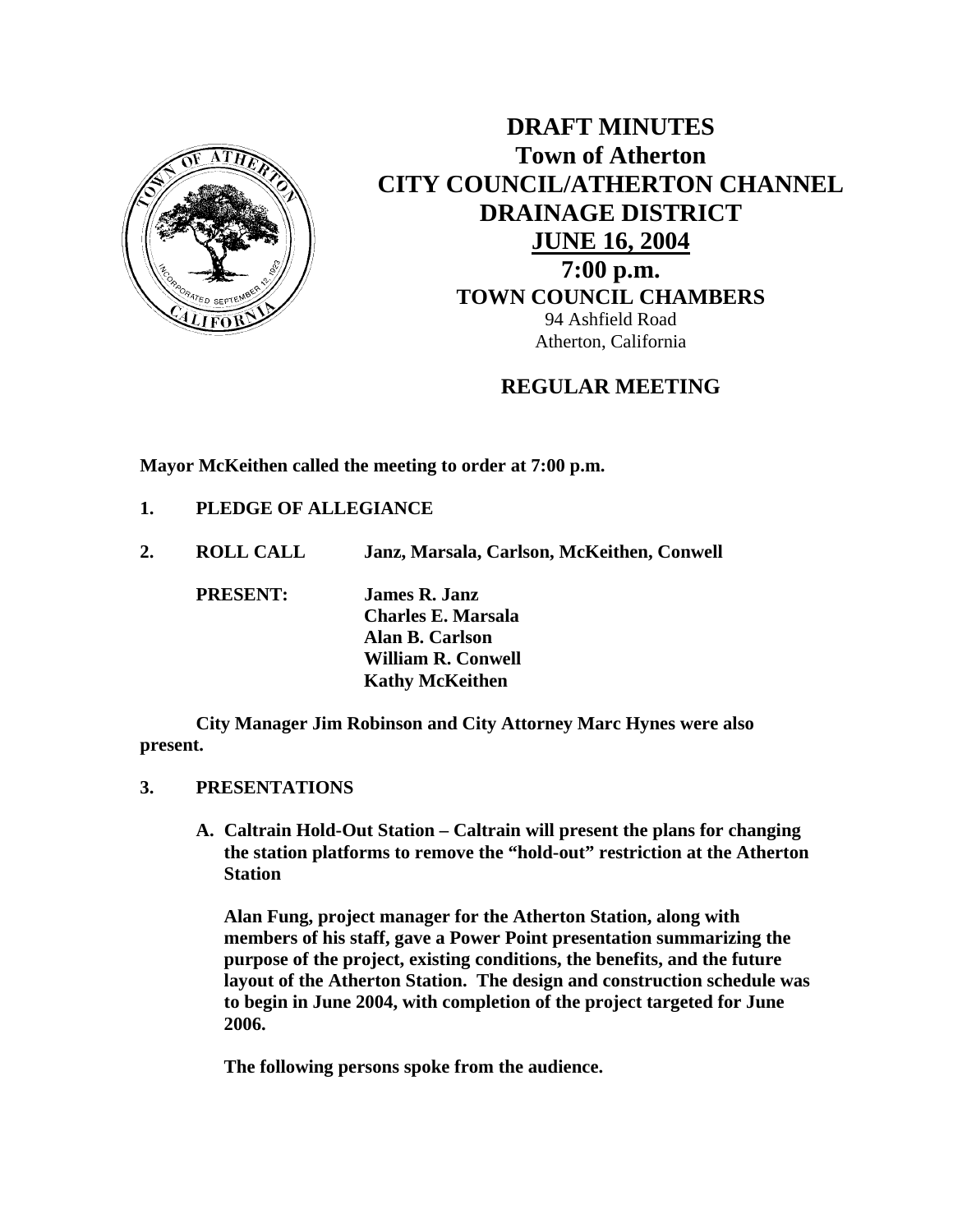# DRAFT MINUTES

## Town of Atherton

## CITY COUNCIL/ATHERTON CHANNEL DRAINAGE DISTRICT

## JUNE 16, 2004

## 7:00 p.m.

### TOWN COUNCIL CHAMBERS

94 Ashfield Road
Atherton, California

### REGULAR MEETING

**Mayor McKeithen called the meeting to order at 7:00 p.m.**

**1. PLEDGE OF ALLEGIANCE**

**2. ROLL CALL Janz, Marsala, Carlson, McKeithen, Conwell**

**PRESENT:** **James R. Janz**
**Charles E. Marsala**
**Alan B. Carlson**
**William R. Conwell**
**Kathy McKeithen**

**City Manager Jim Robinson and City Attorney Marc Hynes were also present.**

**3. PRESENTATIONS**

**A. Caltrain Hold-Out Station – Caltrain will present the plans for changing the station platforms to remove the "hold-out" restriction at the Atherton Station**

**Alan Fung, project manager for the Atherton Station, along with members of his staff, gave a Power Point presentation summarizing the purpose of the project, existing conditions, the benefits, and the future layout of the Atherton Station. The design and construction schedule was to begin in June 2004, with completion of the project targeted for June 2006.**

**The following persons spoke from the audience.**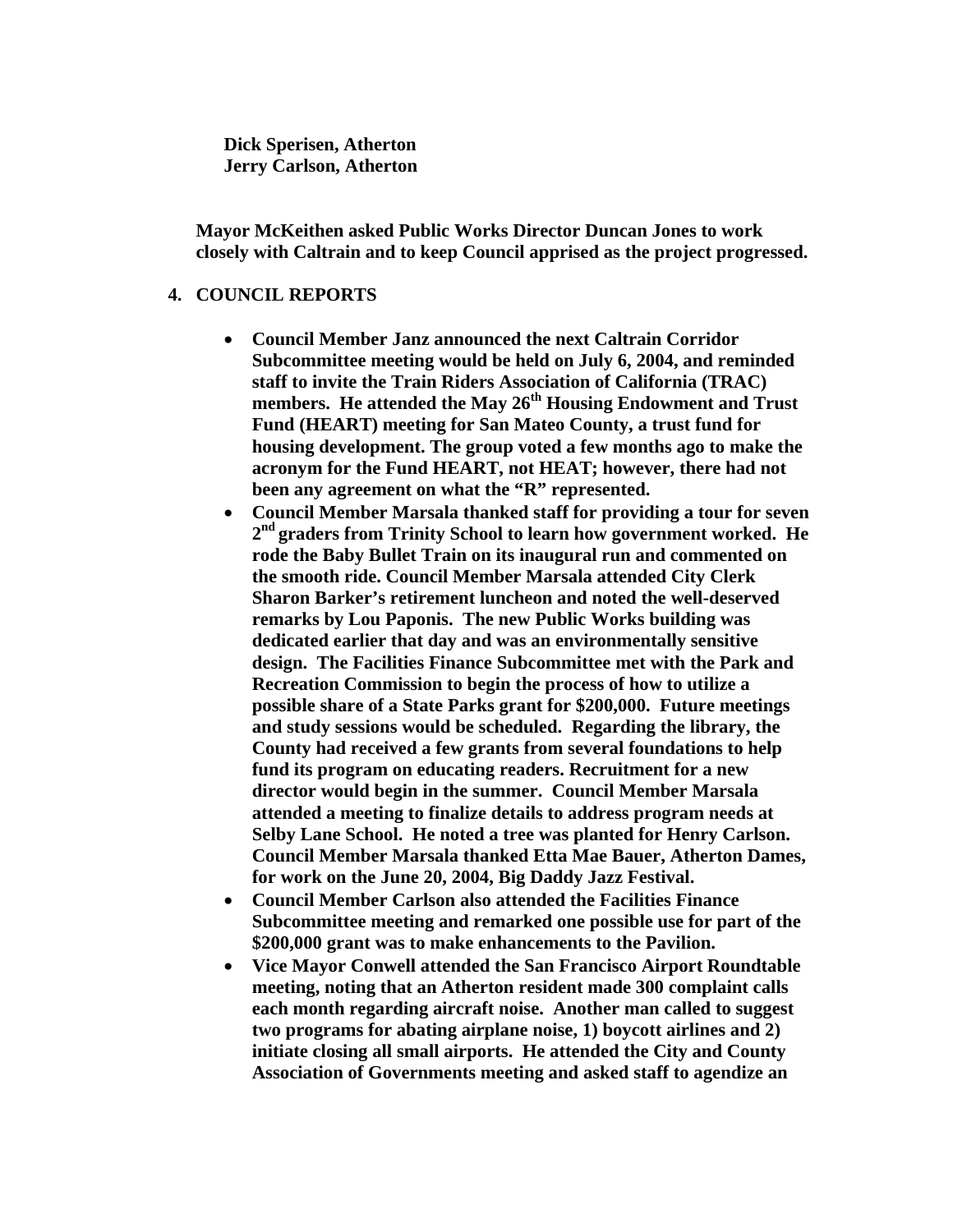**Dick Sperisen, Atherton**
**Jerry Carlson, Atherton**

**Mayor McKeithen asked Public Works Director Duncan Jones to work closely with Caltrain and to keep Council apprised as the project progressed.**

**4. COUNCIL REPORTS**

- **Council Member Janz announced the next Caltrain Corridor Subcommittee meeting would be held on July 6, 2004, and reminded staff to invite the Train Riders Association of California (TRAC) members. He attended the May 26th Housing Endowment and Trust Fund (HEART) meeting for San Mateo County, a trust fund for housing development. The group voted a few months ago to make the acronym for the Fund HEART, not HEAT; however, there had not been any agreement on what the "R" represented.**
- **Council Member Marsala thanked staff for providing a tour for seven 2nd graders from Trinity School to learn how government worked. He rode the Baby Bullet Train on its inaugural run and commented on the smooth ride. Council Member Marsala attended City Clerk Sharon Barker's retirement luncheon and noted the well-deserved remarks by Lou Paponis. The new Public Works building was dedicated earlier that day and was an environmentally sensitive design. The Facilities Finance Subcommittee met with the Park and Recreation Commission to begin the process of how to utilize a possible share of a State Parks grant for $200,000. Future meetings and study sessions would be scheduled. Regarding the library, the County had received a few grants from several foundations to help fund its program on educating readers. Recruitment for a new director would begin in the summer. Council Member Marsala attended a meeting to finalize details to address program needs at Selby Lane School. He noted a tree was planted for Henry Carlson. Council Member Marsala thanked Etta Mae Bauer, Atherton Dames, for work on the June 20, 2004, Big Daddy Jazz Festival.**
- **Council Member Carlson also attended the Facilities Finance Subcommittee meeting and remarked one possible use for part of the $200,000 grant was to make enhancements to the Pavilion.**
- **Vice Mayor Conwell attended the San Francisco Airport Roundtable meeting, noting that an Atherton resident made 300 complaint calls each month regarding aircraft noise. Another man called to suggest two programs for abating airplane noise, 1) boycott airlines and 2) initiate closing all small airports. He attended the City and County Association of Governments meeting and asked staff to agendize an**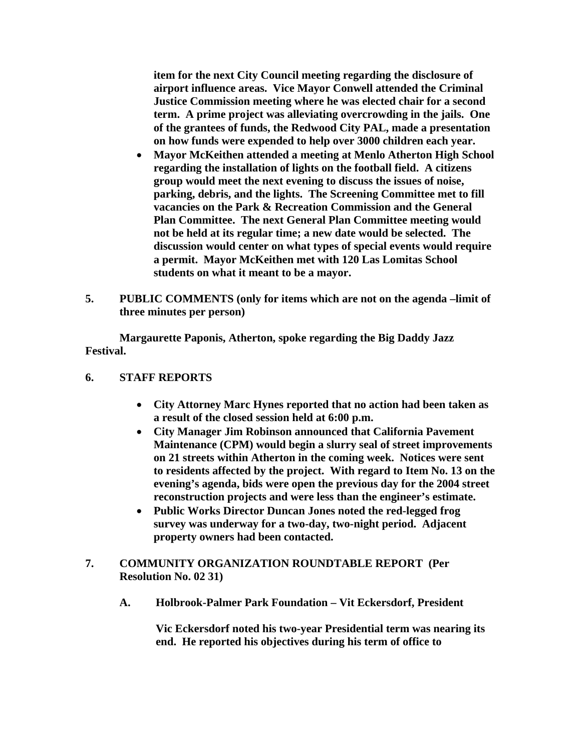**item for the next City Council meeting regarding the disclosure of airport influence areas. Vice Mayor Conwell attended the Criminal Justice Commission meeting where he was elected chair for a second term. A prime project was alleviating overcrowding in the jails. One of the grantees of funds, the Redwood City PAL, made a presentation on how funds were expended to help over 3000 children each year.**

- **Mayor McKeithen attended a meeting at Menlo Atherton High School regarding the installation of lights on the football field. A citizens group would meet the next evening to discuss the issues of noise, parking, debris, and the lights. The Screening Committee met to fill vacancies on the Park & Recreation Commission and the General Plan Committee. The next General Plan Committee meeting would not be held at its regular time; a new date would be selected. The discussion would center on what types of special events would require a permit. Mayor McKeithen met with 120 Las Lomitas School students on what it meant to be a mayor.**

**5. PUBLIC COMMENTS (only for items which are not on the agenda –limit of three minutes per person)**

**Margaurette Paponis, Atherton, spoke regarding the Big Daddy Jazz Festival.**

**6. STAFF REPORTS**

- **City Attorney Marc Hynes reported that no action had been taken as a result of the closed session held at 6:00 p.m.**
- **City Manager Jim Robinson announced that California Pavement Maintenance (CPM) would begin a slurry seal of street improvements on 21 streets within Atherton in the coming week. Notices were sent to residents affected by the project. With regard to Item No. 13 on the evening's agenda, bids were open the previous day for the 2004 street reconstruction projects and were less than the engineer's estimate.**
- **Public Works Director Duncan Jones noted the red-legged frog survey was underway for a two-day, two-night period. Adjacent property owners had been contacted.**

**7. COMMUNITY ORGANIZATION ROUNDTABLE REPORT (Per Resolution No. 02 31)**

**A. Holbrook-Palmer Park Foundation – Vit Eckersdorf, President**

**Vic Eckersdorf noted his two-year Presidential term was nearing its end. He reported his objectives during his term of office to**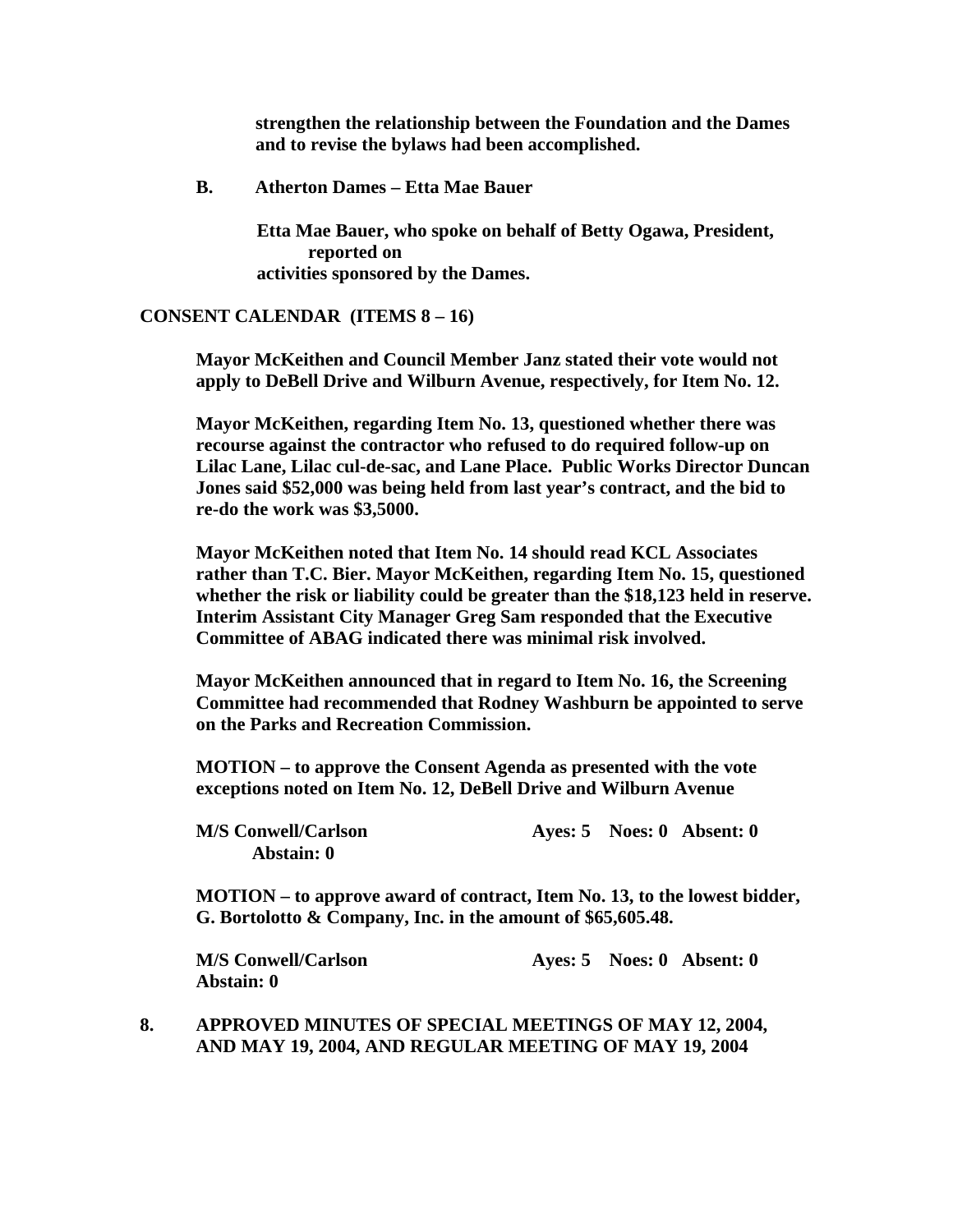**strengthen the relationship between the Foundation and the Dames and to revise the bylaws had been accomplished.**

**B. Atherton Dames – Etta Mae Bauer**

**Etta Mae Bauer, who spoke on behalf of Betty Ogawa, President, reported on activities sponsored by the Dames.**

**CONSENT CALENDAR (ITEMS 8 – 16)**

**Mayor McKeithen and Council Member Janz stated their vote would not apply to DeBell Drive and Wilburn Avenue, respectively, for Item No. 12.**

**Mayor McKeithen, regarding Item No. 13, questioned whether there was recourse against the contractor who refused to do required follow-up on Lilac Lane, Lilac cul-de-sac, and Lane Place. Public Works Director Duncan Jones said $52,000 was being held from last year's contract, and the bid to re-do the work was $3,5000.**

**Mayor McKeithen noted that Item No. 14 should read KCL Associates rather than T.C. Bier. Mayor McKeithen, regarding Item No. 15, questioned whether the risk or liability could be greater than the $18,123 held in reserve. Interim Assistant City Manager Greg Sam responded that the Executive Committee of ABAG indicated there was minimal risk involved.**

**Mayor McKeithen announced that in regard to Item No. 16, the Screening Committee had recommended that Rodney Washburn be appointed to serve on the Parks and Recreation Commission.**

**MOTION – to approve the Consent Agenda as presented with the vote exceptions noted on Item No. 12, DeBell Drive and Wilburn Avenue**

**M/S Conwell/Carlson Ayes: 5 Noes: 0 Absent: 0 Abstain: 0**

**MOTION – to approve award of contract, Item No. 13, to the lowest bidder, G. Bortolotto & Company, Inc. in the amount of $65,605.48.**

**M/S Conwell/Carlson Ayes: 5 Noes: 0 Absent: 0 Abstain: 0**

**8. APPROVED MINUTES OF SPECIAL MEETINGS OF MAY 12, 2004, AND MAY 19, 2004, AND REGULAR MEETING OF MAY 19, 2004**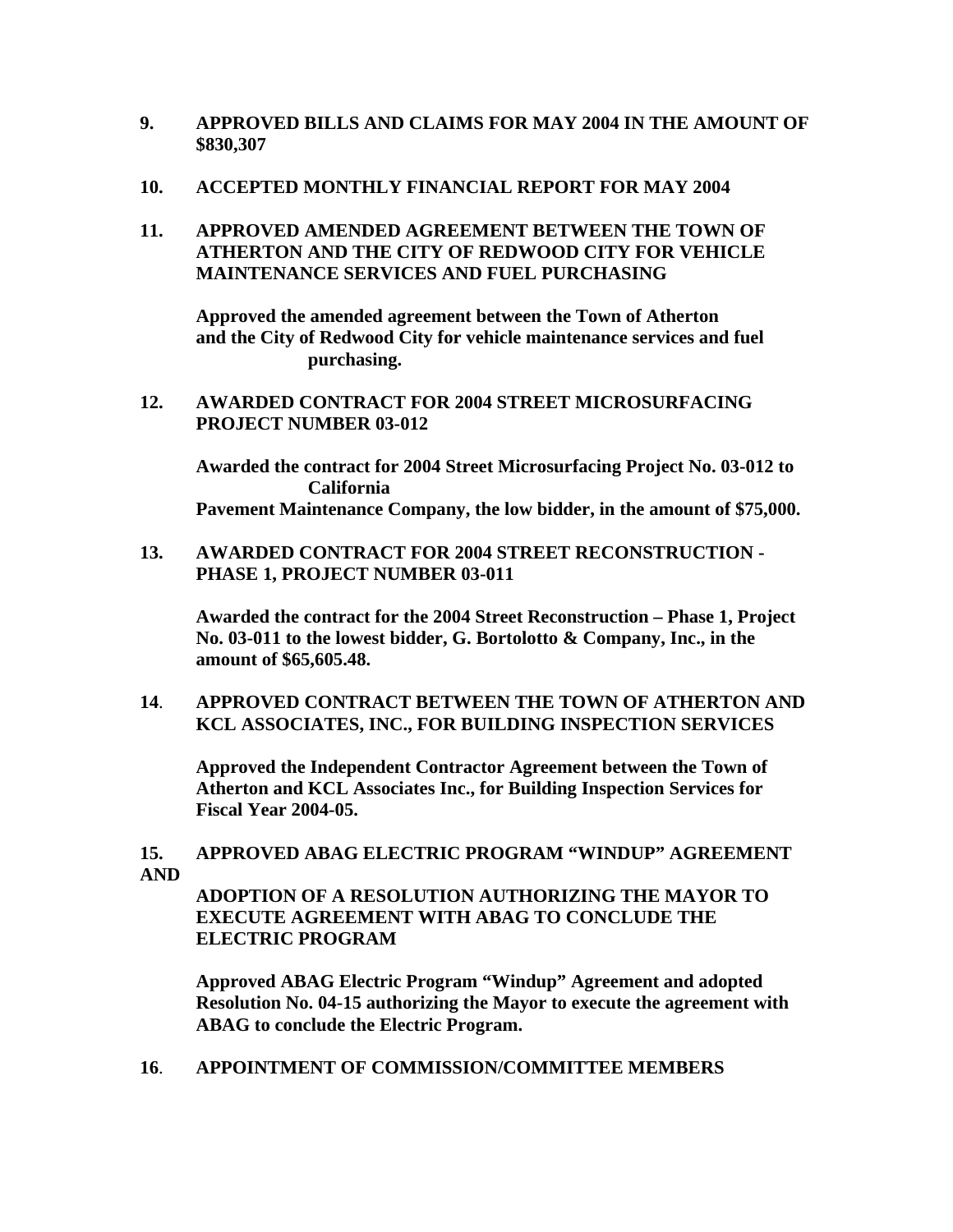**9. APPROVED BILLS AND CLAIMS FOR MAY 2004 IN THE AMOUNT OF $830,307**

**10. ACCEPTED MONTHLY FINANCIAL REPORT FOR MAY 2004**

**11. APPROVED AMENDED AGREEMENT BETWEEN THE TOWN OF ATHERTON AND THE CITY OF REDWOOD CITY FOR VEHICLE MAINTENANCE SERVICES AND FUEL PURCHASING**

**Approved the amended agreement between the Town of Atherton and the City of Redwood City for vehicle maintenance services and fuel purchasing.**

**12. AWARDED CONTRACT FOR 2004 STREET MICROSURFACING PROJECT NUMBER 03-012**

**Awarded the contract for 2004 Street Microsurfacing Project No. 03-012 to California Pavement Maintenance Company, the low bidder, in the amount of $75,000.**

**13. AWARDED CONTRACT FOR 2004 STREET RECONSTRUCTION - PHASE 1, PROJECT NUMBER 03-011**

**Awarded the contract for the 2004 Street Reconstruction – Phase 1, Project No. 03-011 to the lowest bidder, G. Bortolotto & Company, Inc., in the amount of $65,605.48.**

**14. APPROVED CONTRACT BETWEEN THE TOWN OF ATHERTON AND KCL ASSOCIATES, INC., FOR BUILDING INSPECTION SERVICES**

**Approved the Independent Contractor Agreement between the Town of Atherton and KCL Associates Inc., for Building Inspection Services for Fiscal Year 2004-05.**

**15. APPROVED ABAG ELECTRIC PROGRAM "WINDUP" AGREEMENT AND ADOPTION OF A RESOLUTION AUTHORIZING THE MAYOR TO EXECUTE AGREEMENT WITH ABAG TO CONCLUDE THE ELECTRIC PROGRAM**

**Approved ABAG Electric Program "Windup" Agreement and adopted Resolution No. 04-15 authorizing the Mayor to execute the agreement with ABAG to conclude the Electric Program.**

**16. APPOINTMENT OF COMMISSION/COMMITTEE MEMBERS**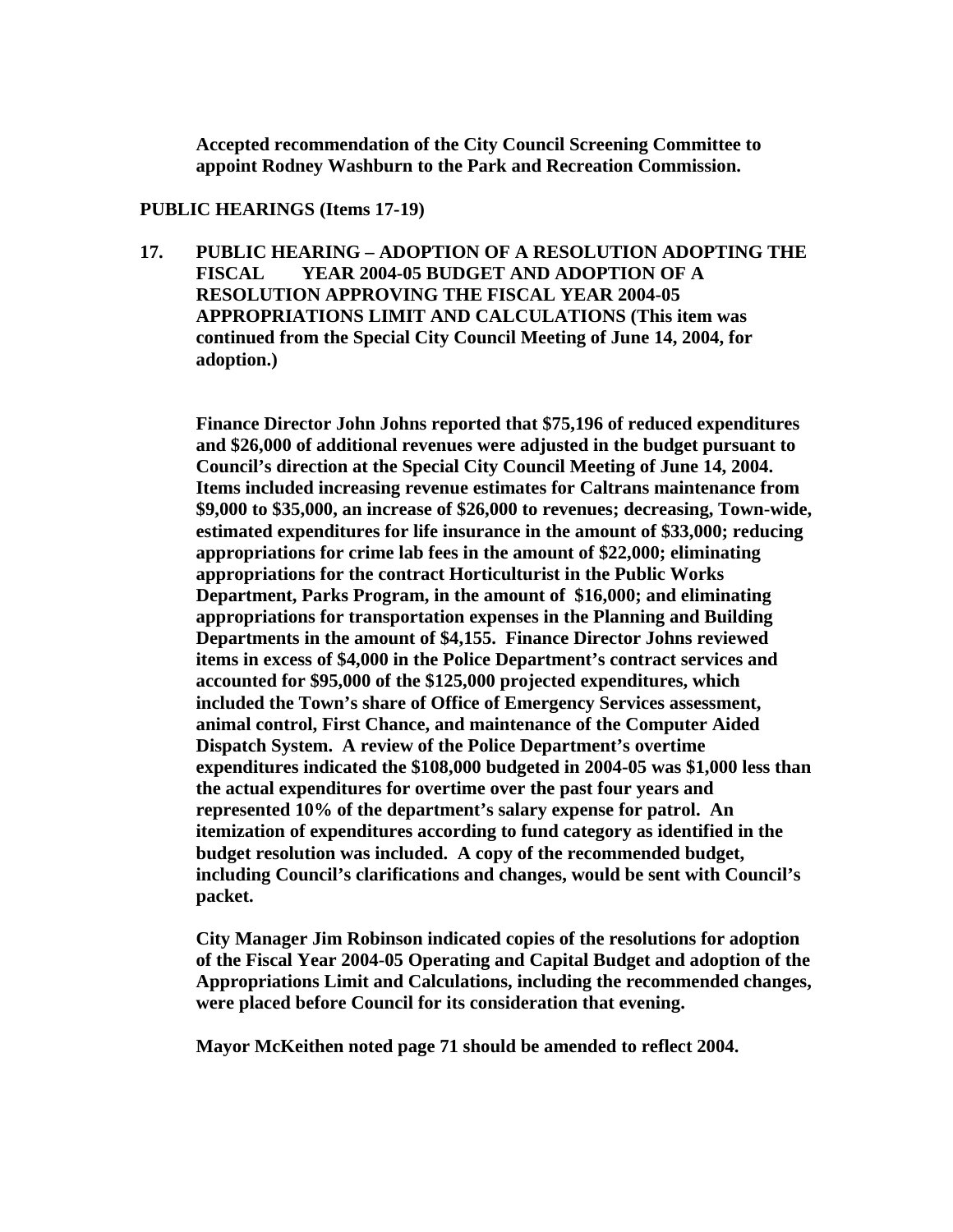**Accepted recommendation of the City Council Screening Committee to appoint Rodney Washburn to the Park and Recreation Commission.**

**PUBLIC HEARINGS (Items 17-19)**

**17. PUBLIC HEARING – ADOPTION OF A RESOLUTION ADOPTING THE FISCAL YEAR 2004-05 BUDGET AND ADOPTION OF A RESOLUTION APPROVING THE FISCAL YEAR 2004-05 APPROPRIATIONS LIMIT AND CALCULATIONS (This item was continued from the Special City Council Meeting of June 14, 2004, for adoption.)**

**Finance Director John Johns reported that $75,196 of reduced expenditures and $26,000 of additional revenues were adjusted in the budget pursuant to Council's direction at the Special City Council Meeting of June 14, 2004. Items included increasing revenue estimates for Caltrans maintenance from $9,000 to $35,000, an increase of $26,000 to revenues; decreasing, Town-wide, estimated expenditures for life insurance in the amount of $33,000; reducing appropriations for crime lab fees in the amount of $22,000; eliminating appropriations for the contract Horticulturist in the Public Works Department, Parks Program, in the amount of $16,000; and eliminating appropriations for transportation expenses in the Planning and Building Departments in the amount of $4,155. Finance Director Johns reviewed items in excess of $4,000 in the Police Department's contract services and accounted for $95,000 of the $125,000 projected expenditures, which included the Town's share of Office of Emergency Services assessment, animal control, First Chance, and maintenance of the Computer Aided Dispatch System. A review of the Police Department's overtime expenditures indicated the $108,000 budgeted in 2004-05 was $1,000 less than the actual expenditures for overtime over the past four years and represented 10% of the department's salary expense for patrol. An itemization of expenditures according to fund category as identified in the budget resolution was included. A copy of the recommended budget, including Council's clarifications and changes, would be sent with Council's packet.**

**City Manager Jim Robinson indicated copies of the resolutions for adoption of the Fiscal Year 2004-05 Operating and Capital Budget and adoption of the Appropriations Limit and Calculations, including the recommended changes, were placed before Council for its consideration that evening.**

**Mayor McKeithen noted page 71 should be amended to reflect 2004.**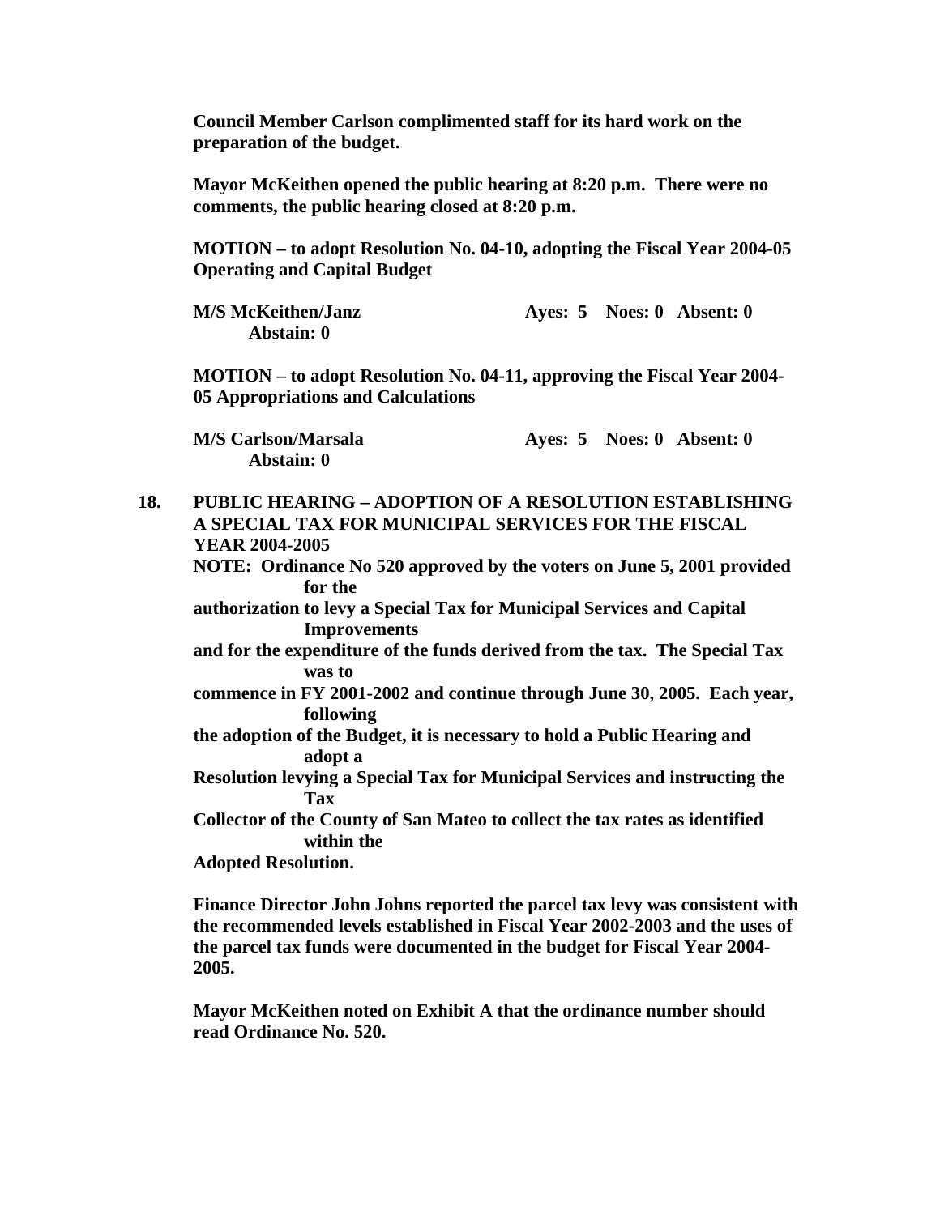**Council Member Carlson complimented staff for its hard work on the preparation of the budget.**

**Mayor McKeithen opened the public hearing at 8:20 p.m. There were no comments, the public hearing closed at 8:20 p.m.**

**MOTION – to adopt Resolution No. 04-10, adopting the Fiscal Year 2004-05 Operating and Capital Budget**

**M/S McKeithen/Janz Ayes: 5 Noes: 0 Absent: 0 Abstain: 0**

**MOTION – to adopt Resolution No. 04-11, approving the Fiscal Year 2004-05 Appropriations and Calculations**

**M/S Carlson/Marsala Ayes: 5 Noes: 0 Absent: 0 Abstain: 0**

**18. PUBLIC HEARING – ADOPTION OF A RESOLUTION ESTABLISHING A SPECIAL TAX FOR MUNICIPAL SERVICES FOR THE FISCAL YEAR 2004-2005**

**NOTE: Ordinance No 520 approved by the voters on June 5, 2001 provided for the authorization to levy a Special Tax for Municipal Services and Capital Improvements and for the expenditure of the funds derived from the tax. The Special Tax was to commence in FY 2001-2002 and continue through June 30, 2005. Each year, following the adoption of the Budget, it is necessary to hold a Public Hearing and adopt a Resolution levying a Special Tax for Municipal Services and instructing the Tax Collector of the County of San Mateo to collect the tax rates as identified within the Adopted Resolution.**

**Finance Director John Johns reported the parcel tax levy was consistent with the recommended levels established in Fiscal Year 2002-2003 and the uses of the parcel tax funds were documented in the budget for Fiscal Year 2004-2005.**

**Mayor McKeithen noted on Exhibit A that the ordinance number should read Ordinance No. 520.**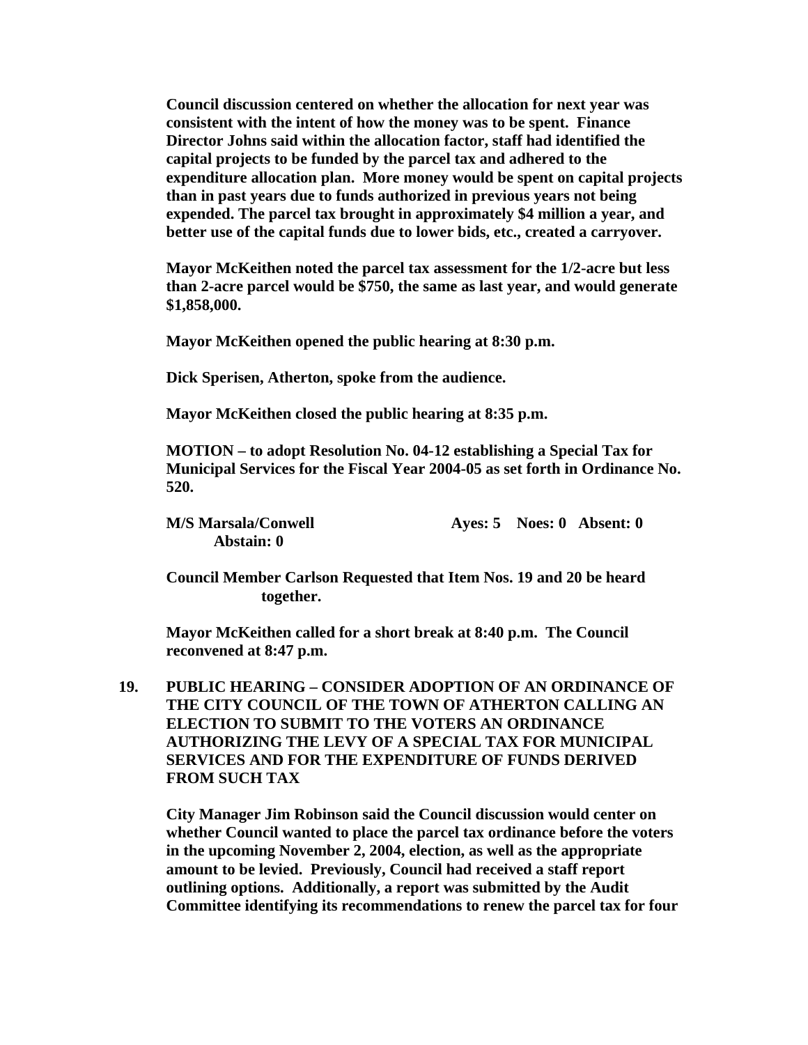**Council discussion centered on whether the allocation for next year was consistent with the intent of how the money was to be spent. Finance Director Johns said within the allocation factor, staff had identified the capital projects to be funded by the parcel tax and adhered to the expenditure allocation plan. More money would be spent on capital projects than in past years due to funds authorized in previous years not being expended. The parcel tax brought in approximately $4 million a year, and better use of the capital funds due to lower bids, etc., created a carryover.**

**Mayor McKeithen noted the parcel tax assessment for the 1/2-acre but less than 2-acre parcel would be $750, the same as last year, and would generate $1,858,000.**

**Mayor McKeithen opened the public hearing at 8:30 p.m.**

**Dick Sperisen, Atherton, spoke from the audience.**

**Mayor McKeithen closed the public hearing at 8:35 p.m.**

**MOTION – to adopt Resolution No. 04-12 establishing a Special Tax for Municipal Services for the Fiscal Year 2004-05 as set forth in Ordinance No. 520.**

**M/S Marsala/Conwell Ayes: 5 Noes: 0 Absent: 0 Abstain: 0**

**Council Member Carlson Requested that Item Nos. 19 and 20 be heard together.**

**Mayor McKeithen called for a short break at 8:40 p.m. The Council reconvened at 8:47 p.m.**

**19. PUBLIC HEARING – CONSIDER ADOPTION OF AN ORDINANCE OF THE CITY COUNCIL OF THE TOWN OF ATHERTON CALLING AN ELECTION TO SUBMIT TO THE VOTERS AN ORDINANCE AUTHORIZING THE LEVY OF A SPECIAL TAX FOR MUNICIPAL SERVICES AND FOR THE EXPENDITURE OF FUNDS DERIVED FROM SUCH TAX**

**City Manager Jim Robinson said the Council discussion would center on whether Council wanted to place the parcel tax ordinance before the voters in the upcoming November 2, 2004, election, as well as the appropriate amount to be levied. Previously, Council had received a staff report outlining options. Additionally, a report was submitted by the Audit Committee identifying its recommendations to renew the parcel tax for four**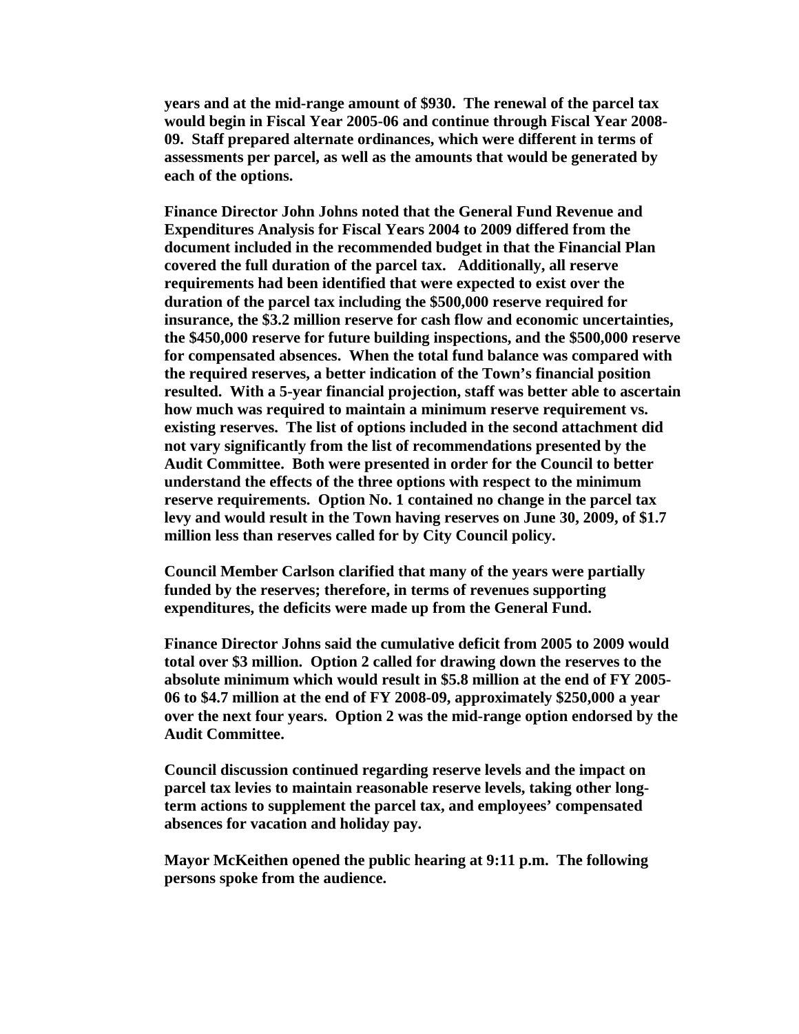**years and at the mid-range amount of $930. The renewal of the parcel tax would begin in Fiscal Year 2005-06 and continue through Fiscal Year 2008-09. Staff prepared alternate ordinances, which were different in terms of assessments per parcel, as well as the amounts that would be generated by each of the options.**

**Finance Director John Johns noted that the General Fund Revenue and Expenditures Analysis for Fiscal Years 2004 to 2009 differed from the document included in the recommended budget in that the Financial Plan covered the full duration of the parcel tax. Additionally, all reserve requirements had been identified that were expected to exist over the duration of the parcel tax including the $500,000 reserve required for insurance, the $3.2 million reserve for cash flow and economic uncertainties, the $450,000 reserve for future building inspections, and the $500,000 reserve for compensated absences. When the total fund balance was compared with the required reserves, a better indication of the Town's financial position resulted. With a 5-year financial projection, staff was better able to ascertain how much was required to maintain a minimum reserve requirement vs. existing reserves. The list of options included in the second attachment did not vary significantly from the list of recommendations presented by the Audit Committee. Both were presented in order for the Council to better understand the effects of the three options with respect to the minimum reserve requirements. Option No. 1 contained no change in the parcel tax levy and would result in the Town having reserves on June 30, 2009, of $1.7 million less than reserves called for by City Council policy.**

**Council Member Carlson clarified that many of the years were partially funded by the reserves; therefore, in terms of revenues supporting expenditures, the deficits were made up from the General Fund.**

**Finance Director Johns said the cumulative deficit from 2005 to 2009 would total over $3 million. Option 2 called for drawing down the reserves to the absolute minimum which would result in $5.8 million at the end of FY 2005-06 to $4.7 million at the end of FY 2008-09, approximately $250,000 a year over the next four years. Option 2 was the mid-range option endorsed by the Audit Committee.**

**Council discussion continued regarding reserve levels and the impact on parcel tax levies to maintain reasonable reserve levels, taking other long-term actions to supplement the parcel tax, and employees' compensated absences for vacation and holiday pay.**

**Mayor McKeithen opened the public hearing at 9:11 p.m. The following persons spoke from the audience.**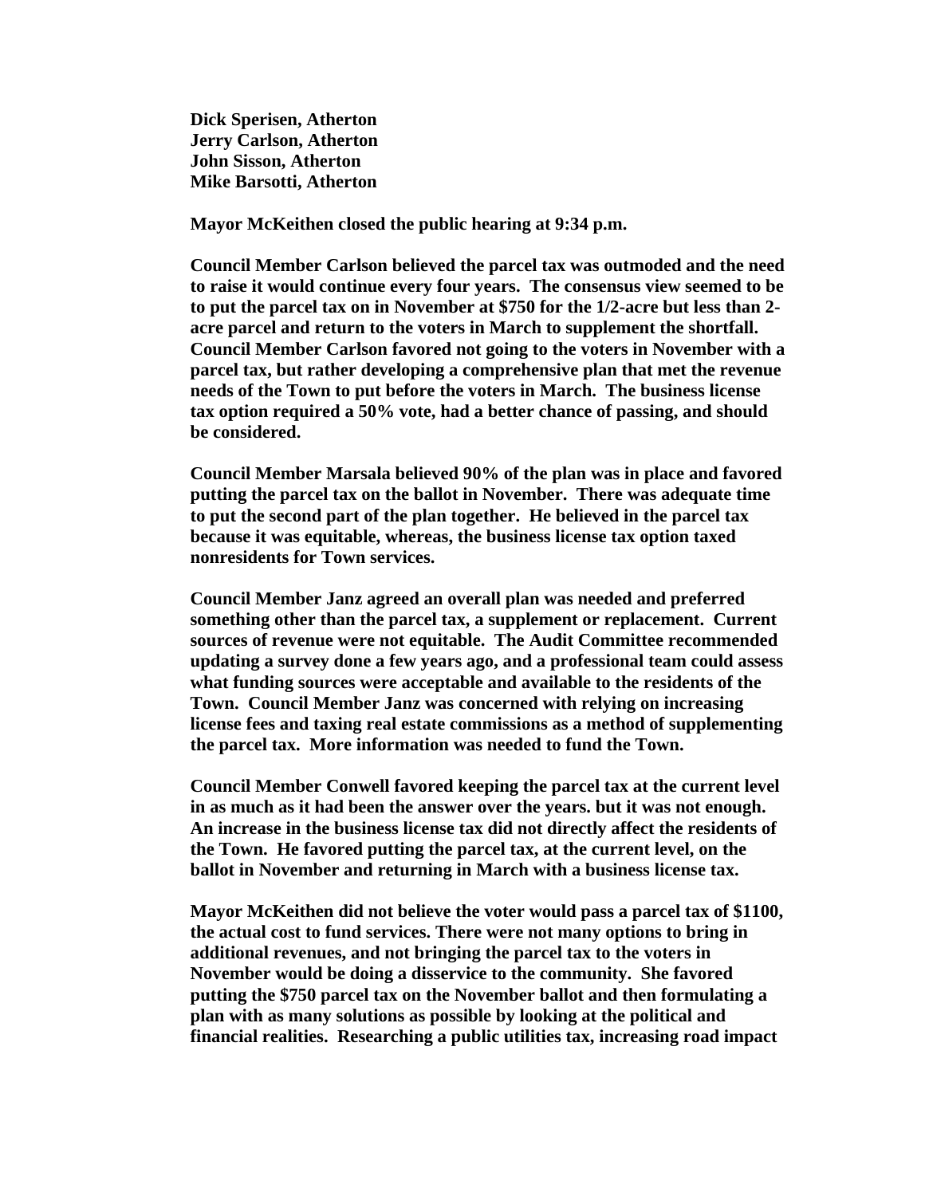**Dick Sperisen, Atherton**
**Jerry Carlson, Atherton**
**John Sisson, Atherton**
**Mike Barsotti, Atherton**

**Mayor McKeithen closed the public hearing at 9:34 p.m.**

**Council Member Carlson believed the parcel tax was outmoded and the need to raise it would continue every four years. The consensus view seemed to be to put the parcel tax on in November at $750 for the 1/2-acre but less than 2-acre parcel and return to the voters in March to supplement the shortfall. Council Member Carlson favored not going to the voters in November with a parcel tax, but rather developing a comprehensive plan that met the revenue needs of the Town to put before the voters in March. The business license tax option required a 50% vote, had a better chance of passing, and should be considered.**

**Council Member Marsala believed 90% of the plan was in place and favored putting the parcel tax on the ballot in November. There was adequate time to put the second part of the plan together. He believed in the parcel tax because it was equitable, whereas, the business license tax option taxed nonresidents for Town services.**

**Council Member Janz agreed an overall plan was needed and preferred something other than the parcel tax, a supplement or replacement. Current sources of revenue were not equitable. The Audit Committee recommended updating a survey done a few years ago, and a professional team could assess what funding sources were acceptable and available to the residents of the Town. Council Member Janz was concerned with relying on increasing license fees and taxing real estate commissions as a method of supplementing the parcel tax. More information was needed to fund the Town.**

**Council Member Conwell favored keeping the parcel tax at the current level in as much as it had been the answer over the years. but it was not enough. An increase in the business license tax did not directly affect the residents of the Town. He favored putting the parcel tax, at the current level, on the ballot in November and returning in March with a business license tax.**

**Mayor McKeithen did not believe the voter would pass a parcel tax of $1100, the actual cost to fund services. There were not many options to bring in additional revenues, and not bringing the parcel tax to the voters in November would be doing a disservice to the community. She favored putting the $750 parcel tax on the November ballot and then formulating a plan with as many solutions as possible by looking at the political and financial realities. Researching a public utilities tax, increasing road impact**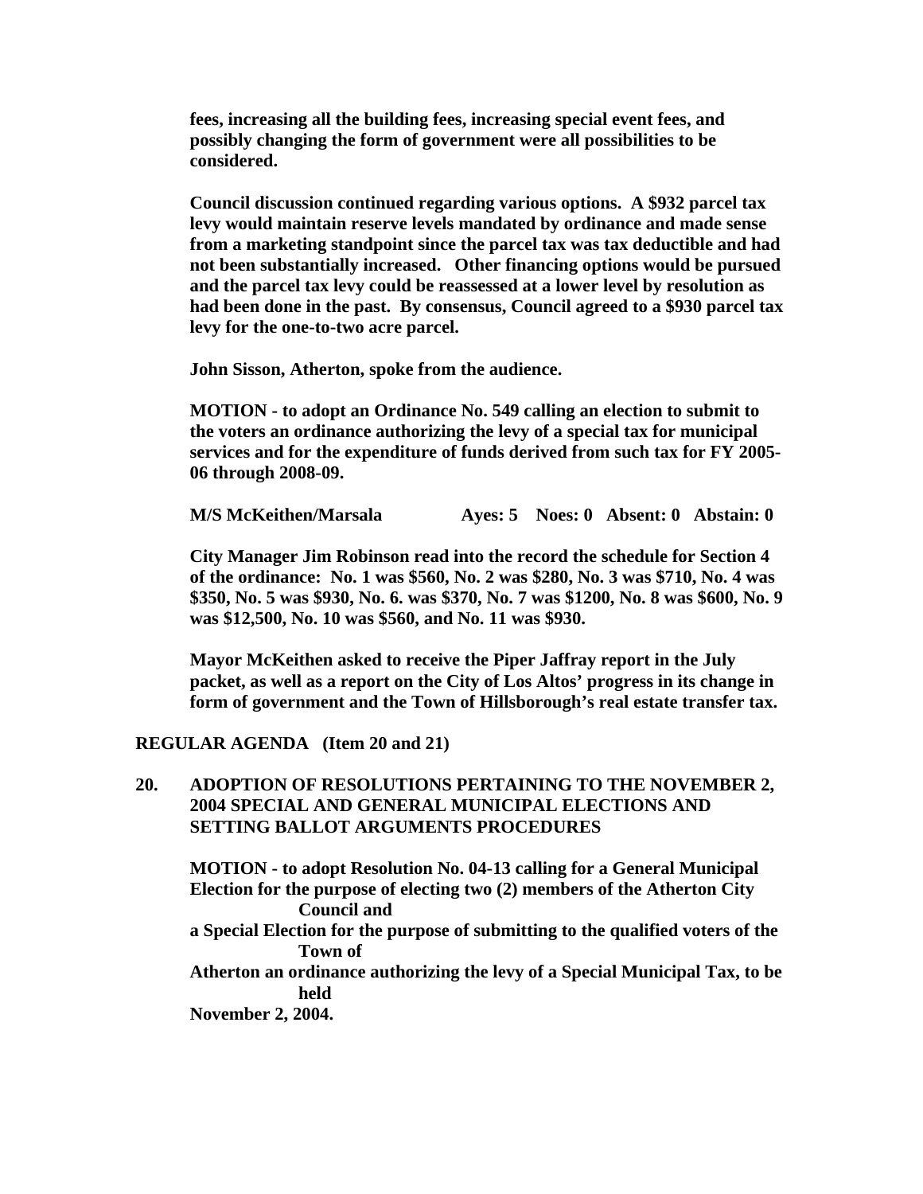**fees, increasing all the building fees, increasing special event fees, and possibly changing the form of government were all possibilities to be considered.**

**Council discussion continued regarding various options. A $932 parcel tax levy would maintain reserve levels mandated by ordinance and made sense from a marketing standpoint since the parcel tax was tax deductible and had not been substantially increased. Other financing options would be pursued and the parcel tax levy could be reassessed at a lower level by resolution as had been done in the past. By consensus, Council agreed to a $930 parcel tax levy for the one-to-two acre parcel.**

**John Sisson, Atherton, spoke from the audience.**

**MOTION - to adopt an Ordinance No. 549 calling an election to submit to the voters an ordinance authorizing the levy of a special tax for municipal services and for the expenditure of funds derived from such tax for FY 2005-06 through 2008-09.**

**M/S McKeithen/Marsala Ayes: 5 Noes: 0 Absent: 0 Abstain: 0**

**City Manager Jim Robinson read into the record the schedule for Section 4 of the ordinance: No. 1 was $560, No. 2 was $280, No. 3 was $710, No. 4 was $350, No. 5 was $930, No. 6. was $370, No. 7 was $1200, No. 8 was $600, No. 9 was $12,500, No. 10 was $560, and No. 11 was $930.**

**Mayor McKeithen asked to receive the Piper Jaffray report in the July packet, as well as a report on the City of Los Altos' progress in its change in form of government and the Town of Hillsborough's real estate transfer tax.**

**REGULAR AGENDA (Item 20 and 21)**

**20. ADOPTION OF RESOLUTIONS PERTAINING TO THE NOVEMBER 2, 2004 SPECIAL AND GENERAL MUNICIPAL ELECTIONS AND SETTING BALLOT ARGUMENTS PROCEDURES**

**MOTION - to adopt Resolution No. 04-13 calling for a General Municipal Election for the purpose of electing two (2) members of the Atherton City Council and a Special Election for the purpose of submitting to the qualified voters of the Town of Atherton an ordinance authorizing the levy of a Special Municipal Tax, to be held November 2, 2004.**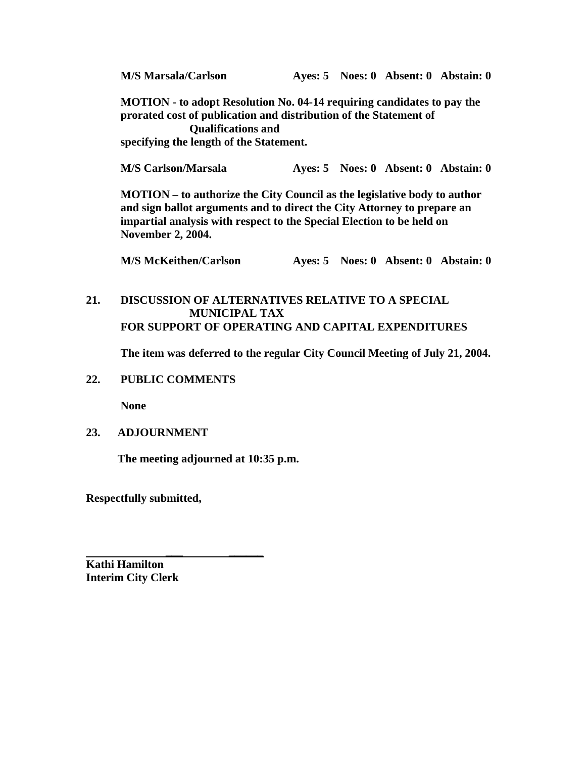**M/S Marsala/Carlson Ayes: 5 Noes: 0 Absent: 0 Abstain: 0**

**MOTION - to adopt Resolution No. 04-14 requiring candidates to pay the prorated cost of publication and distribution of the Statement of Qualifications and specifying the length of the Statement.**

**M/S Carlson/Marsala Ayes: 5 Noes: 0 Absent: 0 Abstain: 0**

**MOTION – to authorize the City Council as the legislative body to author and sign ballot arguments and to direct the City Attorney to prepare an impartial analysis with respect to the Special Election to be held on November 2, 2004.**

**M/S McKeithen/Carlson Ayes: 5 Noes: 0 Absent: 0 Abstain: 0**

**21. DISCUSSION OF ALTERNATIVES RELATIVE TO A SPECIAL MUNICIPAL TAX FOR SUPPORT OF OPERATING AND CAPITAL EXPENDITURES**

**The item was deferred to the regular City Council Meeting of July 21, 2004.**

**22. PUBLIC COMMENTS**

**None**

**23. ADJOURNMENT**

**The meeting adjourned at 10:35 p.m.**

**Respectfully submitted,**

______________________________

**Kathi Hamilton**
**Interim City Clerk**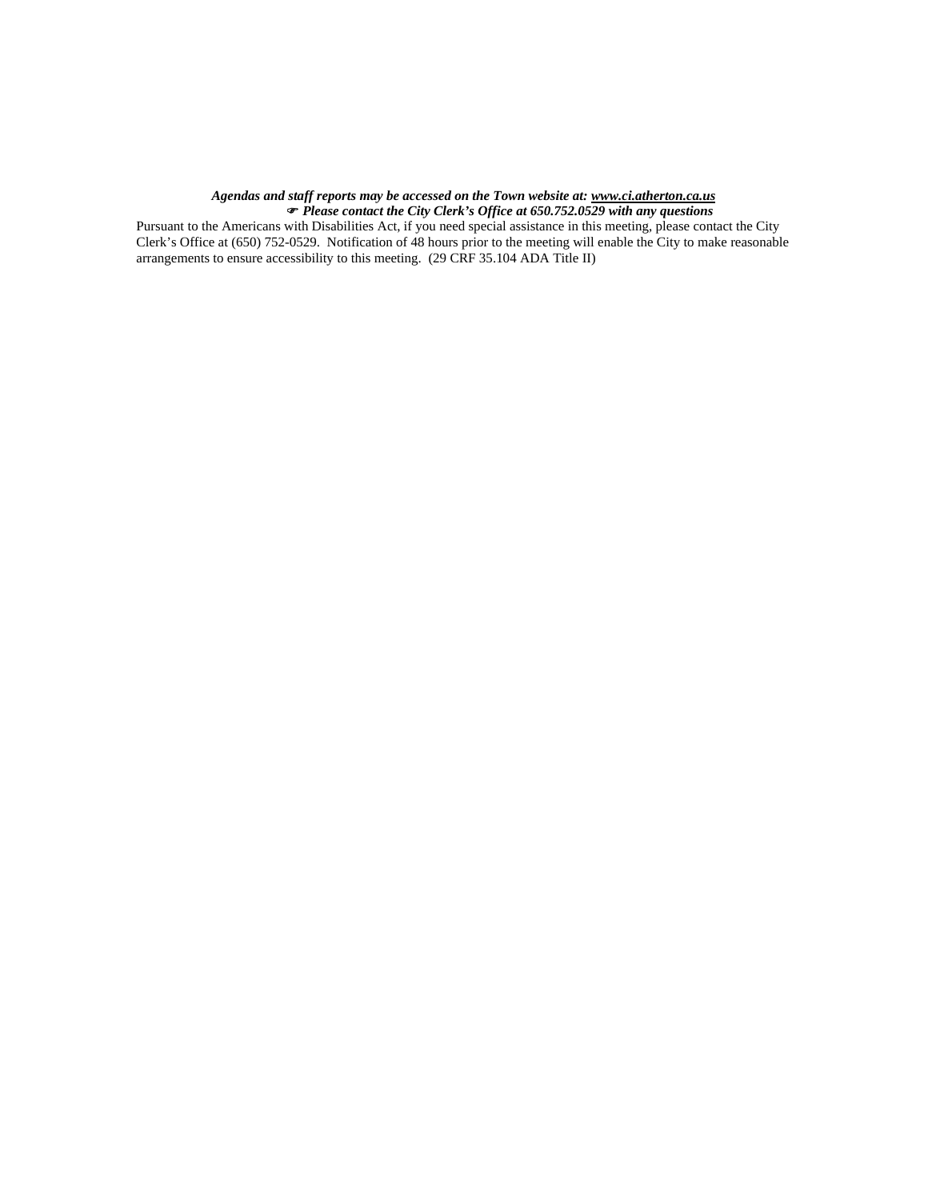***Agendas and staff reports may be accessed on the Town website at: [www.ci.atherton.ca.us](http://www.ci.atherton.ca.us)***

☞ ***Please contact the City Clerk's Office at 650.752.0529 with any questions***

Pursuant to the Americans with Disabilities Act, if you need special assistance in this meeting, please contact the City Clerk's Office at (650) 752-0529. Notification of 48 hours prior to the meeting will enable the City to make reasonable arrangements to ensure accessibility to this meeting. (29 CRF 35.104 ADA Title II)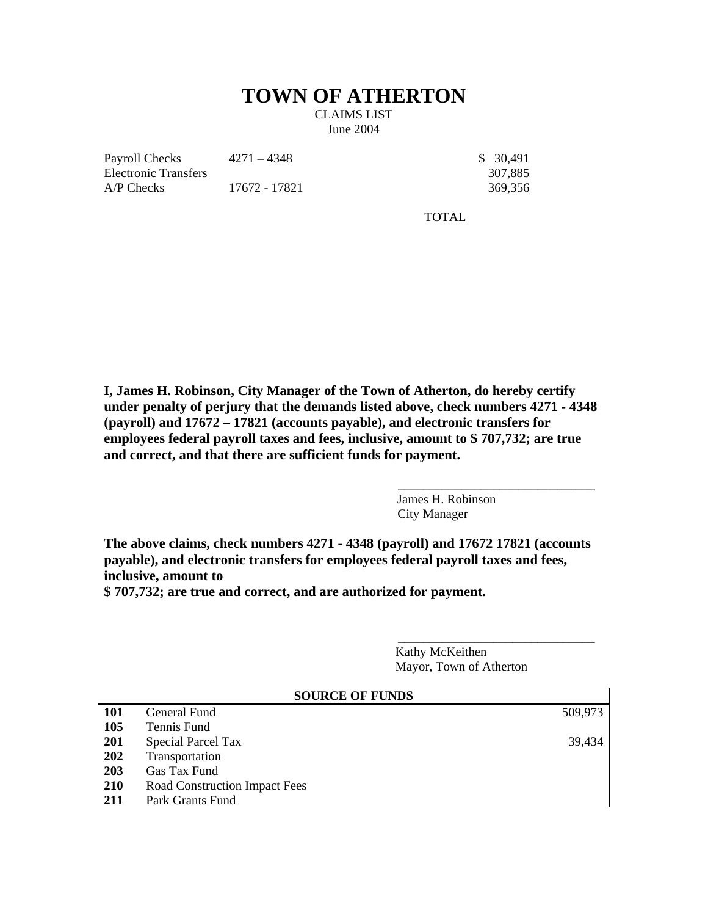# TOWN OF ATHERTON

CLAIMS LIST

June 2004

| | | |
|---|---|---|
| Payroll Checks | 4271 – 4348 | $ 30,491 |
| Electronic Transfers | | 307,885 |
| A/P Checks | 17672 - 17821 | 369,356 |
| | TOTAL | |

**I, James H. Robinson, City Manager of the Town of Atherton, do hereby certify under penalty of perjury that the demands listed above, check numbers 4271 - 4348 (payroll) and 17672 – 17821 (accounts payable), and electronic transfers for employees federal payroll taxes and fees, inclusive, amount to $ 707,732; are true and correct, and that there are sufficient funds for payment.**

\_\_\_\_\_\_\_\_\_\_\_\_\_\_\_\_\_\_\_\_\_\_\_\_\_\_\_\_\_\_

James H. Robinson
City Manager

**The above claims, check numbers 4271 - 4348 (payroll) and 17672 17821 (accounts payable), and electronic transfers for employees federal payroll taxes and fees, inclusive, amount to**
**$ 707,732; are true and correct, and are authorized for payment.**

\_\_\_\_\_\_\_\_\_\_\_\_\_\_\_\_\_\_\_\_\_\_\_\_\_\_\_\_\_\_

Kathy McKeithen
Mayor, Town of Atherton

| | SOURCE OF FUNDS | |
|---|---|---|
| **101** | General Fund | 509,973 |
| **105** | Tennis Fund | |
| **201** | Special Parcel Tax | 39,434 |
| **202** | Transportation | |
| **203** | Gas Tax Fund | |
| **210** | Road Construction Impact Fees | |
| **211** | Park Grants Fund | |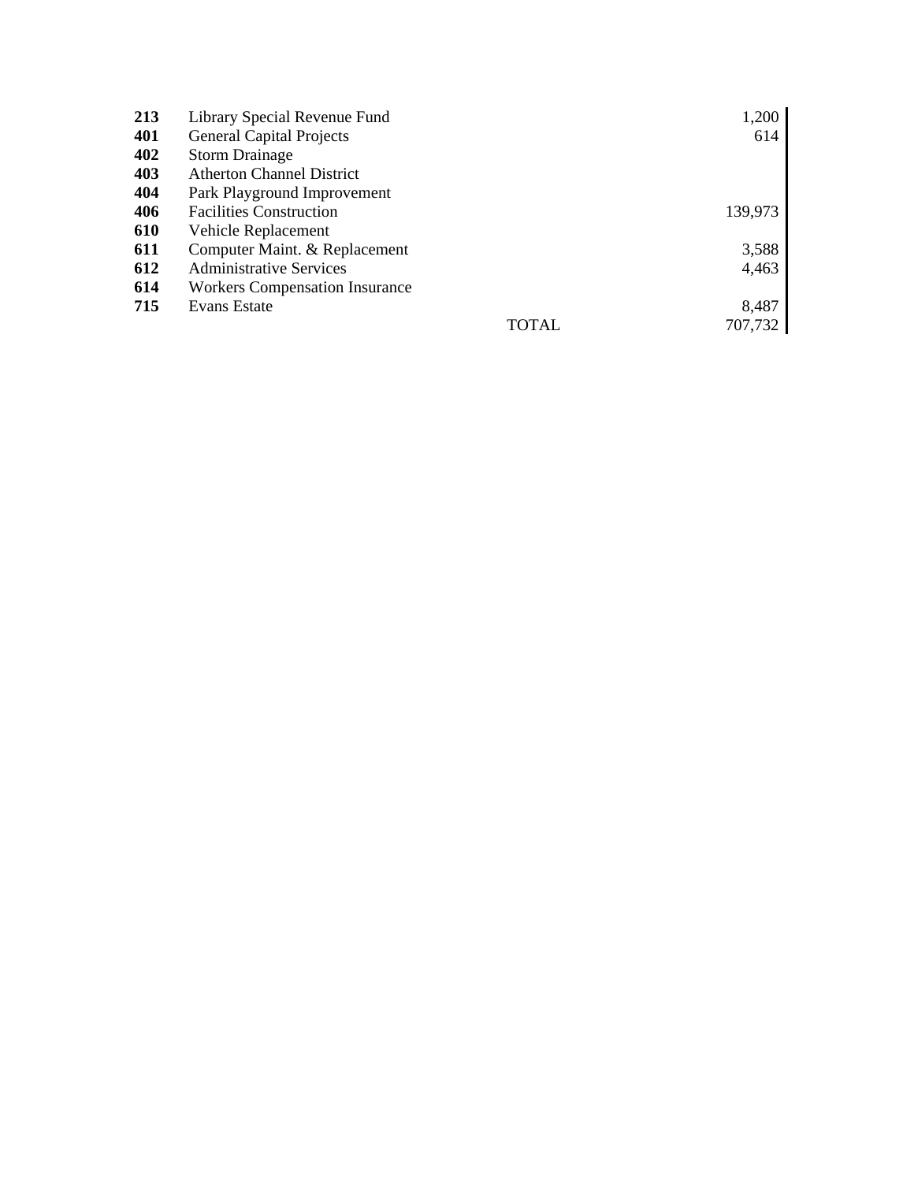| | | | |
|---|---|---|---|
| **213** | Library Special Revenue Fund | | 1,200 |
| **401** | General Capital Projects | | 614 |
| **402** | Storm Drainage | | |
| **403** | Atherton Channel District | | |
| **404** | Park Playground Improvement | | |
| **406** | Facilities Construction | | 139,973 |
| **610** | Vehicle Replacement | | |
| **611** | Computer Maint. & Replacement | | 3,588 |
| **612** | Administrative Services | | 4,463 |
| **614** | Workers Compensation Insurance | | |
| **715** | Evans Estate | | 8,487 |
| | | TOTAL | 707,732 |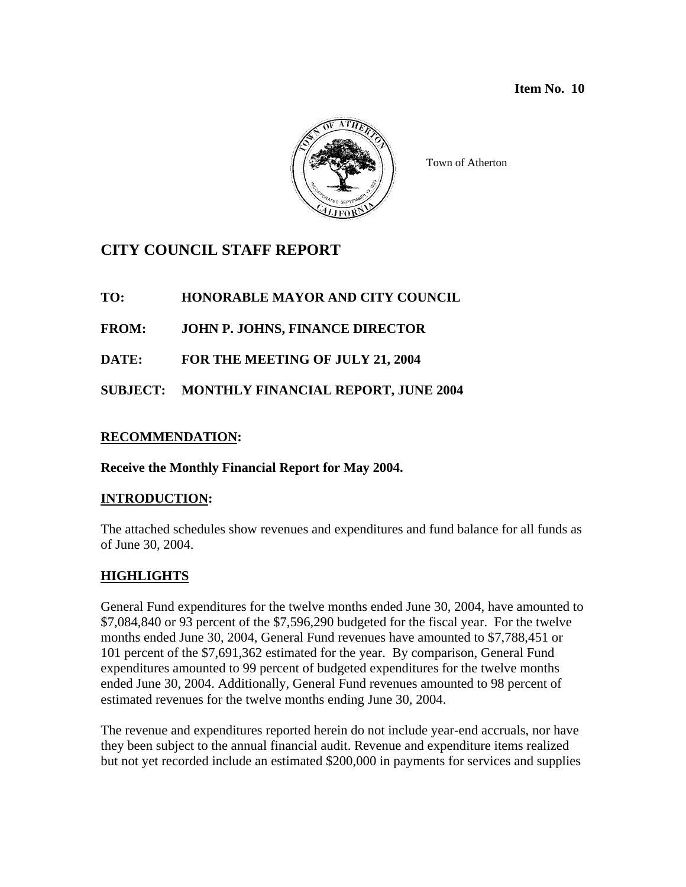**Item No. 10**

Town of Atherton

# CITY COUNCIL STAFF REPORT

**TO: HONORABLE MAYOR AND CITY COUNCIL**

**FROM: JOHN P. JOHNS, FINANCE DIRECTOR**

**DATE: FOR THE MEETING OF JULY 21, 2004**

**SUBJECT: MONTHLY FINANCIAL REPORT, JUNE 2004**

## RECOMMENDATION:

**Receive the Monthly Financial Report for May 2004.**

## INTRODUCTION:

The attached schedules show revenues and expenditures and fund balance for all funds as of June 30, 2004.

## HIGHLIGHTS

General Fund expenditures for the twelve months ended June 30, 2004, have amounted to $7,084,840 or 93 percent of the $7,596,290 budgeted for the fiscal year. For the twelve months ended June 30, 2004, General Fund revenues have amounted to $7,788,451 or 101 percent of the $7,691,362 estimated for the year. By comparison, General Fund expenditures amounted to 99 percent of budgeted expenditures for the twelve months ended June 30, 2004. Additionally, General Fund revenues amounted to 98 percent of estimated revenues for the twelve months ending June 30, 2004.

The revenue and expenditures reported herein do not include year-end accruals, nor have they been subject to the annual financial audit. Revenue and expenditure items realized but not yet recorded include an estimated $200,000 in payments for services and supplies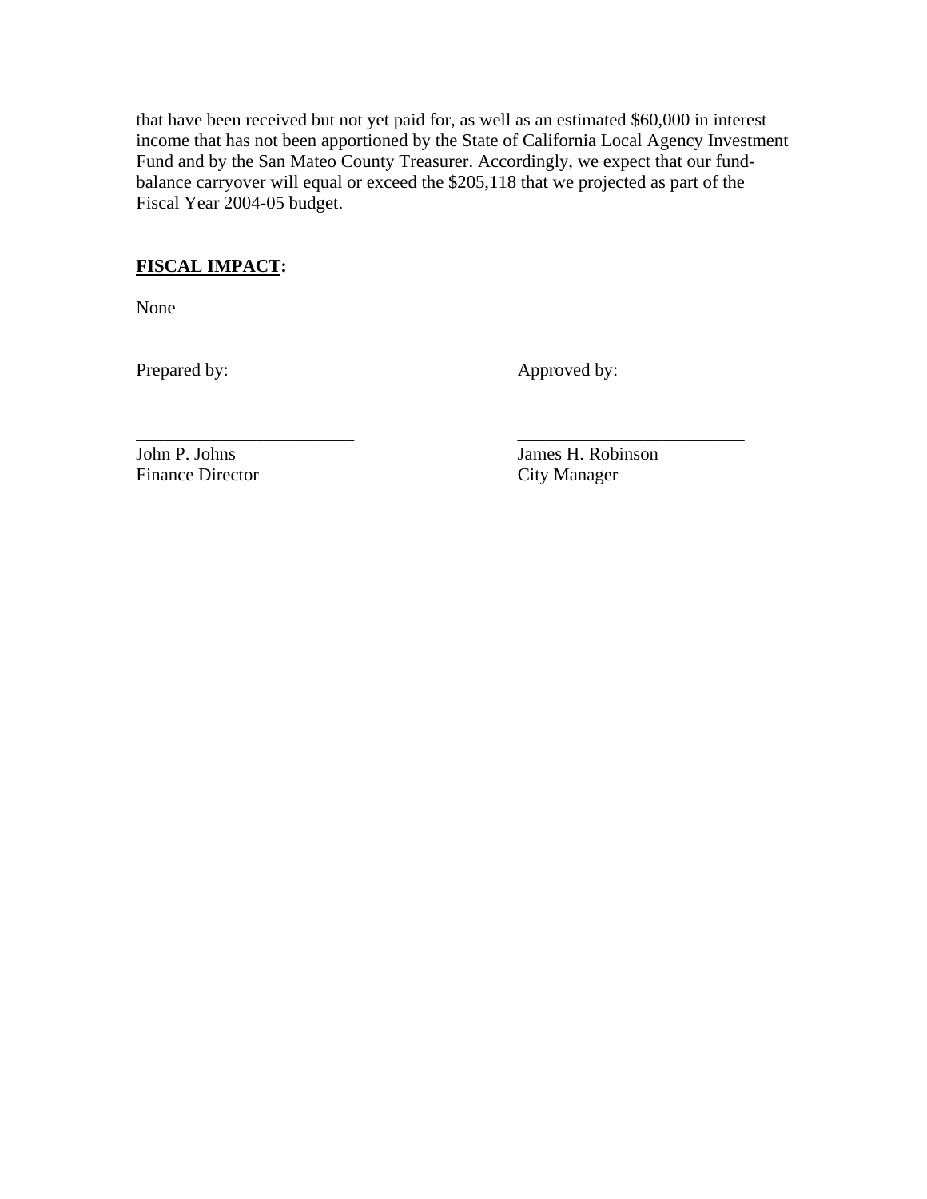that have been received but not yet paid for, as well as an estimated $60,000 in interest income that has not been apportioned by the State of California Local Agency Investment Fund and by the San Mateo County Treasurer. Accordingly, we expect that our fund-balance carryover will equal or exceed the $205,118 that we projected as part of the Fiscal Year 2004-05 budget.

**FISCAL IMPACT:**

None

Prepared by:

\_\_\_\_\_\_\_\_\_\_\_\_\_\_\_\_\_\_\_\_\_\_\_\_\_
John P. Johns
Finance Director

Approved by:

\_\_\_\_\_\_\_\_\_\_\_\_\_\_\_\_\_\_\_\_\_\_\_\_\_
James H. Robinson
City Manager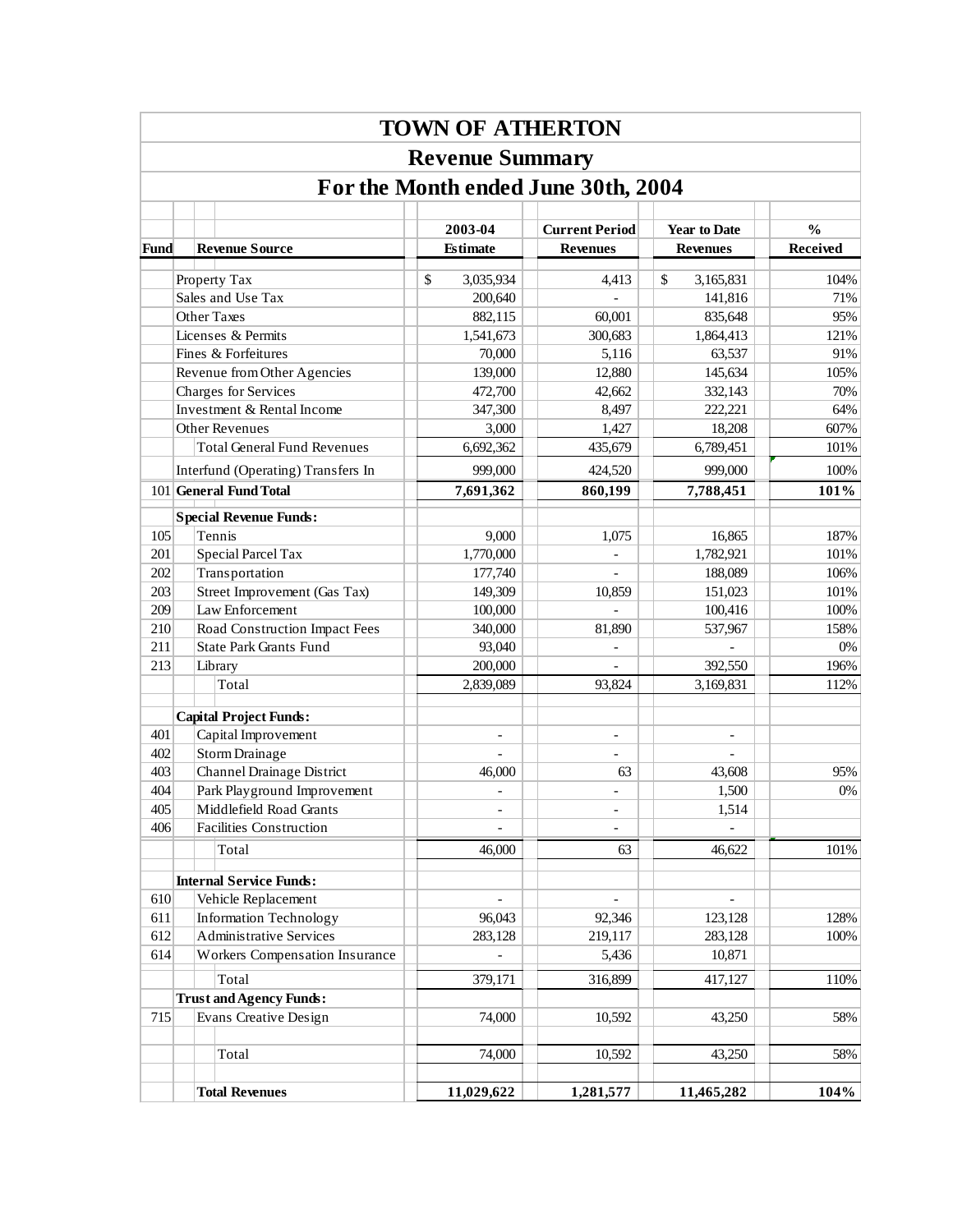# TOWN OF ATHERTON

## Revenue Summary

## For the Month ended June 30th, 2004

| Fund | Revenue Source | 2003-04 Estimate | Current Period Revenues | Year to Date Revenues | % Received |
|---|---|---|---|---|---|
| | Property Tax | $ 3,035,934 | 4,413 | $ 3,165,831 | 104% |
| | Sales and Use Tax | 200,640 | - | 141,816 | 71% |
| | Other Taxes | 882,115 | 60,001 | 835,648 | 95% |
| | Licenses & Permits | 1,541,673 | 300,683 | 1,864,413 | 121% |
| | Fines & Forfeitures | 70,000 | 5,116 | 63,537 | 91% |
| | Revenue from Other Agencies | 139,000 | 12,880 | 145,634 | 105% |
| | Charges for Services | 472,700 | 42,662 | 332,143 | 70% |
| | Investment & Rental Income | 347,300 | 8,497 | 222,221 | 64% |
| | Other Revenues | 3,000 | 1,427 | 18,208 | 607% |
| | Total General Fund Revenues | 6,692,362 | 435,679 | 6,789,451 | 101% |
| | Interfund (Operating) Transfers In | 999,000 | 424,520 | 999,000 | 100% |
| 101 | **General Fund Total** | **7,691,362** | **860,199** | **7,788,451** | **101%** |
| | **Special Revenue Funds:** | | | | |
| 105 | Tennis | 9,000 | 1,075 | 16,865 | 187% |
| 201 | Special Parcel Tax | 1,770,000 | - | 1,782,921 | 101% |
| 202 | Transportation | 177,740 | - | 188,089 | 106% |
| 203 | Street Improvement (Gas Tax) | 149,309 | 10,859 | 151,023 | 101% |
| 209 | Law Enforcement | 100,000 | - | 100,416 | 100% |
| 210 | Road Construction Impact Fees | 340,000 | 81,890 | 537,967 | 158% |
| 211 | State Park Grants Fund | 93,040 | - | - | 0% |
| 213 | Library | 200,000 | - | 392,550 | 196% |
| | Total | 2,839,089 | 93,824 | 3,169,831 | 112% |
| | **Capital Project Funds:** | | | | |
| 401 | Capital Improvement | - | - | - | |
| 402 | Storm Drainage | - | - | - | |
| 403 | Channel Drainage District | 46,000 | 63 | 43,608 | 95% |
| 404 | Park Playground Improvement | - | - | 1,500 | 0% |
| 405 | Middlefield Road Grants | - | - | 1,514 | |
| 406 | Facilities Construction | - | - | - | |
| | Total | 46,000 | 63 | 46,622 | 101% |
| | **Internal Service Funds:** | | | | |
| 610 | Vehicle Replacement | - | - | - | |
| 611 | Information Technology | 96,043 | 92,346 | 123,128 | 128% |
| 612 | Administrative Services | 283,128 | 219,117 | 283,128 | 100% |
| 614 | Workers Compensation Insurance | - | 5,436 | 10,871 | |
| | Total | 379,171 | 316,899 | 417,127 | 110% |
| | **Trust and Agency Funds:** | | | | |
| 715 | Evans Creative Design | 74,000 | 10,592 | 43,250 | 58% |
| | Total | 74,000 | 10,592 | 43,250 | 58% |
| | **Total Revenues** | **11,029,622** | **1,281,577** | **11,465,282** | **104%** |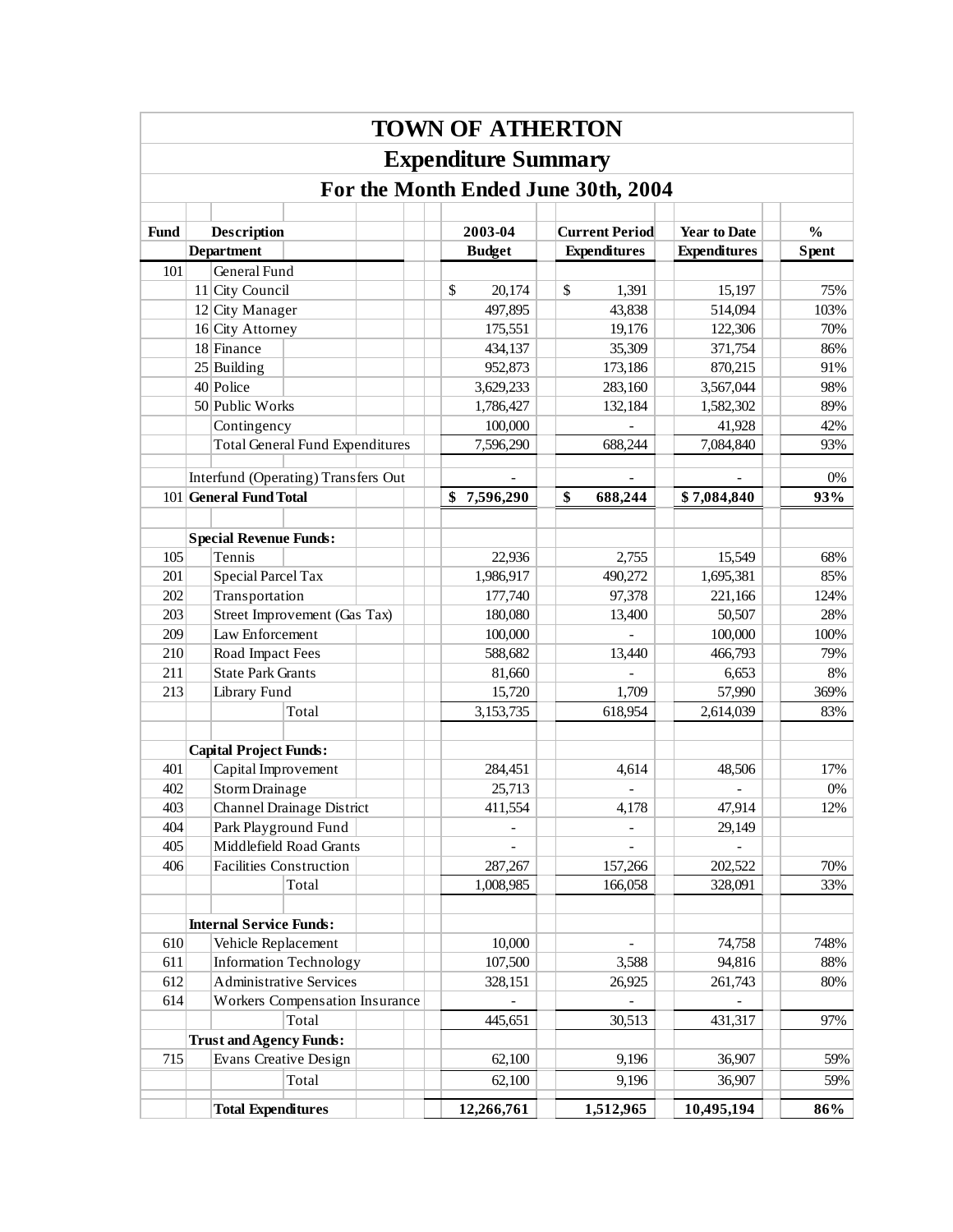# TOWN OF ATHERTON

## Expenditure Summary

### For the Month Ended June 30th, 2004

| Fund | Description / Department | 2003-04 Budget | Current Period Expenditures | Year to Date Expenditures | % Spent |
|---|---|---|---|---|---|
| 101 | General Fund | | | | |
| | 11 City Council | $ 20,174 | $ 1,391 | 15,197 | 75% |
| | 12 City Manager | 497,895 | 43,838 | 514,094 | 103% |
| | 16 City Attorney | 175,551 | 19,176 | 122,306 | 70% |
| | 18 Finance | 434,137 | 35,309 | 371,754 | 86% |
| | 25 Building | 952,873 | 173,186 | 870,215 | 91% |
| | 40 Police | 3,629,233 | 283,160 | 3,567,044 | 98% |
| | 50 Public Works | 1,786,427 | 132,184 | 1,582,302 | 89% |
| | Contingency | 100,000 | - | 41,928 | 42% |
| | Total General Fund Expenditures | 7,596,290 | 688,244 | 7,084,840 | 93% |
| | Interfund (Operating) Transfers Out | - | - | - | 0% |
| 101 | **General Fund Total** | **$ 7,596,290** | **$ 688,244** | **$ 7,084,840** | **93%** |
| | **Special Revenue Funds:** | | | | |
| 105 | Tennis | 22,936 | 2,755 | 15,549 | 68% |
| 201 | Special Parcel Tax | 1,986,917 | 490,272 | 1,695,381 | 85% |
| 202 | Transportation | 177,740 | 97,378 | 221,166 | 124% |
| 203 | Street Improvement (Gas Tax) | 180,080 | 13,400 | 50,507 | 28% |
| 209 | Law Enforcement | 100,000 | - | 100,000 | 100% |
| 210 | Road Impact Fees | 588,682 | 13,440 | 466,793 | 79% |
| 211 | State Park Grants | 81,660 | - | 6,653 | 8% |
| 213 | Library Fund | 15,720 | 1,709 | 57,990 | 369% |
| | Total | 3,153,735 | 618,954 | 2,614,039 | 83% |
| | **Capital Project Funds:** | | | | |
| 401 | Capital Improvement | 284,451 | 4,614 | 48,506 | 17% |
| 402 | Storm Drainage | 25,713 | - | - | 0% |
| 403 | Channel Drainage District | 411,554 | 4,178 | 47,914 | 12% |
| 404 | Park Playground Fund | - | - | 29,149 | |
| 405 | Middlefield Road Grants | - | - | - | |
| 406 | Facilities Construction | 287,267 | 157,266 | 202,522 | 70% |
| | Total | 1,008,985 | 166,058 | 328,091 | 33% |
| | **Internal Service Funds:** | | | | |
| 610 | Vehicle Replacement | 10,000 | - | 74,758 | 748% |
| 611 | Information Technology | 107,500 | 3,588 | 94,816 | 88% |
| 612 | Administrative Services | 328,151 | 26,925 | 261,743 | 80% |
| 614 | Workers Compensation Insurance | - | - | - | |
| | Total | 445,651 | 30,513 | 431,317 | 97% |
| | **Trust and Agency Funds:** | | | | |
| 715 | Evans Creative Design | 62,100 | 9,196 | 36,907 | 59% |
| | Total | 62,100 | 9,196 | 36,907 | 59% |
| | **Total Expenditures** | **12,266,761** | **1,512,965** | **10,495,194** | **86%** |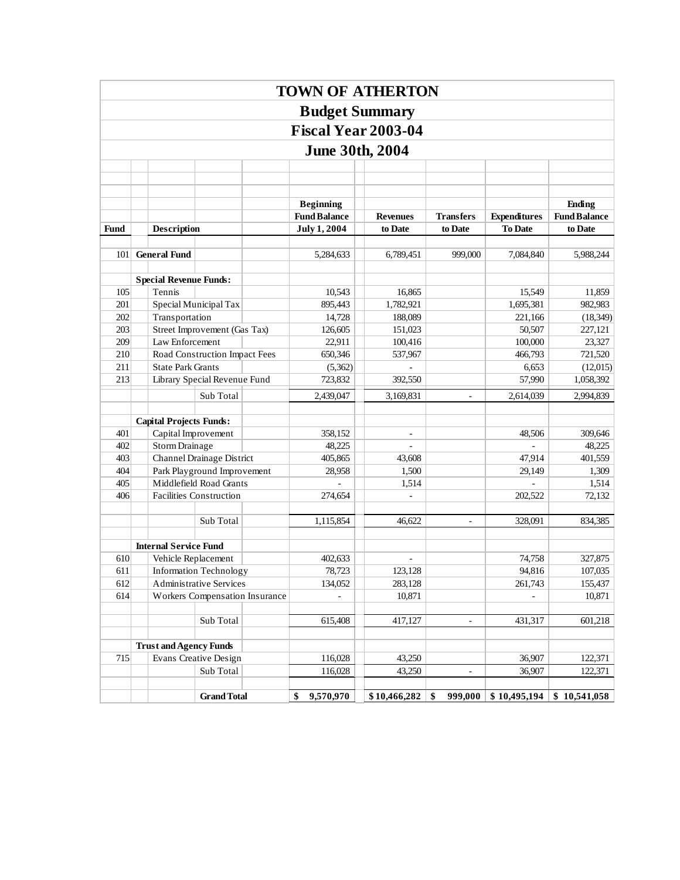# TOWN OF ATHERTON

## Budget Summary

## Fiscal Year 2003-04

## June 30th, 2004

| Fund | Description | Beginning Fund Balance July 1, 2004 | Revenues to Date | Transfers to Date | Expenditures To Date | Ending Fund Balance to Date |
|---|---|---|---|---|---|---|
| 101 | **General Fund** | 5,284,633 | 6,789,451 | 999,000 | 7,084,840 | 5,988,244 |
| | **Special Revenue Funds:** | | | | | |
| 105 | Tennis | 10,543 | 16,865 | | 15,549 | 11,859 |
| 201 | Special Municipal Tax | 895,443 | 1,782,921 | | 1,695,381 | 982,983 |
| 202 | Transportation | 14,728 | 188,089 | | 221,166 | (18,349) |
| 203 | Street Improvement (Gas Tax) | 126,605 | 151,023 | | 50,507 | 227,121 |
| 209 | Law Enforcement | 22,911 | 100,416 | | 100,000 | 23,327 |
| 210 | Road Construction Impact Fees | 650,346 | 537,967 | | 466,793 | 721,520 |
| 211 | State Park Grants | (5,362) | - | | 6,653 | (12,015) |
| 213 | Library Special Revenue Fund | 723,832 | 392,550 | | 57,990 | 1,058,392 |
| | Sub Total | 2,439,047 | 3,169,831 | - | 2,614,039 | 2,994,839 |
| | **Capital Projects Funds:** | | | | | |
| 401 | Capital Improvement | 358,152 | - | | 48,506 | 309,646 |
| 402 | Storm Drainage | 48,225 | - | | - | 48,225 |
| 403 | Channel Drainage District | 405,865 | 43,608 | | 47,914 | 401,559 |
| 404 | Park Playground Improvement | 28,958 | 1,500 | | 29,149 | 1,309 |
| 405 | Middlefield Road Grants | - | 1,514 | | - | 1,514 |
| 406 | Facilities Construction | 274,654 | - | | 202,522 | 72,132 |
| | Sub Total | 1,115,854 | 46,622 | - | 328,091 | 834,385 |
| | **Internal Service Fund** | | | | | |
| 610 | Vehicle Replacement | 402,633 | - | | 74,758 | 327,875 |
| 611 | Information Technology | 78,723 | 123,128 | | 94,816 | 107,035 |
| 612 | Administrative Services | 134,052 | 283,128 | | 261,743 | 155,437 |
| 614 | Workers Compensation Insurance | - | 10,871 | | - | 10,871 |
| | Sub Total | 615,408 | 417,127 | - | 431,317 | 601,218 |
| | **Trust and Agency Funds** | | | | | |
| 715 | Evans Creative Design | 116,028 | 43,250 | | 36,907 | 122,371 |
| | Sub Total | 116,028 | 43,250 | - | 36,907 | 122,371 |
| | **Grand Total** | **$ 9,570,970** | **$ 10,466,282** | **$ 999,000** | **$ 10,495,194** | **$ 10,541,058** |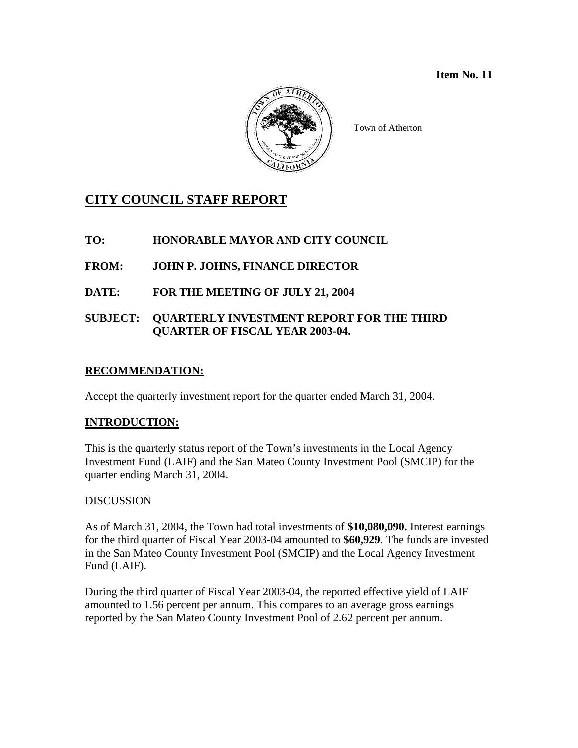**Item No. 11**

Town of Atherton

# CITY COUNCIL STAFF REPORT

**TO: HONORABLE MAYOR AND CITY COUNCIL**

**FROM: JOHN P. JOHNS, FINANCE DIRECTOR**

**DATE: FOR THE MEETING OF JULY 21, 2004**

**SUBJECT: QUARTERLY INVESTMENT REPORT FOR THE THIRD QUARTER OF FISCAL YEAR 2003-04.**

## RECOMMENDATION:

Accept the quarterly investment report for the quarter ended March 31, 2004.

## INTRODUCTION:

This is the quarterly status report of the Town's investments in the Local Agency Investment Fund (LAIF) and the San Mateo County Investment Pool (SMCIP) for the quarter ending March 31, 2004.

DISCUSSION

As of March 31, 2004, the Town had total investments of **$10,080,090.** Interest earnings for the third quarter of Fiscal Year 2003-04 amounted to **$60,929**. The funds are invested in the San Mateo County Investment Pool (SMCIP) and the Local Agency Investment Fund (LAIF).

During the third quarter of Fiscal Year 2003-04, the reported effective yield of LAIF amounted to 1.56 percent per annum. This compares to an average gross earnings reported by the San Mateo County Investment Pool of 2.62 percent per annum.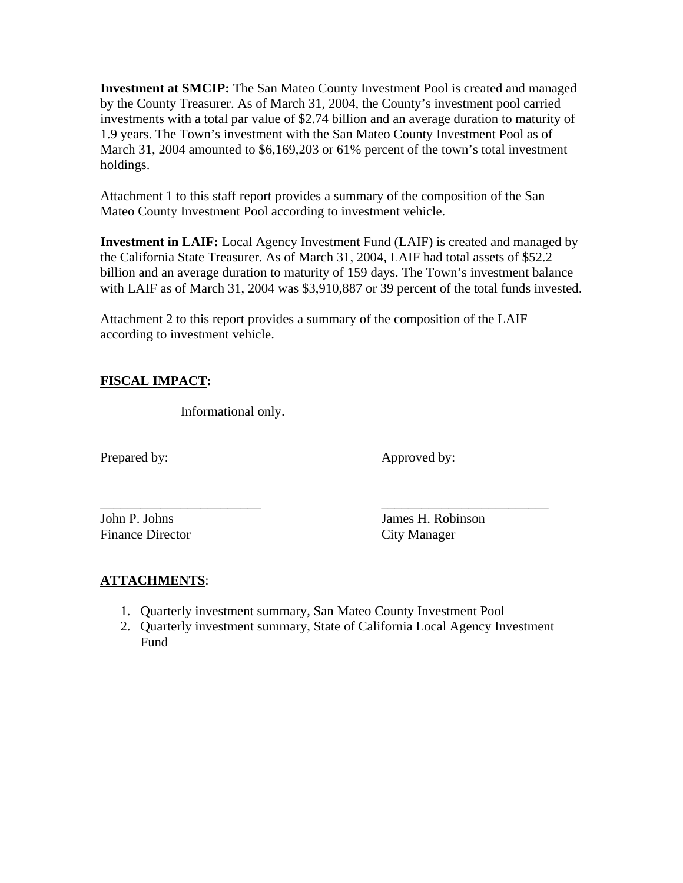**Investment at SMCIP:** The San Mateo County Investment Pool is created and managed by the County Treasurer. As of March 31, 2004, the County's investment pool carried investments with a total par value of $2.74 billion and an average duration to maturity of 1.9 years. The Town's investment with the San Mateo County Investment Pool as of March 31, 2004 amounted to $6,169,203 or 61% percent of the town's total investment holdings.

Attachment 1 to this staff report provides a summary of the composition of the San Mateo County Investment Pool according to investment vehicle.

**Investment in LAIF:** Local Agency Investment Fund (LAIF) is created and managed by the California State Treasurer. As of March 31, 2004, LAIF had total assets of $52.2 billion and an average duration to maturity of 159 days. The Town's investment balance with LAIF as of March 31, 2004 was $3,910,887 or 39 percent of the total funds invested.

Attachment 2 to this report provides a summary of the composition of the LAIF according to investment vehicle.

**FISCAL IMPACT:**

Informational only.

| Prepared by: | Approved by: |
|---|---|
| ________________________ | ________________________ |
| John P. Johns | James H. Robinson |
| Finance Director | City Manager |

**ATTACHMENTS**:

1. Quarterly investment summary, San Mateo County Investment Pool
2. Quarterly investment summary, State of California Local Agency Investment Fund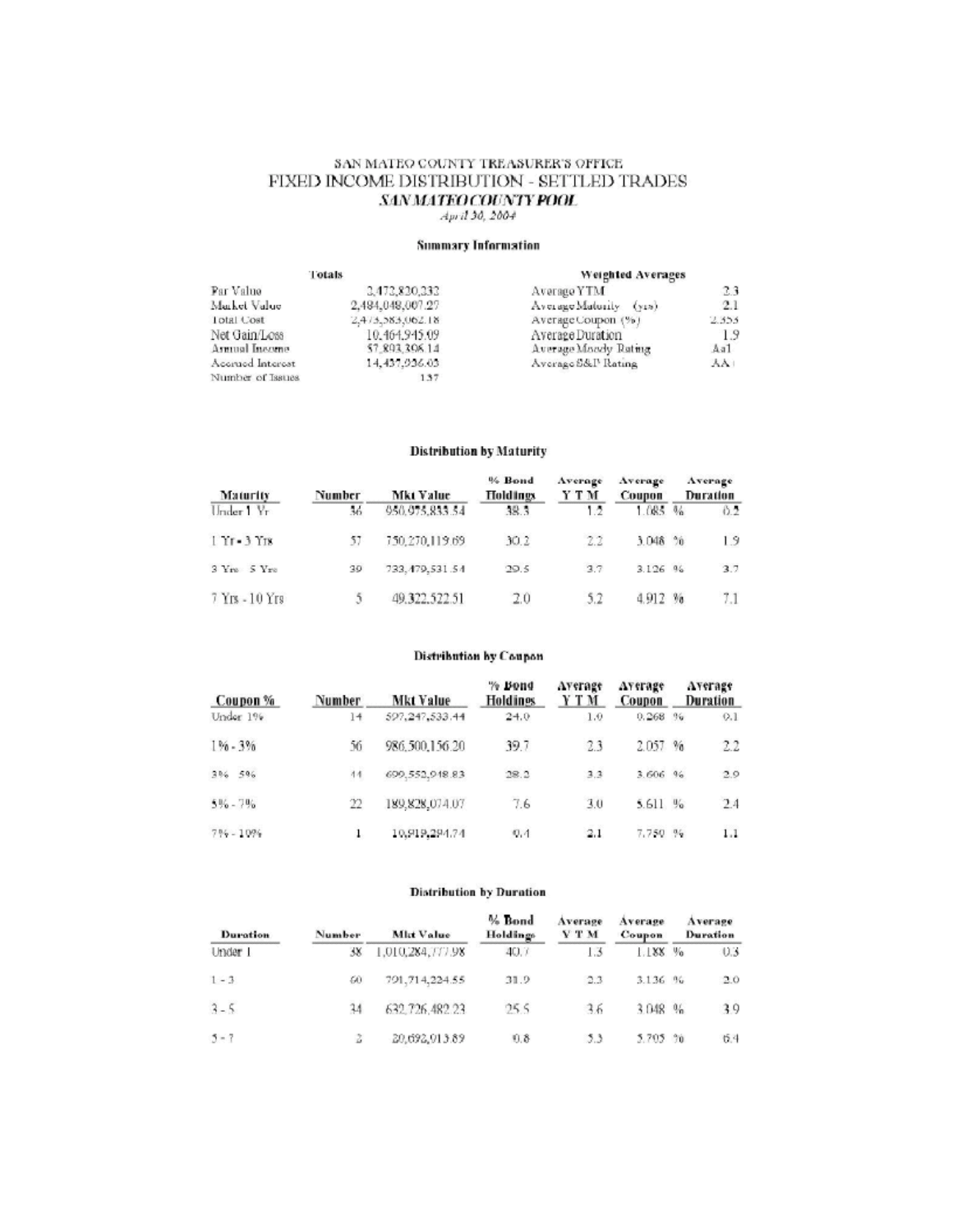SAN MATEO COUNTY TREASURER'S OFFICE

# FIXED INCOME DISTRIBUTION - SETTLED TRADES

***SAN MATEO COUNTY POOL***

*April 30, 2004*

## Summary Information

| Totals | | Weighted Averages | |
|---|---|---|---|
| Par Value | 2,472,820,232 | Average YTM | 2.3 |
| Market Value | 2,484,048,007.27 | Average Maturity (yrs) | 2.1 |
| Total Cost | 2,473,583,062.18 | Average Coupon (%) | 2.353 |
| Net Gain/Loss | 10,464,945.09 | Average Duration | 1.9 |
| Annual Income | 57,893,308.14 | Average Moody Rating | Aa1 |
| Accrued Interest | 14,437,936.03 | Average S&P Rating | AA+ |
| Number of Issues | 137 | | |

## Distribution by Maturity

| Maturity | Number | Mkt Value | % Bond Holdings | Average YTM | Average Coupon | Average Duration |
|---|---|---|---|---|---|---|
| Under 1 Yr | 36 | 950,975,833.54 | 38.3 | 1.2 | 1.085 % | 0.2 |
| 1 Yr - 3 Yrs | 57 | 750,270,119.69 | 30.2 | 2.2 | 3.048 % | 1.9 |
| 3 Yrs - 5 Yrs | 39 | 733,479,531.54 | 29.5 | 3.7 | 3.126 % | 3.7 |
| 7 Yrs - 10 Yrs | 5 | 49,322,522.51 | 2.0 | 5.2 | 4.912 % | 7.1 |

## Distribution by Coupon

| Coupon % | Number | Mkt Value | % Bond Holdings | Average YTM | Average Coupon | Average Duration |
|---|---|---|---|---|---|---|
| Under 1% | 14 | 597,247,533.44 | 24.0 | 1.0 | 0.268 % | 0.1 |
| 1% - 3% | 56 | 986,500,156.20 | 39.7 | 2.3 | 2.057 % | 2.2 |
| 3% - 5% | 44 | 699,552,948.83 | 28.2 | 3.3 | 3.606 % | 2.9 |
| 5% - 7% | 22 | 189,828,074.07 | 7.6 | 3.0 | 5.611 % | 2.4 |
| 7% - 10% | 1 | 10,919,294.74 | 0.4 | 2.1 | 7.750 % | 1.1 |

## Distribution by Duration

| Duration | Number | Mkt Value | % Bond Holdings | Average YTM | Average Coupon | Average Duration |
|---|---|---|---|---|---|---|
| Under 1 | 38 | 1,010,284,777.98 | 40.7 | 1.3 | 1.188 % | 0.3 |
| 1 - 3 | 60 | 791,714,224.55 | 31.9 | 2.3 | 3.136 % | 2.0 |
| 3 - 5 | 34 | 632,726,482.23 | 25.5 | 3.6 | 3.048 % | 3.9 |
| 5 - 7 | 2 | 20,692,913.89 | 0.8 | 5.3 | 5.705 % | 6.4 |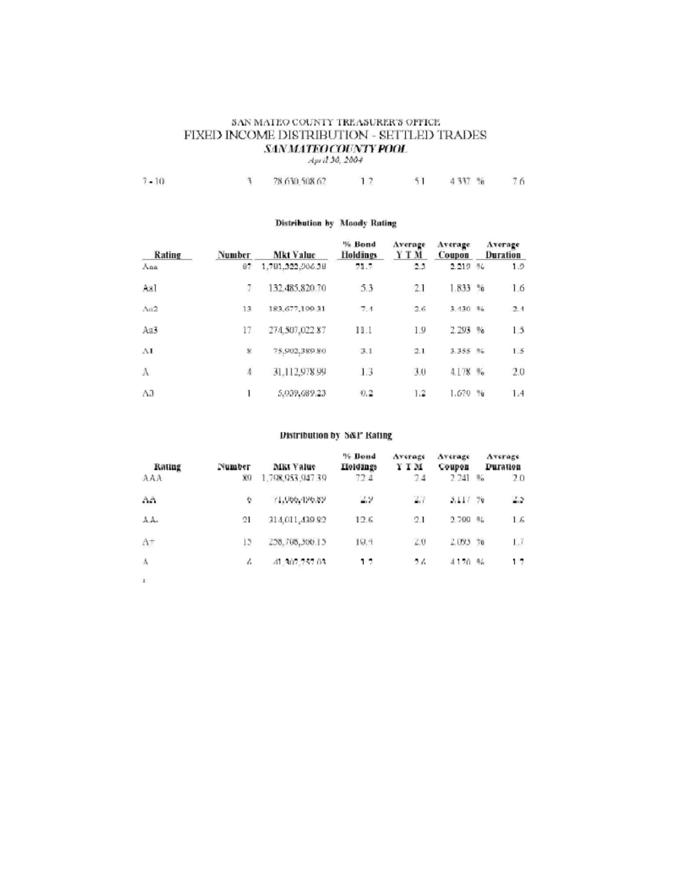SAN MATEO COUNTY TREASURER'S OFFICE

# FIXED INCOME DISTRIBUTION - SETTLED TRADES

***SAN MATEO COUNTY POOL***

*April 30, 2004*

| | | | | | | |
|---|---|---|---|---|---|---|
| 7 - 10 | 3 | 78,630,508.62 | 1.2 | 5.1 | 4.337 % | 7.6 |

**Distribution by Moody Rating**

| Rating | Number | Mkt Value | % Bond Holdings | Average Y T M | Average Coupon | Average Duration |
|---|---|---|---|---|---|---|
| Aaa | 87 | 1,781,322,906.58 | 71.7 | 2.3 | 2.219 % | 1.9 |
| Aa1 | 7 | 132,485,820.70 | 5.3 | 2.1 | 1.833 % | 1.6 |
| Aa2 | 13 | 183,677,199.31 | 7.4 | 2.6 | 3.430 % | 2.4 |
| Aa3 | 17 | 274,507,022.87 | 11.1 | 1.9 | 2.293 % | 1.5 |
| A1 | 8 | 75,902,389.80 | 3.1 | 2.1 | 3.355 % | 1.5 |
| A | 4 | 31,112,978.99 | 1.3 | 3.0 | 4.178 % | 2.0 |
| A3 | 1 | 5,039,689.23 | 0.2 | 1.2 | 1.670 % | 1.4 |

**Distribution by S&P Rating**

| Rating | Number | Mkt Value | % Bond Holdings | Average Y T M | Average Coupon | Average Duration |
|---|---|---|---|---|---|---|
| AAA | 89 | 1,798,953,947.39 | 72.4 | 2.4 | 2.241 % | 2.0 |
| AA | 6 | 71,066,496.89 | 2.9 | 2.7 | 3.117 % | 2.5 |
| AA- | 21 | 314,011,439.82 | 12.6 | 2.1 | 2.799 % | 1.6 |
| A+ | 15 | 258,708,366.15 | 10.4 | 2.0 | 2.093 % | 1.7 |
| A | 6 | 41,307,757.03 | 1.7 | 2.6 | 4.170 % | 1.7 |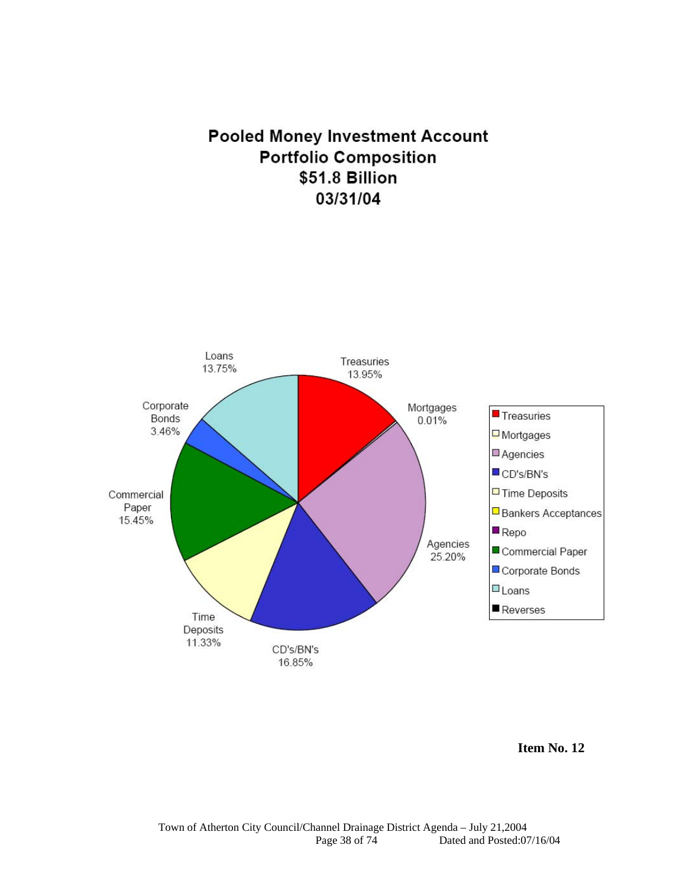# Pooled Money Investment Account
## Portfolio Composition
## $51.8 Billion
## 03/31/04

| Category | Percentage |
| --- | --- |
| Treasuries | 13.95% |
| Mortgages | 0.01% |
| Agencies | 25.20% |
| CD's/BN's | 16.85% |
| Time Deposits | 11.33% |
| Commercial Paper | 15.45% |
| Corporate Bonds | 3.46% |
| Loans | 13.75% |

Legend: Treasuries, Mortgages, Agencies, CD's/BN's, Time Deposits, Bankers Acceptances, Repo, Commercial Paper, Corporate Bonds, Loans, Reverses

**Item No. 12**

Town of Atherton City Council/Channel Drainage District Agenda – July 21,2004
Dated and Posted:07/16/04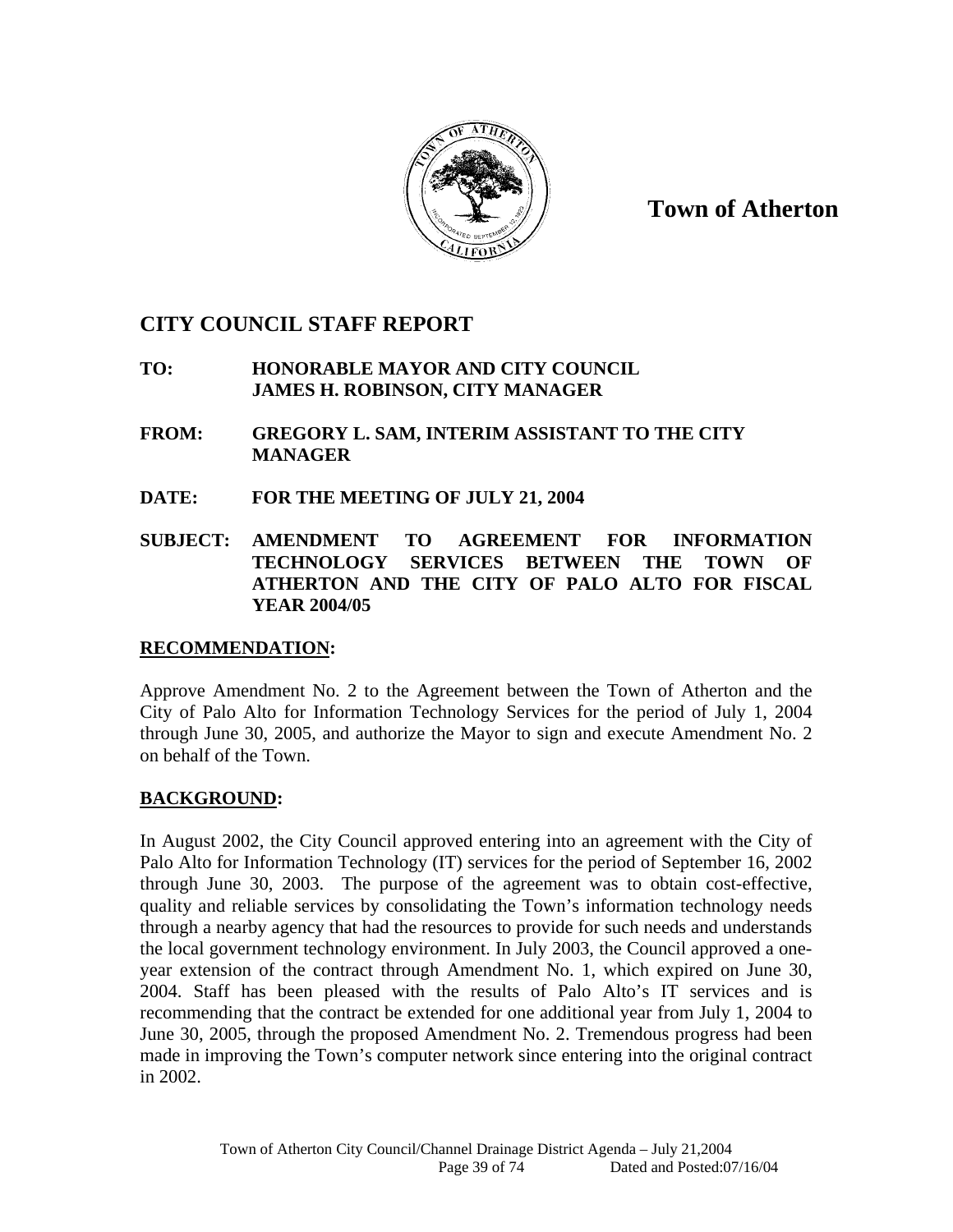**Town of Atherton**

# CITY COUNCIL STAFF REPORT

**TO:** **HONORABLE MAYOR AND CITY COUNCIL**
**JAMES H. ROBINSON, CITY MANAGER**

**FROM:** **GREGORY L. SAM, INTERIM ASSISTANT TO THE CITY MANAGER**

**DATE:** **FOR THE MEETING OF JULY 21, 2004**

**SUBJECT:** **AMENDMENT TO AGREEMENT FOR INFORMATION TECHNOLOGY SERVICES BETWEEN THE TOWN OF ATHERTON AND THE CITY OF PALO ALTO FOR FISCAL YEAR 2004/05**

## RECOMMENDATION:

Approve Amendment No. 2 to the Agreement between the Town of Atherton and the City of Palo Alto for Information Technology Services for the period of July 1, 2004 through June 30, 2005, and authorize the Mayor to sign and execute Amendment No. 2 on behalf of the Town.

## BACKGROUND:

In August 2002, the City Council approved entering into an agreement with the City of Palo Alto for Information Technology (IT) services for the period of September 16, 2002 through June 30, 2003. The purpose of the agreement was to obtain cost-effective, quality and reliable services by consolidating the Town's information technology needs through a nearby agency that had the resources to provide for such needs and understands the local government technology environment. In July 2003, the Council approved a one-year extension of the contract through Amendment No. 1, which expired on June 30, 2004. Staff has been pleased with the results of Palo Alto's IT services and is recommending that the contract be extended for one additional year from July 1, 2004 to June 30, 2005, through the proposed Amendment No. 2. Tremendous progress had been made in improving the Town's computer network since entering into the original contract in 2002.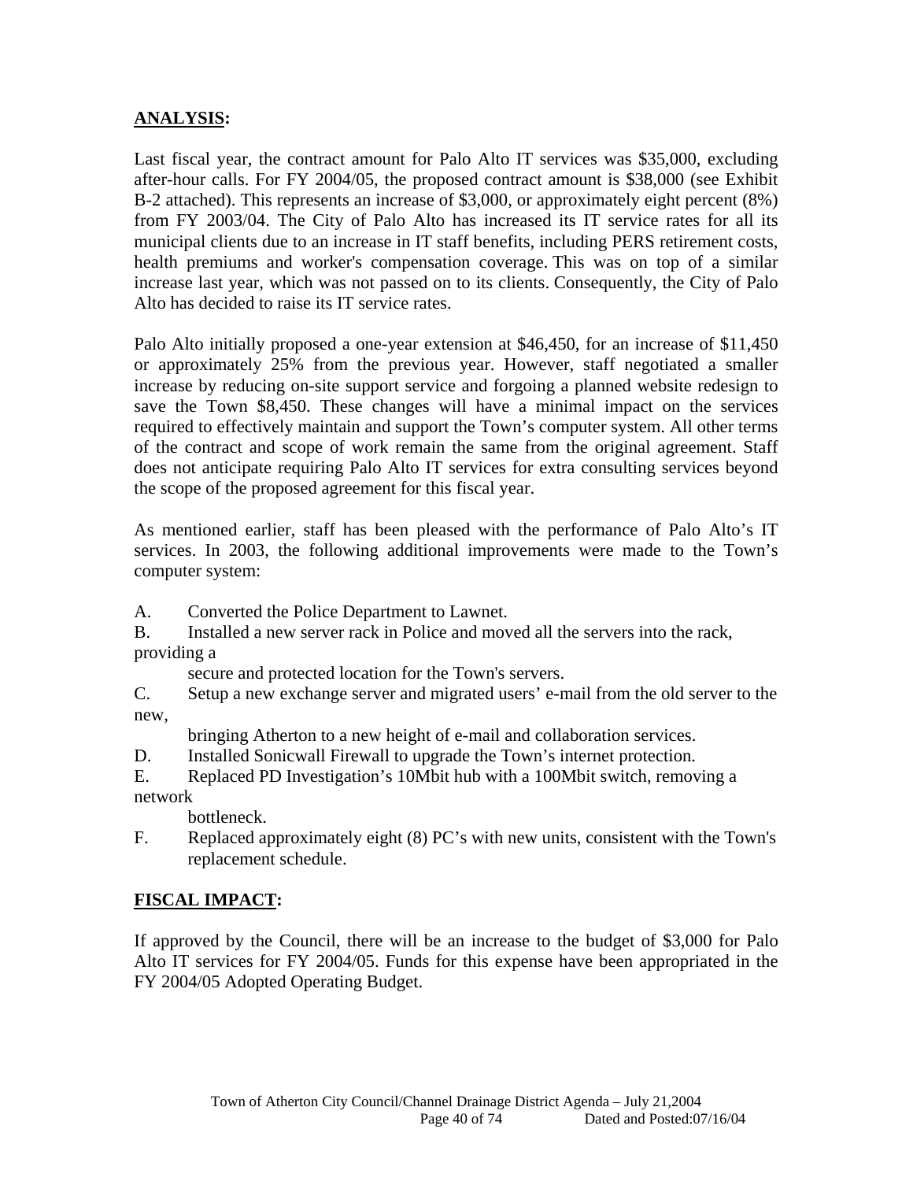## ANALYSIS:

Last fiscal year, the contract amount for Palo Alto IT services was $35,000, excluding after-hour calls. For FY 2004/05, the proposed contract amount is $38,000 (see Exhibit B-2 attached). This represents an increase of $3,000, or approximately eight percent (8%) from FY 2003/04. The City of Palo Alto has increased its IT service rates for all its municipal clients due to an increase in IT staff benefits, including PERS retirement costs, health premiums and worker's compensation coverage. This was on top of a similar increase last year, which was not passed on to its clients. Consequently, the City of Palo Alto has decided to raise its IT service rates.

Palo Alto initially proposed a one-year extension at $46,450, for an increase of $11,450 or approximately 25% from the previous year. However, staff negotiated a smaller increase by reducing on-site support service and forgoing a planned website redesign to save the Town $8,450. These changes will have a minimal impact on the services required to effectively maintain and support the Town's computer system. All other terms of the contract and scope of work remain the same from the original agreement. Staff does not anticipate requiring Palo Alto IT services for extra consulting services beyond the scope of the proposed agreement for this fiscal year.

As mentioned earlier, staff has been pleased with the performance of Palo Alto's IT services. In 2003, the following additional improvements were made to the Town's computer system:

A. Converted the Police Department to Lawnet.

B. Installed a new server rack in Police and moved all the servers into the rack, providing a secure and protected location for the Town's servers.

C. Setup a new exchange server and migrated users' e-mail from the old server to the new, bringing Atherton to a new height of e-mail and collaboration services.

D. Installed Sonicwall Firewall to upgrade the Town's internet protection.

E. Replaced PD Investigation's 10Mbit hub with a 100Mbit switch, removing a network bottleneck.

F. Replaced approximately eight (8) PC's with new units, consistent with the Town's replacement schedule.

## FISCAL IMPACT:

If approved by the Council, there will be an increase to the budget of $3,000 for Palo Alto IT services for FY 2004/05. Funds for this expense have been appropriated in the FY 2004/05 Adopted Operating Budget.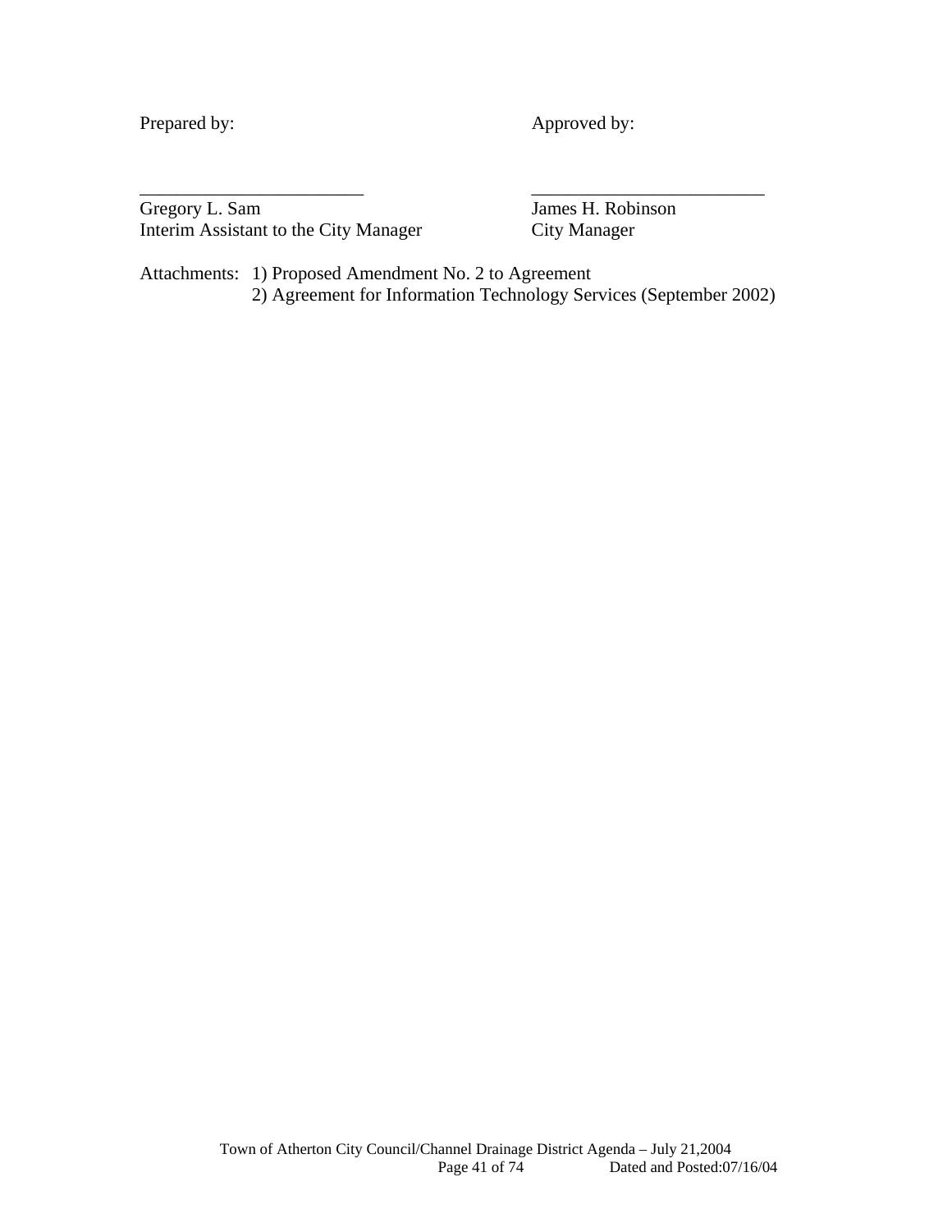Prepared by: Approved by:

\_\_\_\_\_\_\_\_\_\_\_\_\_\_\_\_\_\_\_\_\_\_\_\_\_ \_\_\_\_\_\_\_\_\_\_\_\_\_\_\_\_\_\_\_\_\_\_\_\_\_\_

Gregory L. Sam
Interim Assistant to the City Manager

James H. Robinson
City Manager

Attachments: 1) Proposed Amendment No. 2 to Agreement
2) Agreement for Information Technology Services (September 2002)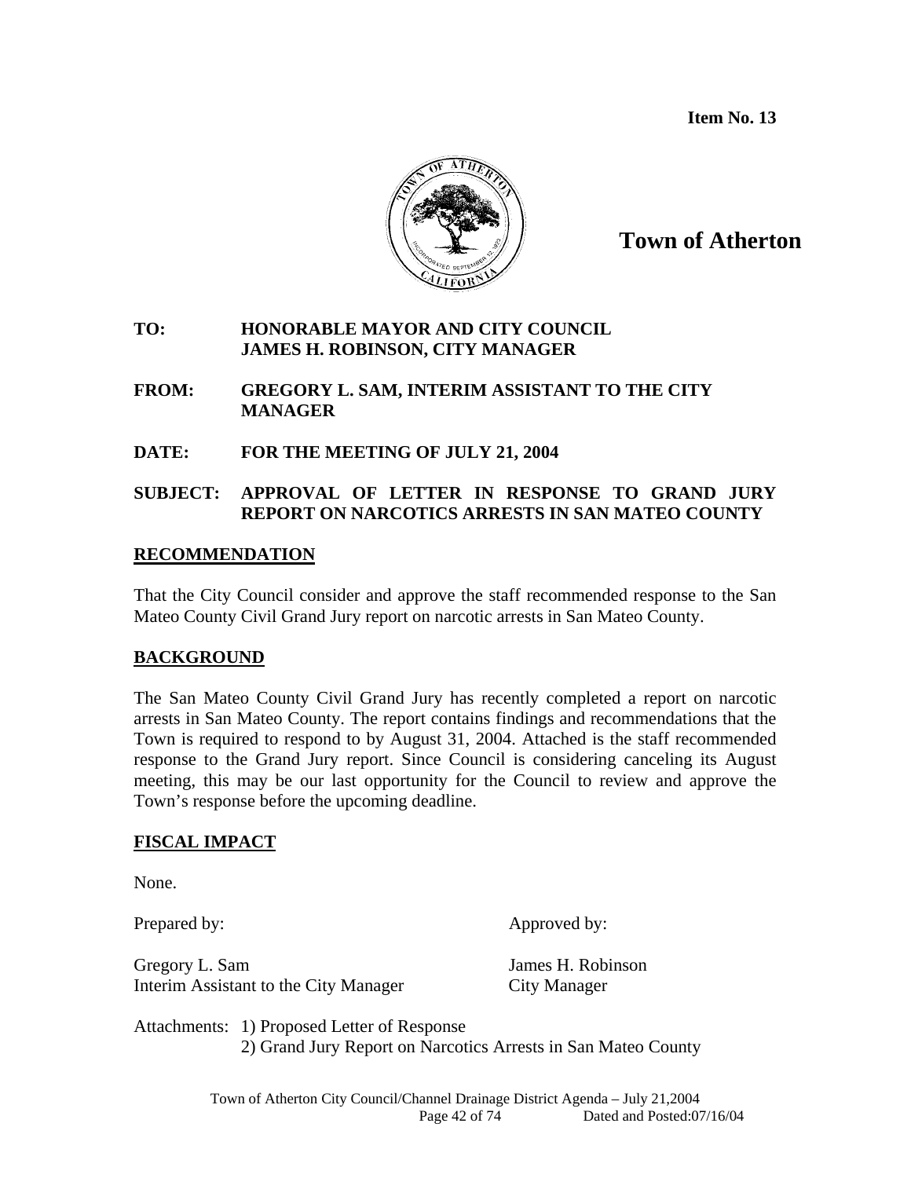**Item No. 13**

# Town of Atherton

**TO:** HONORABLE MAYOR AND CITY COUNCIL
JAMES H. ROBINSON, CITY MANAGER

**FROM:** GREGORY L. SAM, INTERIM ASSISTANT TO THE CITY MANAGER

**DATE:** FOR THE MEETING OF JULY 21, 2004

**SUBJECT:** APPROVAL OF LETTER IN RESPONSE TO GRAND JURY REPORT ON NARCOTICS ARRESTS IN SAN MATEO COUNTY

## RECOMMENDATION

That the City Council consider and approve the staff recommended response to the San Mateo County Civil Grand Jury report on narcotic arrests in San Mateo County.

## BACKGROUND

The San Mateo County Civil Grand Jury has recently completed a report on narcotic arrests in San Mateo County. The report contains findings and recommendations that the Town is required to respond to by August 31, 2004. Attached is the staff recommended response to the Grand Jury report. Since Council is considering canceling its August meeting, this may be our last opportunity for the Council to review and approve the Town's response before the upcoming deadline.

## FISCAL IMPACT

None.

Prepared by:

Gregory L. Sam
Interim Assistant to the City Manager

Approved by:

James H. Robinson
City Manager

Attachments: 1) Proposed Letter of Response
2) Grand Jury Report on Narcotics Arrests in San Mateo County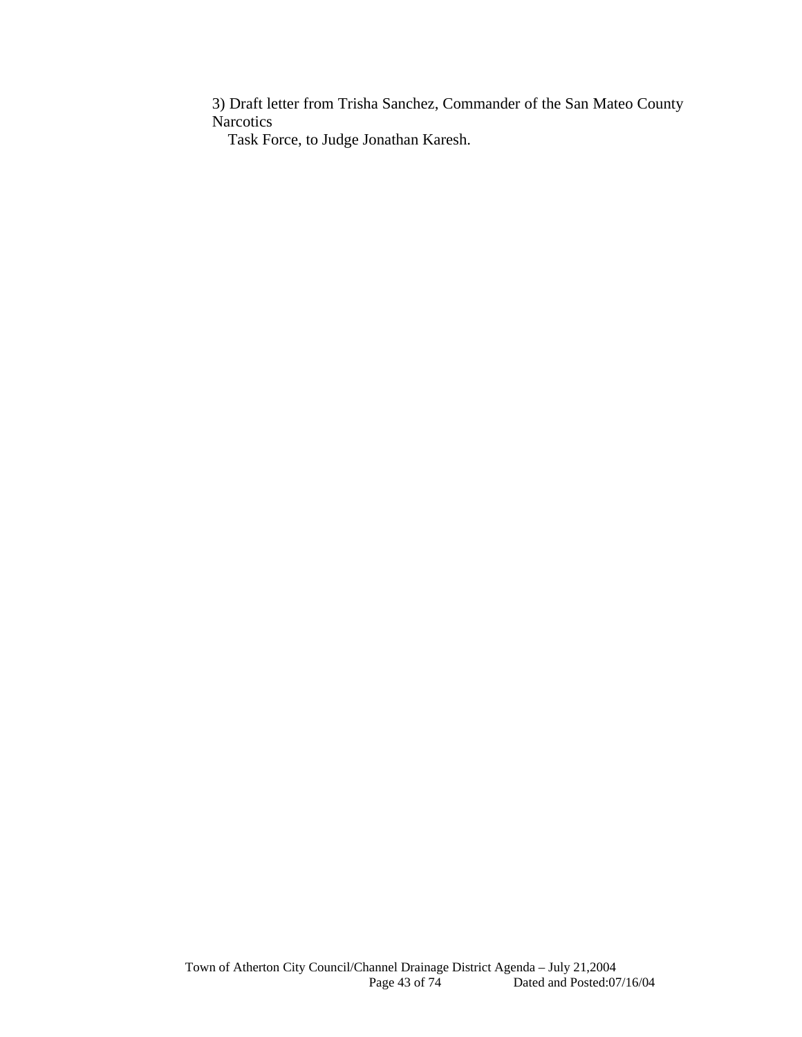3) Draft letter from Trisha Sanchez, Commander of the San Mateo County Narcotics Task Force, to Judge Jonathan Karesh.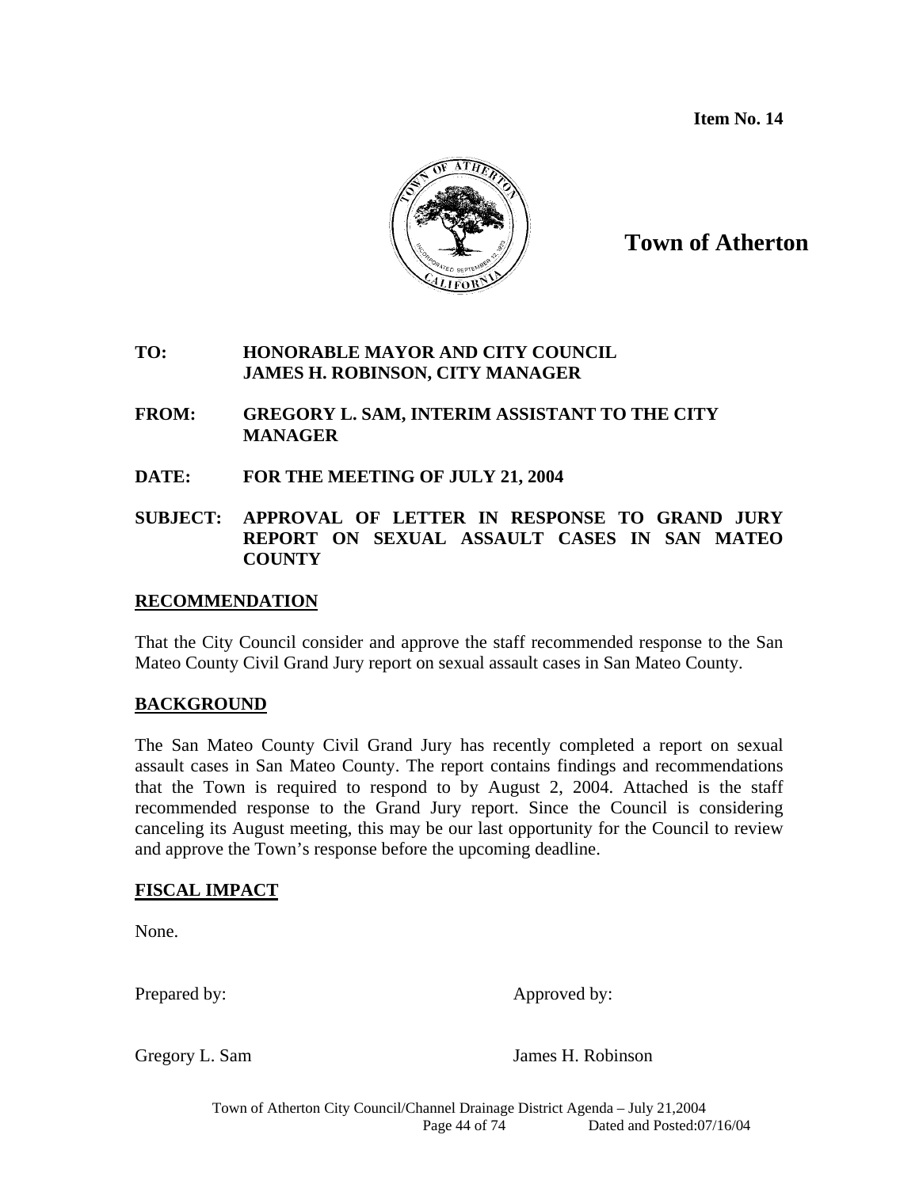**Item No. 14**

# Town of Atherton

**TO:** HONORABLE MAYOR AND CITY COUNCIL
JAMES H. ROBINSON, CITY MANAGER

**FROM:** GREGORY L. SAM, INTERIM ASSISTANT TO THE CITY MANAGER

**DATE:** FOR THE MEETING OF JULY 21, 2004

**SUBJECT:** APPROVAL OF LETTER IN RESPONSE TO GRAND JURY REPORT ON SEXUAL ASSAULT CASES IN SAN MATEO COUNTY

## RECOMMENDATION

That the City Council consider and approve the staff recommended response to the San Mateo County Civil Grand Jury report on sexual assault cases in San Mateo County.

## BACKGROUND

The San Mateo County Civil Grand Jury has recently completed a report on sexual assault cases in San Mateo County. The report contains findings and recommendations that the Town is required to respond to by August 2, 2004. Attached is the staff recommended response to the Grand Jury report. Since the Council is considering canceling its August meeting, this may be our last opportunity for the Council to review and approve the Town's response before the upcoming deadline.

## FISCAL IMPACT

None.

Prepared by: Approved by:

Gregory L. Sam James H. Robinson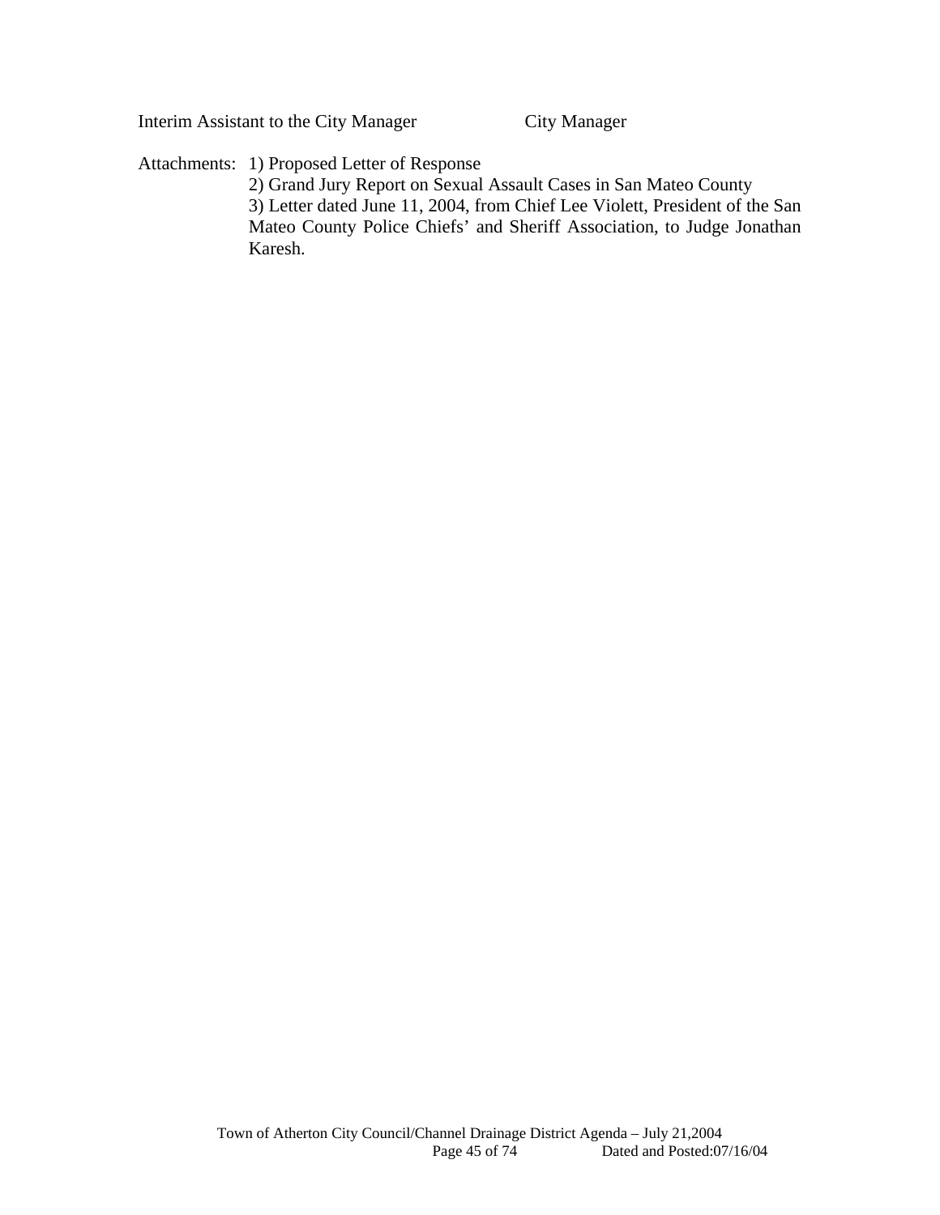Interim Assistant to the City Manager City Manager

Attachments:
1) Proposed Letter of Response
2) Grand Jury Report on Sexual Assault Cases in San Mateo County
3) Letter dated June 11, 2004, from Chief Lee Violett, President of the San Mateo County Police Chiefs' and Sheriff Association, to Judge Jonathan Karesh.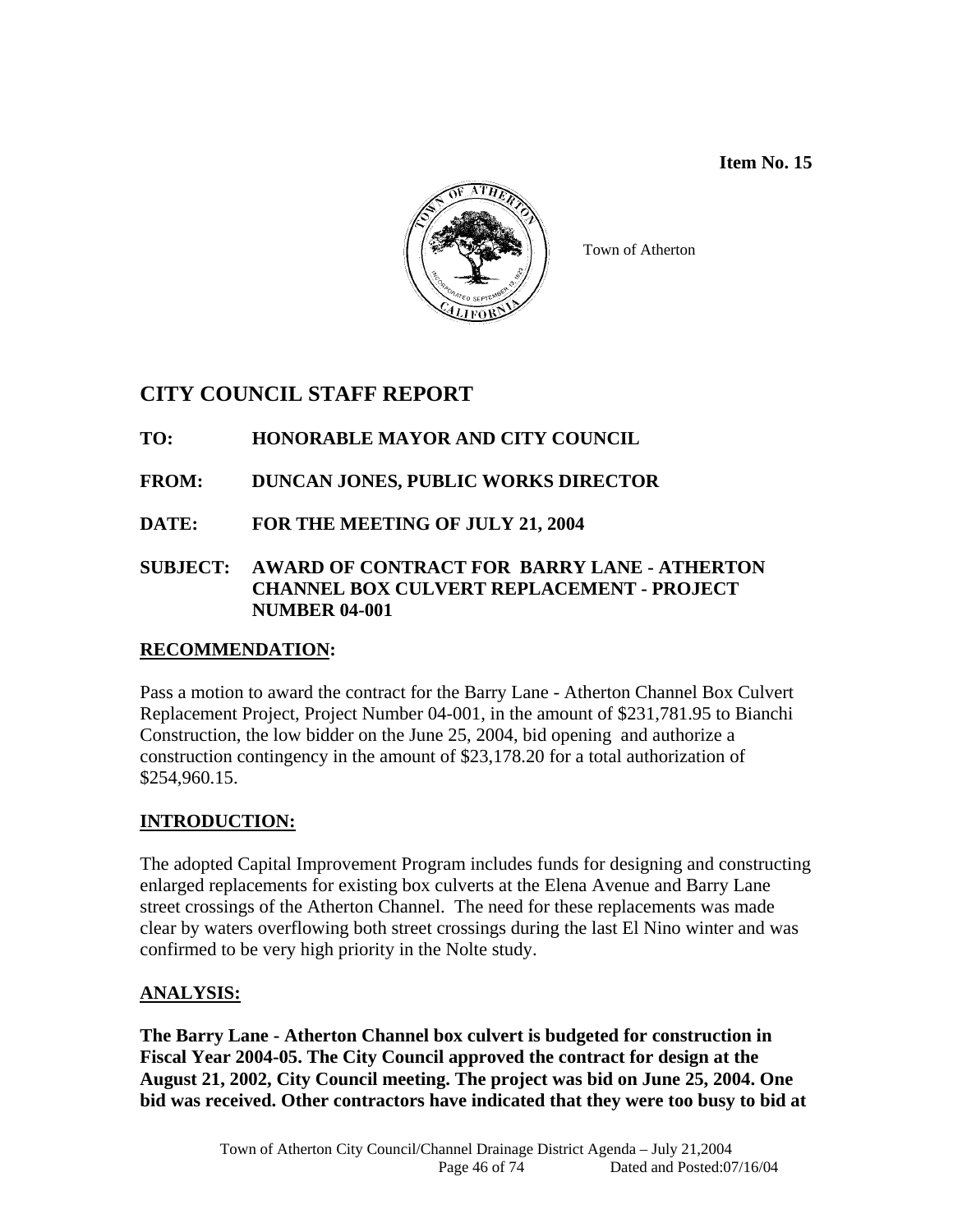**Item No. 15**

Town of Atherton

# CITY COUNCIL STAFF REPORT

**TO: HONORABLE MAYOR AND CITY COUNCIL**

**FROM: DUNCAN JONES, PUBLIC WORKS DIRECTOR**

**DATE: FOR THE MEETING OF JULY 21, 2004**

**SUBJECT: AWARD OF CONTRACT FOR BARRY LANE - ATHERTON CHANNEL BOX CULVERT REPLACEMENT - PROJECT NUMBER 04-001**

## RECOMMENDATION:

Pass a motion to award the contract for the Barry Lane - Atherton Channel Box Culvert Replacement Project, Project Number 04-001, in the amount of $231,781.95 to Bianchi Construction, the low bidder on the June 25, 2004, bid opening and authorize a construction contingency in the amount of $23,178.20 for a total authorization of $254,960.15.

## INTRODUCTION:

The adopted Capital Improvement Program includes funds for designing and constructing enlarged replacements for existing box culverts at the Elena Avenue and Barry Lane street crossings of the Atherton Channel. The need for these replacements was made clear by waters overflowing both street crossings during the last El Nino winter and was confirmed to be very high priority in the Nolte study.

## ANALYSIS:

**The Barry Lane - Atherton Channel box culvert is budgeted for construction in Fiscal Year 2004-05. The City Council approved the contract for design at the August 21, 2002, City Council meeting. The project was bid on June 25, 2004. One bid was received. Other contractors have indicated that they were too busy to bid at**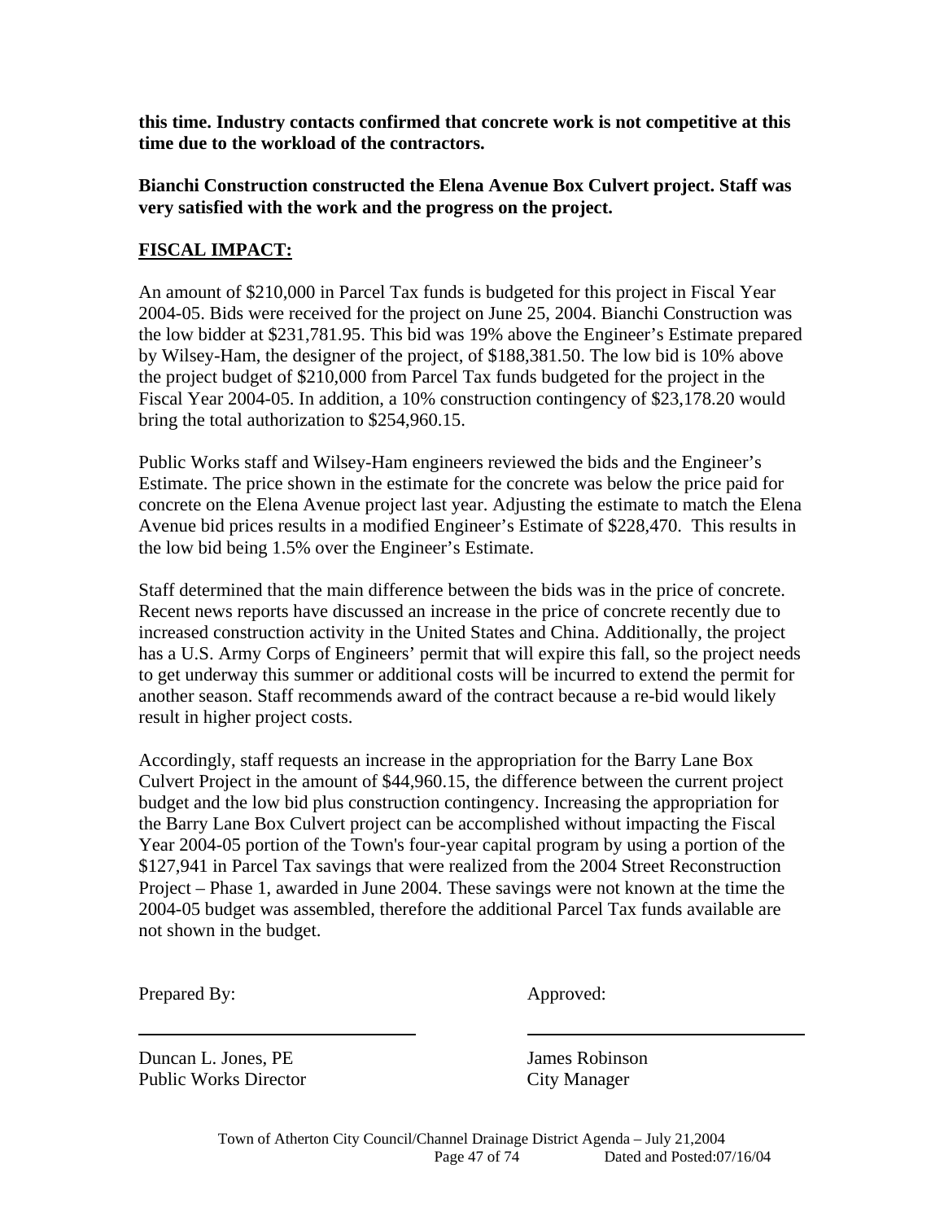**this time. Industry contacts confirmed that concrete work is not competitive at this time due to the workload of the contractors.**

**Bianchi Construction constructed the Elena Avenue Box Culvert project. Staff was very satisfied with the work and the progress on the project.**

## FISCAL IMPACT:

An amount of $210,000 in Parcel Tax funds is budgeted for this project in Fiscal Year 2004-05. Bids were received for the project on June 25, 2004. Bianchi Construction was the low bidder at $231,781.95. This bid was 19% above the Engineer's Estimate prepared by Wilsey-Ham, the designer of the project, of $188,381.50. The low bid is 10% above the project budget of $210,000 from Parcel Tax funds budgeted for the project in the Fiscal Year 2004-05. In addition, a 10% construction contingency of $23,178.20 would bring the total authorization to $254,960.15.

Public Works staff and Wilsey-Ham engineers reviewed the bids and the Engineer's Estimate. The price shown in the estimate for the concrete was below the price paid for concrete on the Elena Avenue project last year. Adjusting the estimate to match the Elena Avenue bid prices results in a modified Engineer's Estimate of $228,470. This results in the low bid being 1.5% over the Engineer's Estimate.

Staff determined that the main difference between the bids was in the price of concrete. Recent news reports have discussed an increase in the price of concrete recently due to increased construction activity in the United States and China. Additionally, the project has a U.S. Army Corps of Engineers' permit that will expire this fall, so the project needs to get underway this summer or additional costs will be incurred to extend the permit for another season. Staff recommends award of the contract because a re-bid would likely result in higher project costs.

Accordingly, staff requests an increase in the appropriation for the Barry Lane Box Culvert Project in the amount of $44,960.15, the difference between the current project budget and the low bid plus construction contingency. Increasing the appropriation for the Barry Lane Box Culvert project can be accomplished without impacting the Fiscal Year 2004-05 portion of the Town's four-year capital program by using a portion of the $127,941 in Parcel Tax savings that were realized from the 2004 Street Reconstruction Project – Phase 1, awarded in June 2004. These savings were not known at the time the 2004-05 budget was assembled, therefore the additional Parcel Tax funds available are not shown in the budget.

Prepared By: Approved:

Duncan L. Jones, PE
Public Works Director

James Robinson
City Manager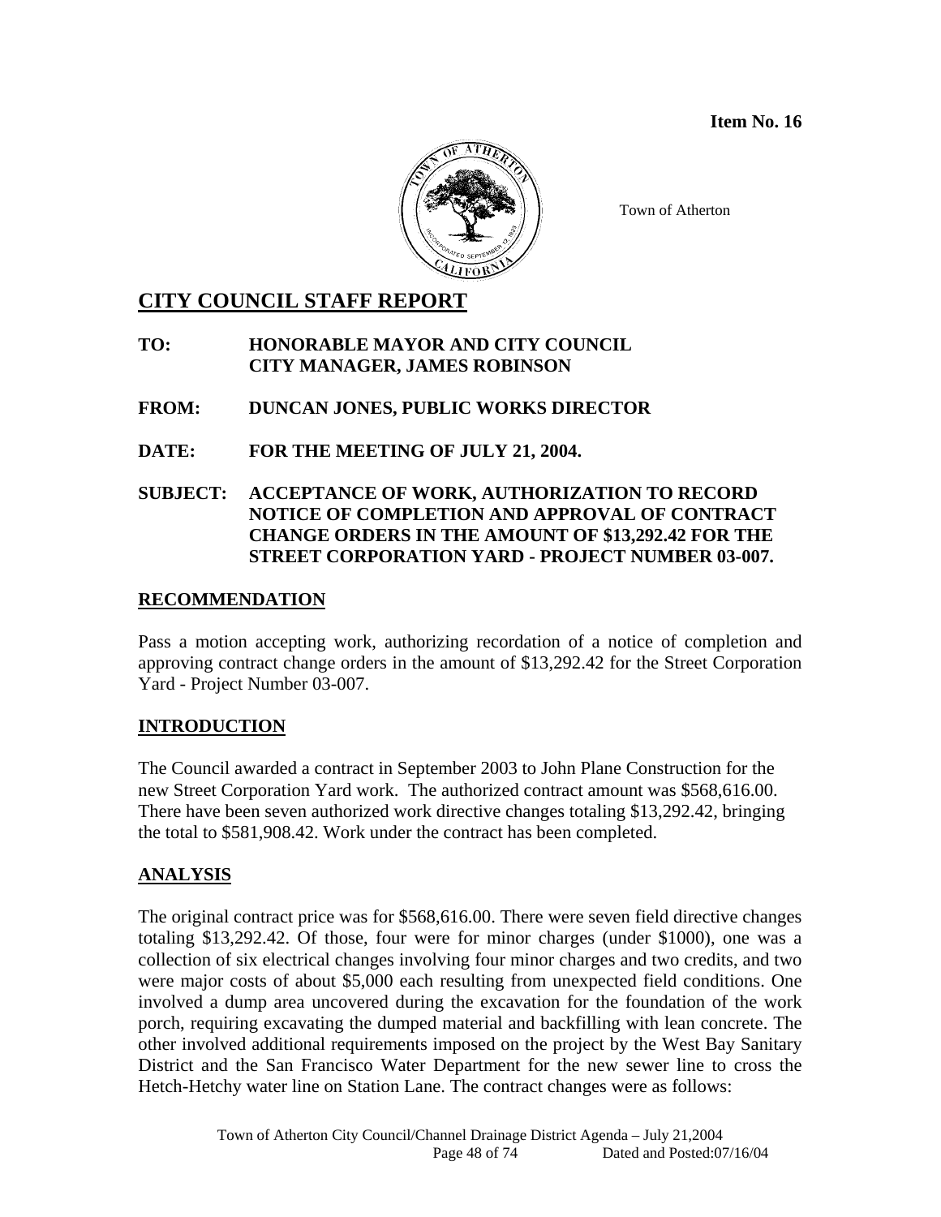**Item No. 16**

Town of Atherton

# CITY COUNCIL STAFF REPORT

**TO: HONORABLE MAYOR AND CITY COUNCIL**
**CITY MANAGER, JAMES ROBINSON**

**FROM: DUNCAN JONES, PUBLIC WORKS DIRECTOR**

**DATE: FOR THE MEETING OF JULY 21, 2004.**

**SUBJECT: ACCEPTANCE OF WORK, AUTHORIZATION TO RECORD NOTICE OF COMPLETION AND APPROVAL OF CONTRACT CHANGE ORDERS IN THE AMOUNT OF $13,292.42 FOR THE STREET CORPORATION YARD - PROJECT NUMBER 03-007.**

## RECOMMENDATION

Pass a motion accepting work, authorizing recordation of a notice of completion and approving contract change orders in the amount of $13,292.42 for the Street Corporation Yard - Project Number 03-007.

## INTRODUCTION

The Council awarded a contract in September 2003 to John Plane Construction for the new Street Corporation Yard work. The authorized contract amount was $568,616.00. There have been seven authorized work directive changes totaling $13,292.42, bringing the total to $581,908.42. Work under the contract has been completed.

## ANALYSIS

The original contract price was for $568,616.00. There were seven field directive changes totaling $13,292.42. Of those, four were for minor charges (under $1000), one was a collection of six electrical changes involving four minor charges and two credits, and two were major costs of about $5,000 each resulting from unexpected field conditions. One involved a dump area uncovered during the excavation for the foundation of the work porch, requiring excavating the dumped material and backfilling with lean concrete. The other involved additional requirements imposed on the project by the West Bay Sanitary District and the San Francisco Water Department for the new sewer line to cross the Hetch-Hetchy water line on Station Lane. The contract changes were as follows: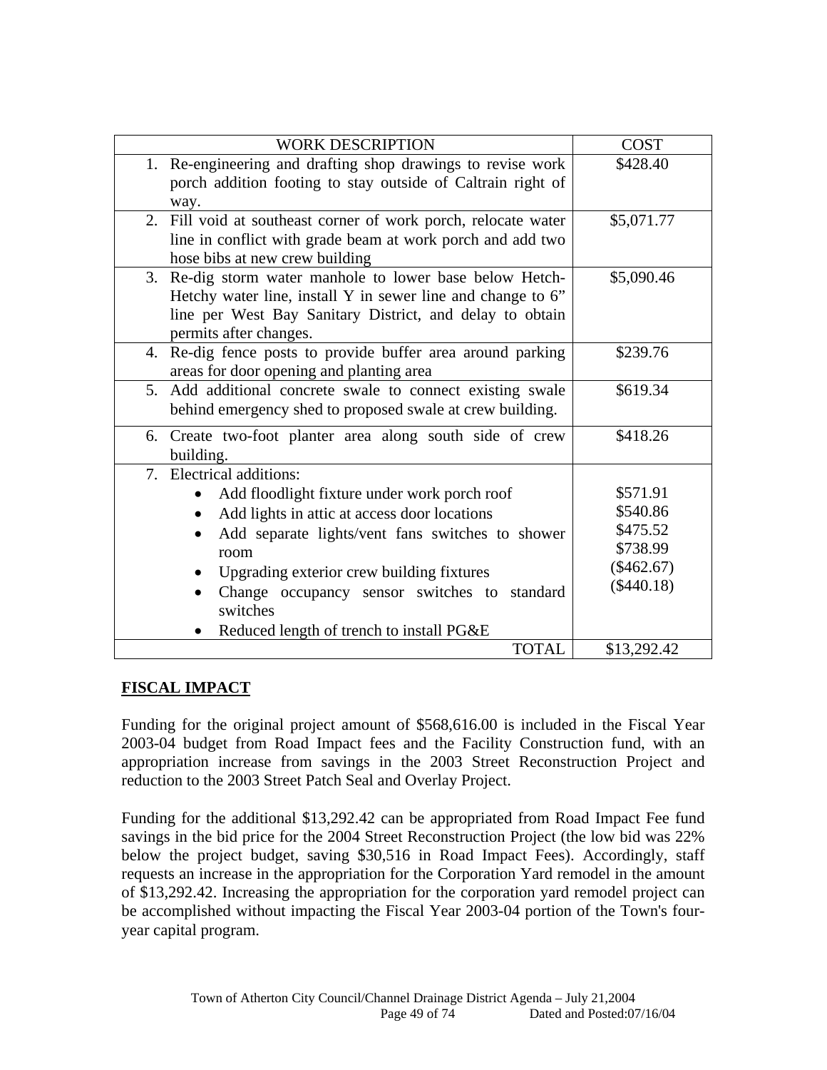| WORK DESCRIPTION | COST |
|---|---|
| 1. Re-engineering and drafting shop drawings to revise work porch addition footing to stay outside of Caltrain right of way. | $428.40 |
| 2. Fill void at southeast corner of work porch, relocate water line in conflict with grade beam at work porch and add two hose bibs at new crew building | $5,071.77 |
| 3. Re-dig storm water manhole to lower base below Hetch-Hetchy water line, install Y in sewer line and change to 6" line per West Bay Sanitary District, and delay to obtain permits after changes. | $5,090.46 |
| 4. Re-dig fence posts to provide buffer area around parking areas for door opening and planting area | $239.76 |
| 5. Add additional concrete swale to connect existing swale behind emergency shed to proposed swale at crew building. | $619.34 |
| 6. Create two-foot planter area along south side of crew building. | $418.26 |
| 7. Electrical additions: | |
| • Add floodlight fixture under work porch roof | $571.91 |
| • Add lights in attic at access door locations | $540.86 |
| • Add separate lights/vent fans switches to shower room | $475.52 |
| • Upgrading exterior crew building fixtures | $738.99 |
| • Change occupancy sensor switches to standard switches | ($462.67) |
| • Reduced length of trench to install PG&E | ($440.18) |
| TOTAL | $13,292.42 |

## FISCAL IMPACT

Funding for the original project amount of $568,616.00 is included in the Fiscal Year 2003-04 budget from Road Impact fees and the Facility Construction fund, with an appropriation increase from savings in the 2003 Street Reconstruction Project and reduction to the 2003 Street Patch Seal and Overlay Project.

Funding for the additional $13,292.42 can be appropriated from Road Impact Fee fund savings in the bid price for the 2004 Street Reconstruction Project (the low bid was 22% below the project budget, saving $30,516 in Road Impact Fees). Accordingly, staff requests an increase in the appropriation for the Corporation Yard remodel in the amount of $13,292.42. Increasing the appropriation for the corporation yard remodel project can be accomplished without impacting the Fiscal Year 2003-04 portion of the Town's four-year capital program.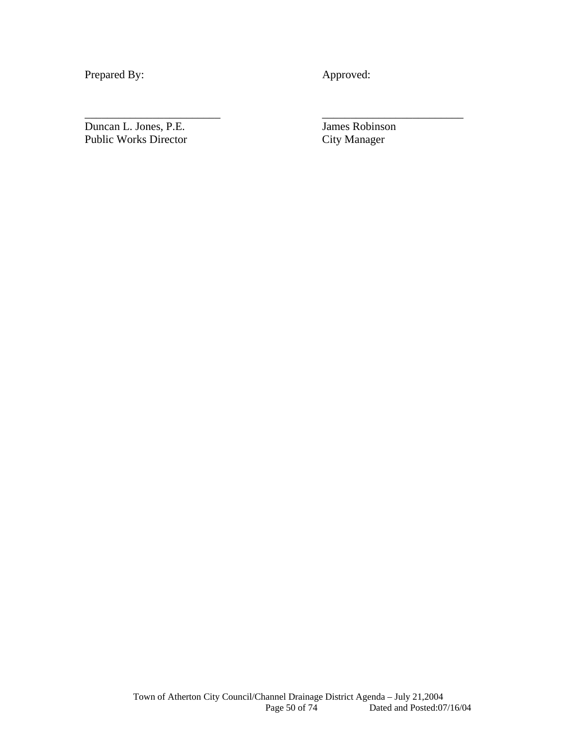Prepared By: Approved:

\_\_\_\_\_\_\_\_\_\_\_\_\_\_\_\_\_\_\_\_\_\_\_\_\_ \_\_\_\_\_\_\_\_\_\_\_\_\_\_\_\_\_\_\_\_\_\_\_\_\_\_

| Prepared By: | Approved: |
| --- | --- |
| Duncan L. Jones, P.E. | James Robinson |
| Public Works Director | City Manager |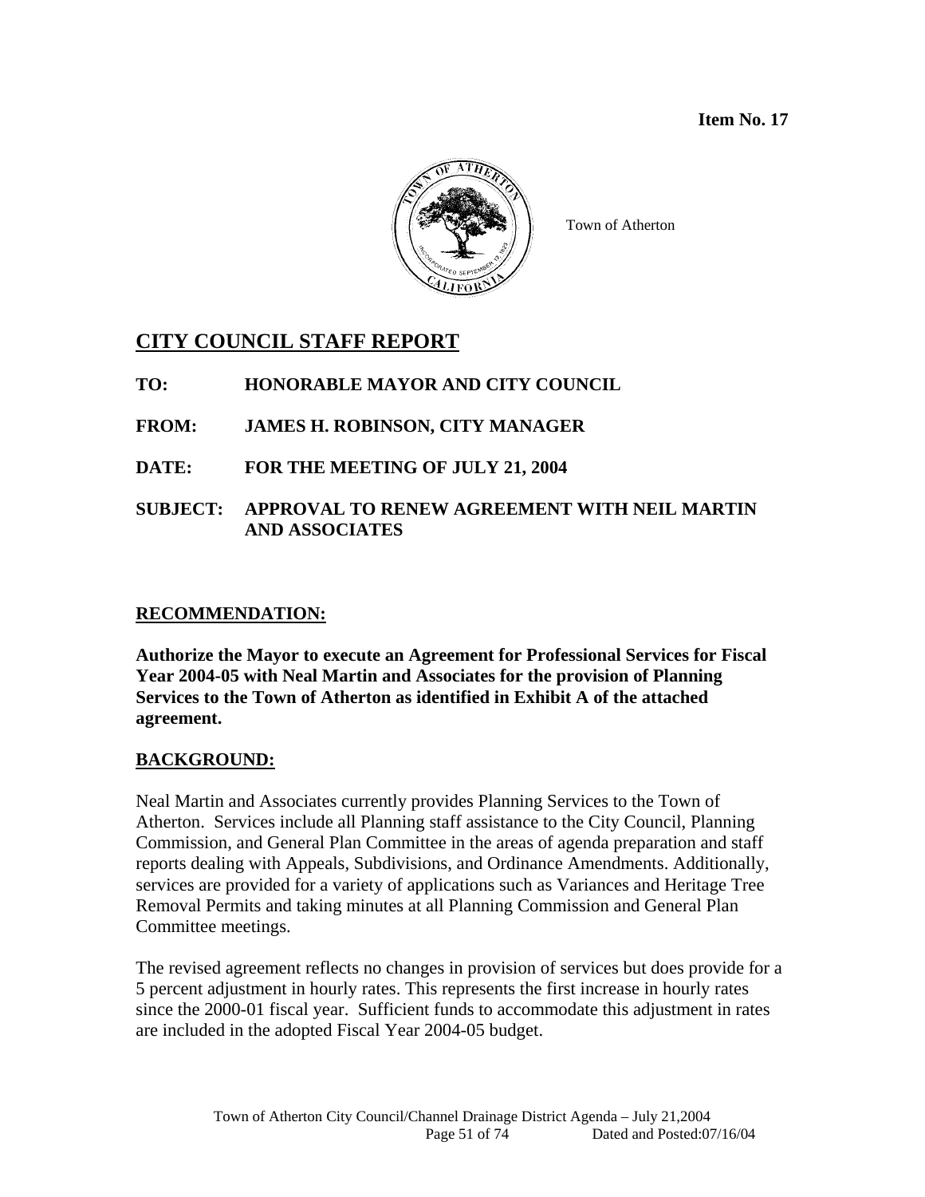**Item No. 17**

Town of Atherton

# CITY COUNCIL STAFF REPORT

**TO:** HONORABLE MAYOR AND CITY COUNCIL

**FROM:** JAMES H. ROBINSON, CITY MANAGER

**DATE:** FOR THE MEETING OF JULY 21, 2004

**SUBJECT:** APPROVAL TO RENEW AGREEMENT WITH NEIL MARTIN AND ASSOCIATES

## RECOMMENDATION:

**Authorize the Mayor to execute an Agreement for Professional Services for Fiscal Year 2004-05 with Neal Martin and Associates for the provision of Planning Services to the Town of Atherton as identified in Exhibit A of the attached agreement.**

## BACKGROUND:

Neal Martin and Associates currently provides Planning Services to the Town of Atherton. Services include all Planning staff assistance to the City Council, Planning Commission, and General Plan Committee in the areas of agenda preparation and staff reports dealing with Appeals, Subdivisions, and Ordinance Amendments. Additionally, services are provided for a variety of applications such as Variances and Heritage Tree Removal Permits and taking minutes at all Planning Commission and General Plan Committee meetings.

The revised agreement reflects no changes in provision of services but does provide for a 5 percent adjustment in hourly rates. This represents the first increase in hourly rates since the 2000-01 fiscal year. Sufficient funds to accommodate this adjustment in rates are included in the adopted Fiscal Year 2004-05 budget.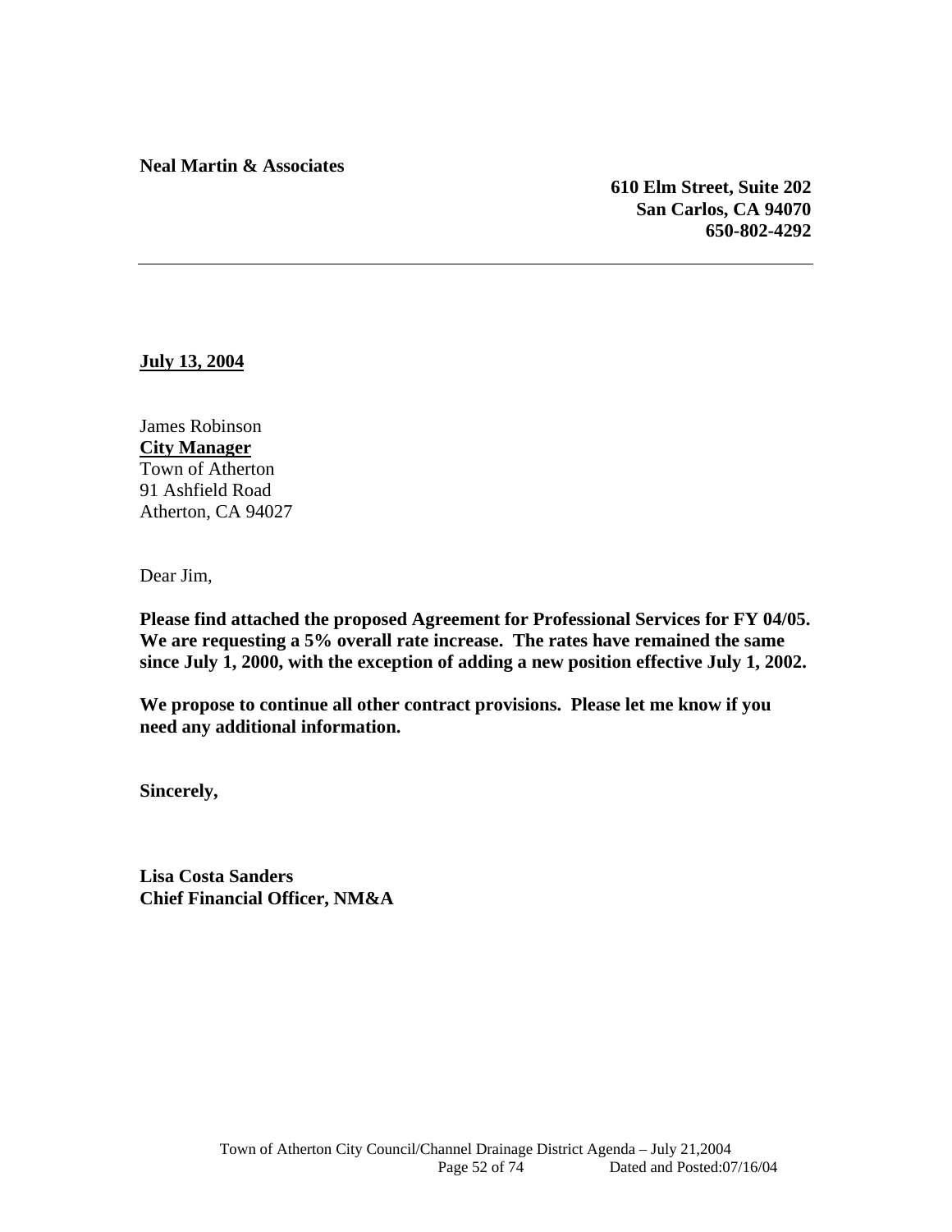**Neal Martin & Associates**

**610 Elm Street, Suite 202**
**San Carlos, CA 94070**
**650-802-4292**

---

**July 13, 2004**

James Robinson
**City Manager**
Town of Atherton
91 Ashfield Road
Atherton, CA 94027

Dear Jim,

**Please find attached the proposed Agreement for Professional Services for FY 04/05. We are requesting a 5% overall rate increase. The rates have remained the same since July 1, 2000, with the exception of adding a new position effective July 1, 2002.**

**We propose to continue all other contract provisions. Please let me know if you need any additional information.**

**Sincerely,**

**Lisa Costa Sanders**
**Chief Financial Officer, NM&A**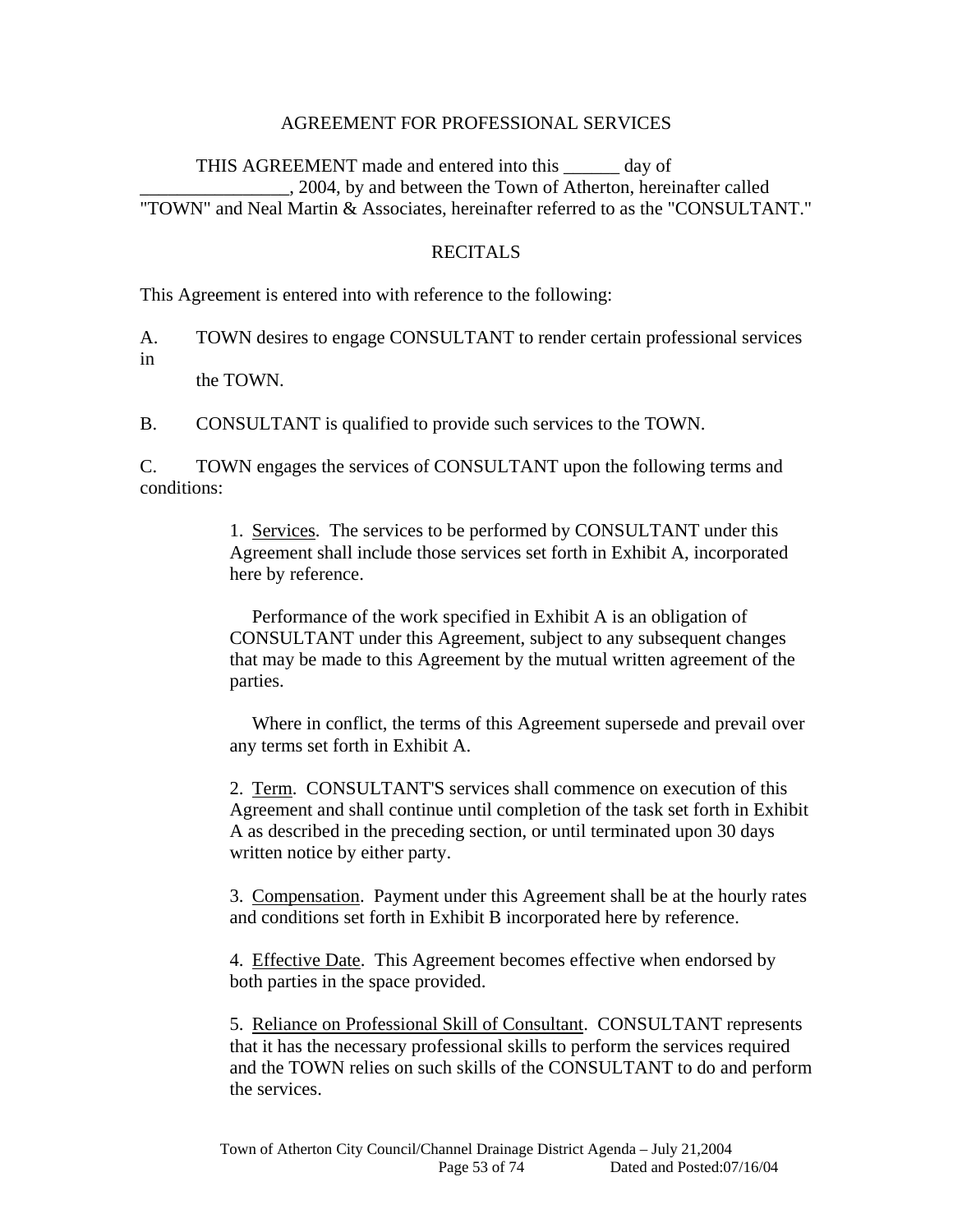# AGREEMENT FOR PROFESSIONAL SERVICES

THIS AGREEMENT made and entered into this ______ day of ________________, 2004, by and between the Town of Atherton, hereinafter called "TOWN" and Neal Martin & Associates, hereinafter referred to as the "CONSULTANT."

## RECITALS

This Agreement is entered into with reference to the following:

A. TOWN desires to engage CONSULTANT to render certain professional services in the TOWN.

B. CONSULTANT is qualified to provide such services to the TOWN.

C. TOWN engages the services of CONSULTANT upon the following terms and conditions:

1. Services. The services to be performed by CONSULTANT under this Agreement shall include those services set forth in Exhibit A, incorporated here by reference.

   Performance of the work specified in Exhibit A is an obligation of CONSULTANT under this Agreement, subject to any subsequent changes that may be made to this Agreement by the mutual written agreement of the parties.

   Where in conflict, the terms of this Agreement supersede and prevail over any terms set forth in Exhibit A.

2. Term. CONSULTANT'S services shall commence on execution of this Agreement and shall continue until completion of the task set forth in Exhibit A as described in the preceding section, or until terminated upon 30 days written notice by either party.

3. Compensation. Payment under this Agreement shall be at the hourly rates and conditions set forth in Exhibit B incorporated here by reference.

4. Effective Date. This Agreement becomes effective when endorsed by both parties in the space provided.

5. Reliance on Professional Skill of Consultant. CONSULTANT represents that it has the necessary professional skills to perform the services required and the TOWN relies on such skills of the CONSULTANT to do and perform the services.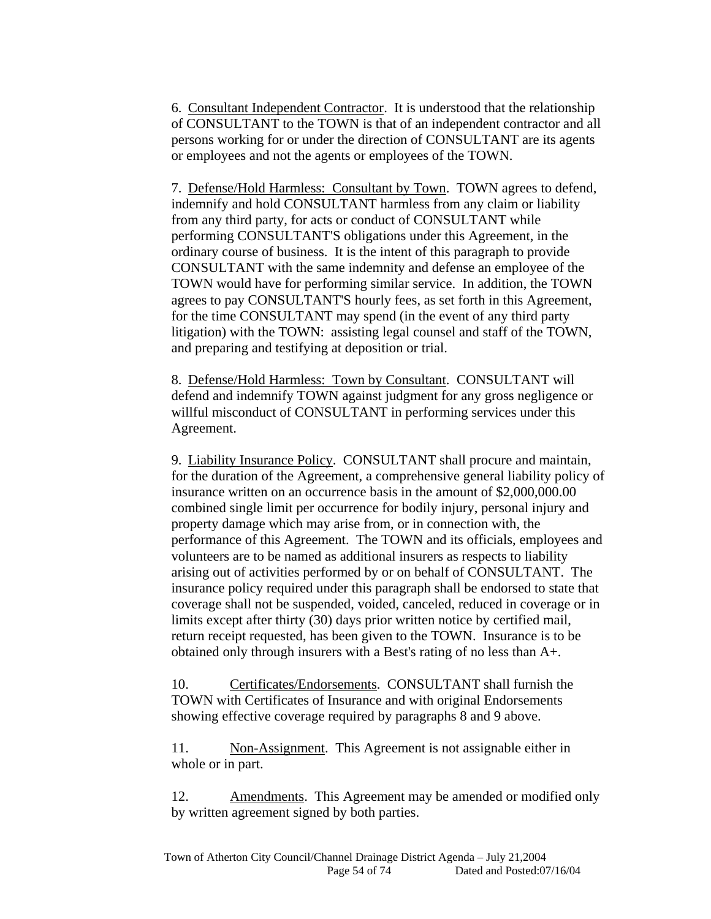6. <u>Consultant Independent Contractor</u>. It is understood that the relationship of CONSULTANT to the TOWN is that of an independent contractor and all persons working for or under the direction of CONSULTANT are its agents or employees and not the agents or employees of the TOWN.

7. <u>Defense/Hold Harmless: Consultant by Town</u>. TOWN agrees to defend, indemnify and hold CONSULTANT harmless from any claim or liability from any third party, for acts or conduct of CONSULTANT while performing CONSULTANT'S obligations under this Agreement, in the ordinary course of business. It is the intent of this paragraph to provide CONSULTANT with the same indemnity and defense an employee of the TOWN would have for performing similar service. In addition, the TOWN agrees to pay CONSULTANT'S hourly fees, as set forth in this Agreement, for the time CONSULTANT may spend (in the event of any third party litigation) with the TOWN: assisting legal counsel and staff of the TOWN, and preparing and testifying at deposition or trial.

8. <u>Defense/Hold Harmless: Town by Consultant</u>. CONSULTANT will defend and indemnify TOWN against judgment for any gross negligence or willful misconduct of CONSULTANT in performing services under this Agreement.

9. <u>Liability Insurance Policy</u>. CONSULTANT shall procure and maintain, for the duration of the Agreement, a comprehensive general liability policy of insurance written on an occurrence basis in the amount of $2,000,000.00 combined single limit per occurrence for bodily injury, personal injury and property damage which may arise from, or in connection with, the performance of this Agreement. The TOWN and its officials, employees and volunteers are to be named as additional insurers as respects to liability arising out of activities performed by or on behalf of CONSULTANT. The insurance policy required under this paragraph shall be endorsed to state that coverage shall not be suspended, voided, canceled, reduced in coverage or in limits except after thirty (30) days prior written notice by certified mail, return receipt requested, has been given to the TOWN. Insurance is to be obtained only through insurers with a Best's rating of no less than A+.

10. <u>Certificates/Endorsements</u>. CONSULTANT shall furnish the TOWN with Certificates of Insurance and with original Endorsements showing effective coverage required by paragraphs 8 and 9 above.

11. <u>Non-Assignment</u>. This Agreement is not assignable either in whole or in part.

12. <u>Amendments</u>. This Agreement may be amended or modified only by written agreement signed by both parties.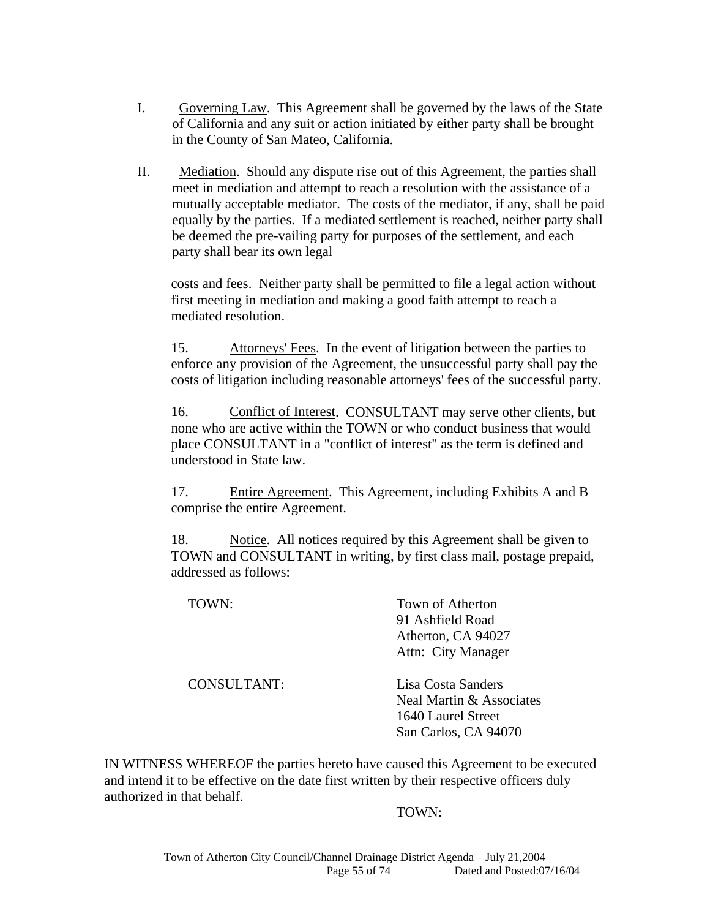I. Governing Law. This Agreement shall be governed by the laws of the State of California and any suit or action initiated by either party shall be brought in the County of San Mateo, California.

II. Mediation. Should any dispute rise out of this Agreement, the parties shall meet in mediation and attempt to reach a resolution with the assistance of a mutually acceptable mediator. The costs of the mediator, if any, shall be paid equally by the parties. If a mediated settlement is reached, neither party shall be deemed the pre-vailing party for purposes of the settlement, and each party shall bear its own legal

costs and fees. Neither party shall be permitted to file a legal action without first meeting in mediation and making a good faith attempt to reach a mediated resolution.

15. Attorneys' Fees. In the event of litigation between the parties to enforce any provision of the Agreement, the unsuccessful party shall pay the costs of litigation including reasonable attorneys' fees of the successful party.

16. Conflict of Interest. CONSULTANT may serve other clients, but none who are active within the TOWN or who conduct business that would place CONSULTANT in a "conflict of interest" as the term is defined and understood in State law.

17. Entire Agreement. This Agreement, including Exhibits A and B comprise the entire Agreement.

18. Notice. All notices required by this Agreement shall be given to TOWN and CONSULTANT in writing, by first class mail, postage prepaid, addressed as follows:

TOWN:
Town of Atherton
91 Ashfield Road
Atherton, CA 94027
Attn: City Manager

CONSULTANT:
Lisa Costa Sanders
Neal Martin & Associates
1640 Laurel Street
San Carlos, CA 94070

IN WITNESS WHEREOF the parties hereto have caused this Agreement to be executed and intend it to be effective on the date first written by their respective officers duly authorized in that behalf.

TOWN: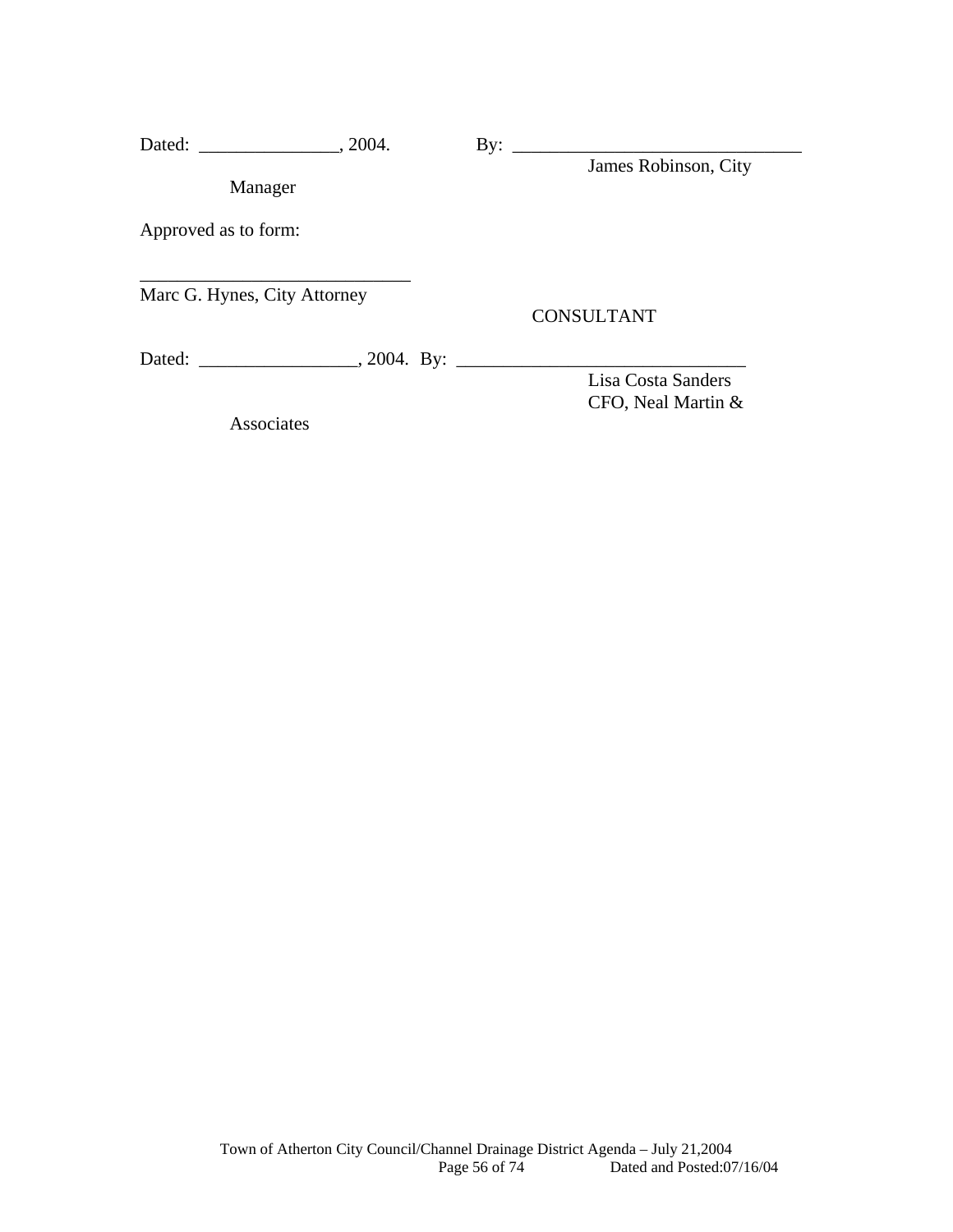Dated: _______________, 2004.    By: ________________________________
James Robinson, City Manager

Approved as to form:

_____________________________
Marc G. Hynes, City Attorney

CONSULTANT

Dated: _________________, 2004.  By: _______________________________
Lisa Costa Sanders
CFO, Neal Martin & Associates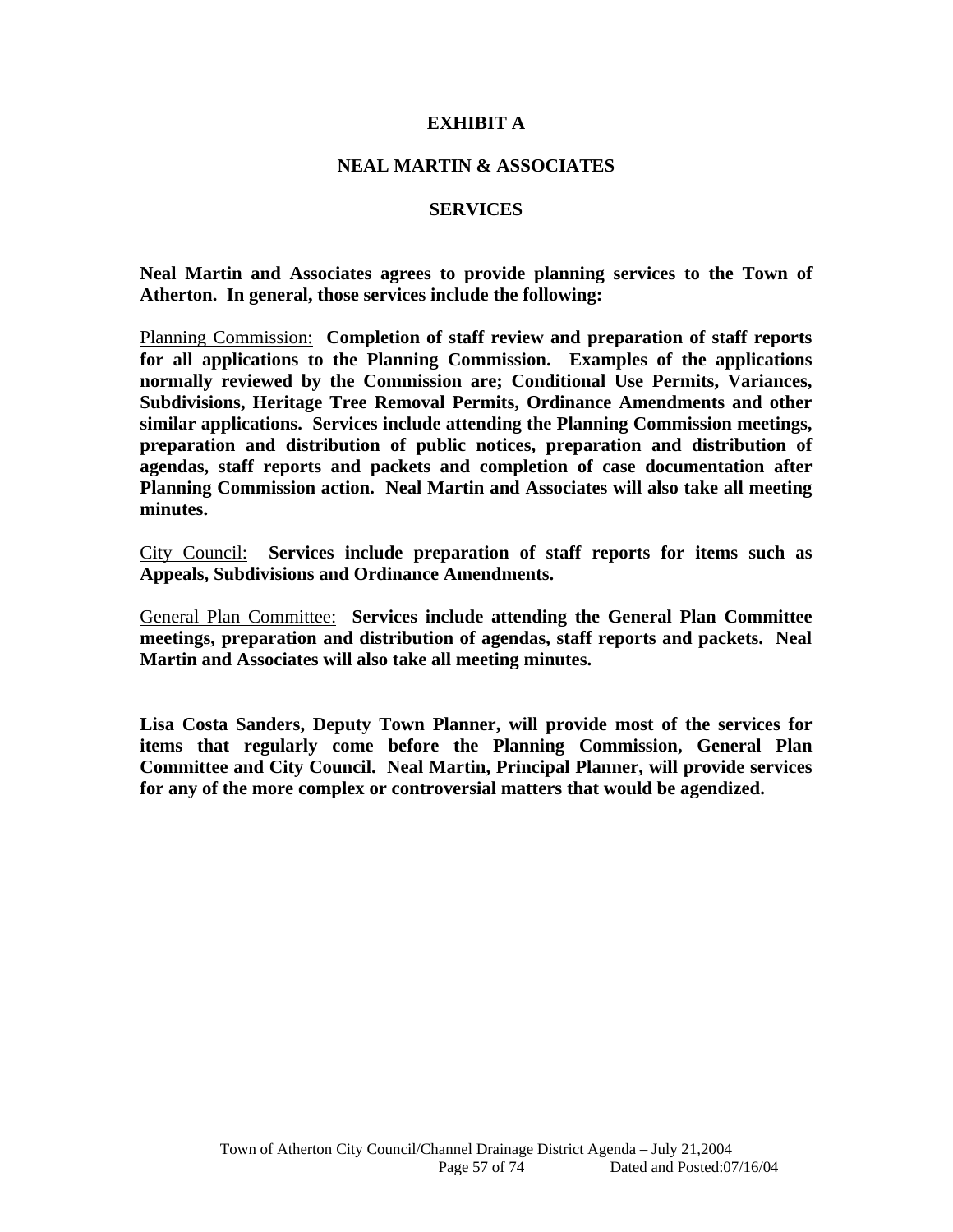# EXHIBIT A

## NEAL MARTIN & ASSOCIATES

## SERVICES

**Neal Martin and Associates agrees to provide planning services to the Town of Atherton. In general, those services include the following:**

Planning Commission: **Completion of staff review and preparation of staff reports for all applications to the Planning Commission. Examples of the applications normally reviewed by the Commission are; Conditional Use Permits, Variances, Subdivisions, Heritage Tree Removal Permits, Ordinance Amendments and other similar applications. Services include attending the Planning Commission meetings, preparation and distribution of public notices, preparation and distribution of agendas, staff reports and packets and completion of case documentation after Planning Commission action. Neal Martin and Associates will also take all meeting minutes.**

City Council: **Services include preparation of staff reports for items such as Appeals, Subdivisions and Ordinance Amendments.**

General Plan Committee: **Services include attending the General Plan Committee meetings, preparation and distribution of agendas, staff reports and packets. Neal Martin and Associates will also take all meeting minutes.**

**Lisa Costa Sanders, Deputy Town Planner, will provide most of the services for items that regularly come before the Planning Commission, General Plan Committee and City Council. Neal Martin, Principal Planner, will provide services for any of the more complex or controversial matters that would be agendized.**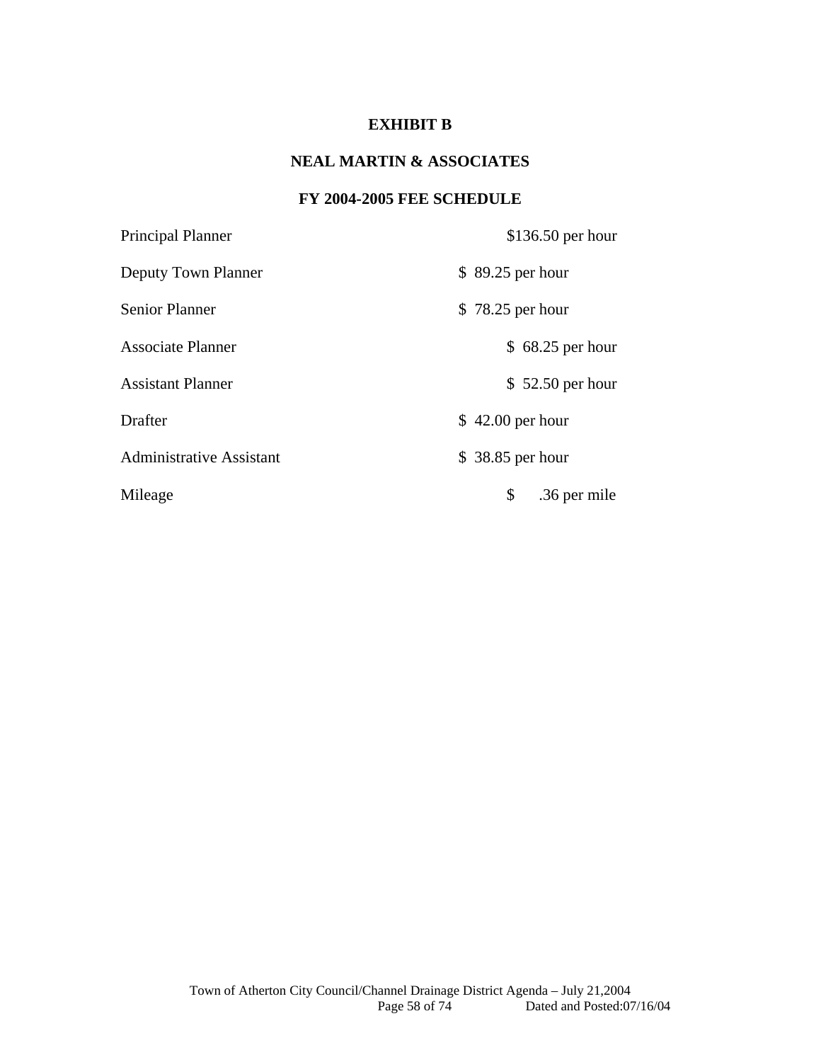# EXHIBIT B

## NEAL MARTIN & ASSOCIATES

## FY 2004-2005 FEE SCHEDULE

| | |
|---|---|
| Principal Planner | $136.50 per hour |
| Deputy Town Planner | $ 89.25 per hour |
| Senior Planner | $ 78.25 per hour |
| Associate Planner | $ 68.25 per hour |
| Assistant Planner | $ 52.50 per hour |
| Drafter | $ 42.00 per hour |
| Administrative Assistant | $ 38.85 per hour |
| Mileage | $ .36 per mile |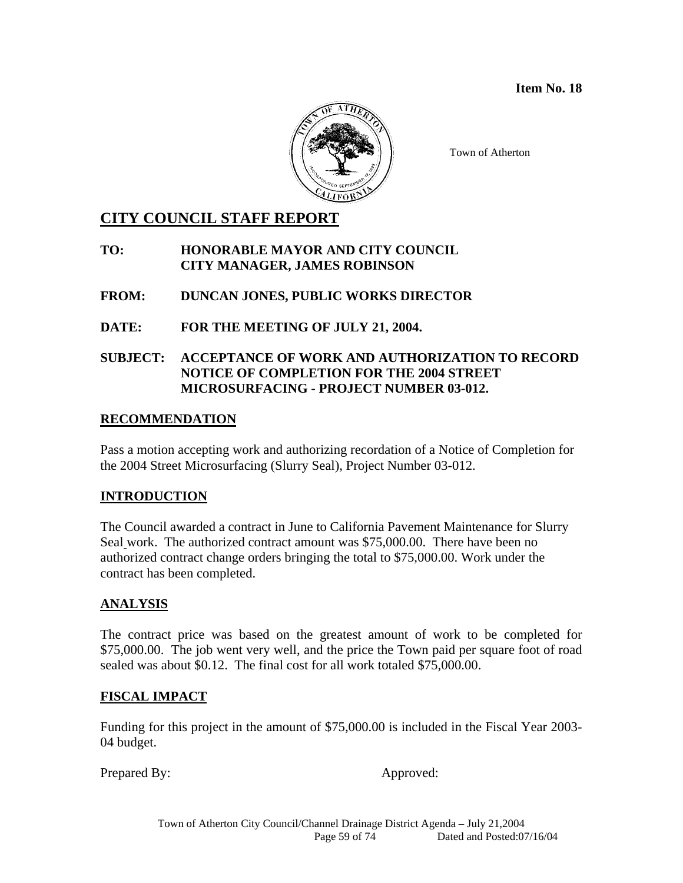**Item No. 18**

Town of Atherton

# CITY COUNCIL STAFF REPORT

**TO:** **HONORABLE MAYOR AND CITY COUNCIL**
**CITY MANAGER, JAMES ROBINSON**

**FROM:** **DUNCAN JONES, PUBLIC WORKS DIRECTOR**

**DATE:** **FOR THE MEETING OF JULY 21, 2004.**

**SUBJECT:** **ACCEPTANCE OF WORK AND AUTHORIZATION TO RECORD NOTICE OF COMPLETION FOR THE 2004 STREET MICROSURFACING - PROJECT NUMBER 03-012.**

## RECOMMENDATION

Pass a motion accepting work and authorizing recordation of a Notice of Completion for the 2004 Street Microsurfacing (Slurry Seal), Project Number 03-012.

## INTRODUCTION

The Council awarded a contract in June to California Pavement Maintenance for Slurry Seal work. The authorized contract amount was $75,000.00. There have been no authorized contract change orders bringing the total to $75,000.00. Work under the contract has been completed.

## ANALYSIS

The contract price was based on the greatest amount of work to be completed for $75,000.00. The job went very well, and the price the Town paid per square foot of road sealed was about $0.12. The final cost for all work totaled $75,000.00.

## FISCAL IMPACT

Funding for this project in the amount of $75,000.00 is included in the Fiscal Year 2003-04 budget.

Prepared By: Approved: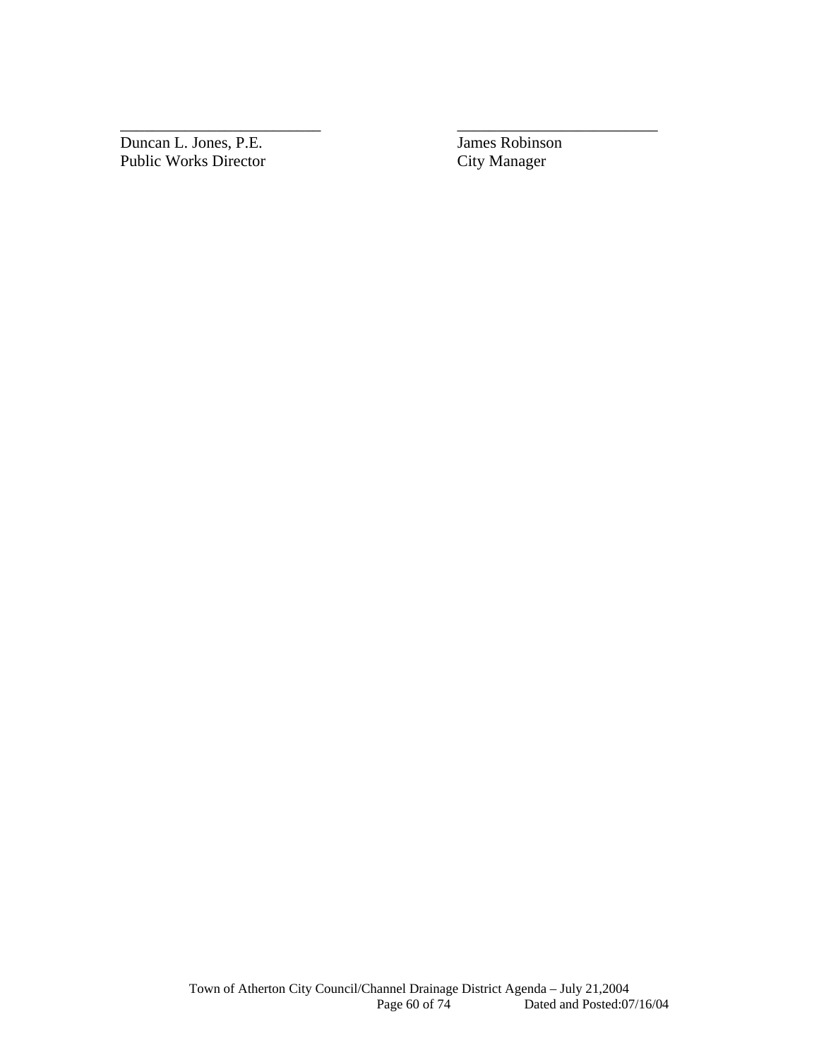_________________________ _________________________

Duncan L. Jones, P.E. James Robinson
Public Works Director City Manager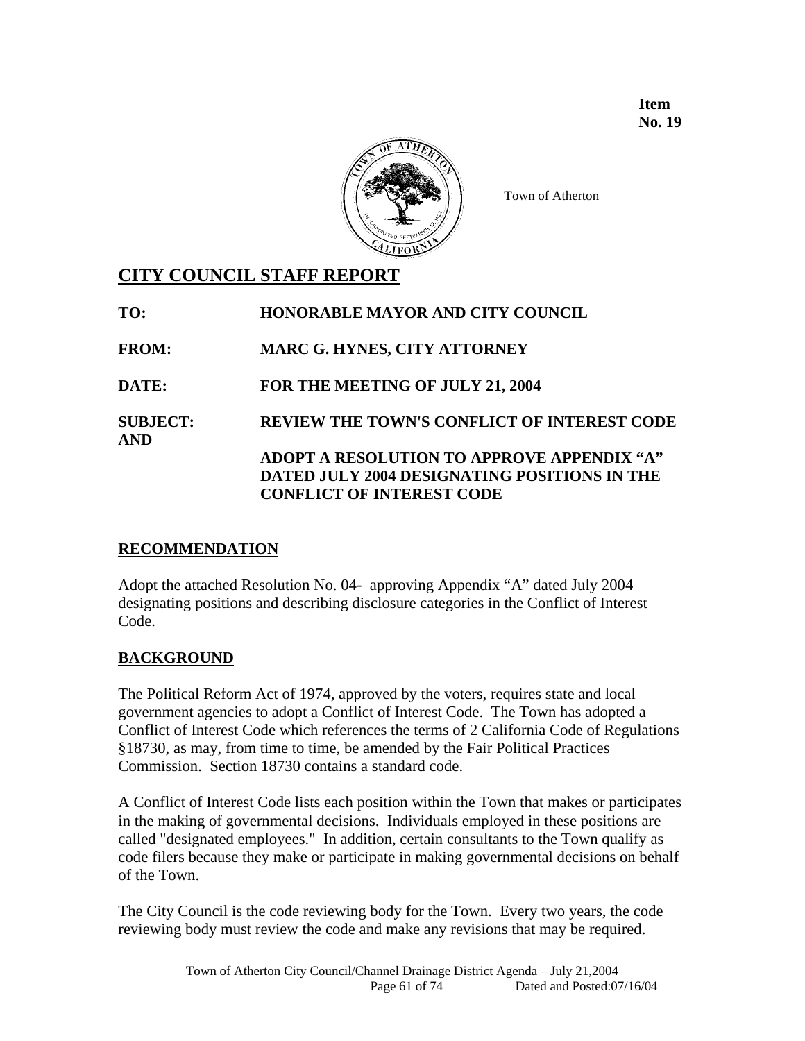**Item No. 19**

Town of Atherton

# CITY COUNCIL STAFF REPORT

**TO:** **HONORABLE MAYOR AND CITY COUNCIL**

**FROM:** **MARC G. HYNES, CITY ATTORNEY**

**DATE:** **FOR THE MEETING OF JULY 21, 2004**

**SUBJECT:** **REVIEW THE TOWN'S CONFLICT OF INTEREST CODE AND**

**ADOPT A RESOLUTION TO APPROVE APPENDIX "A" DATED JULY 2004 DESIGNATING POSITIONS IN THE CONFLICT OF INTEREST CODE**

## RECOMMENDATION

Adopt the attached Resolution No. 04- approving Appendix "A" dated July 2004 designating positions and describing disclosure categories in the Conflict of Interest Code.

## BACKGROUND

The Political Reform Act of 1974, approved by the voters, requires state and local government agencies to adopt a Conflict of Interest Code. The Town has adopted a Conflict of Interest Code which references the terms of 2 California Code of Regulations §18730, as may, from time to time, be amended by the Fair Political Practices Commission. Section 18730 contains a standard code.

A Conflict of Interest Code lists each position within the Town that makes or participates in the making of governmental decisions. Individuals employed in these positions are called "designated employees." In addition, certain consultants to the Town qualify as code filers because they make or participate in making governmental decisions on behalf of the Town.

The City Council is the code reviewing body for the Town. Every two years, the code reviewing body must review the code and make any revisions that may be required.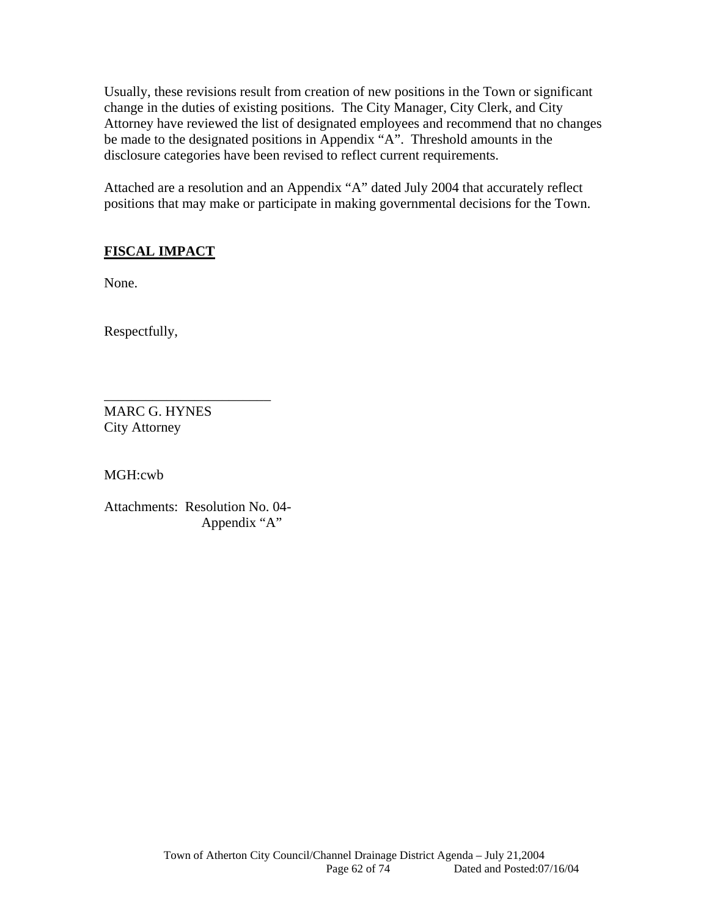Usually, these revisions result from creation of new positions in the Town or significant change in the duties of existing positions. The City Manager, City Clerk, and City Attorney have reviewed the list of designated employees and recommend that no changes be made to the designated positions in Appendix "A". Threshold amounts in the disclosure categories have been revised to reflect current requirements.

Attached are a resolution and an Appendix "A" dated July 2004 that accurately reflect positions that may make or participate in making governmental decisions for the Town.

## FISCAL IMPACT

None.

Respectfully,

________________________

MARC G. HYNES
City Attorney

MGH:cwb

Attachments: Resolution No. 04-
Appendix "A"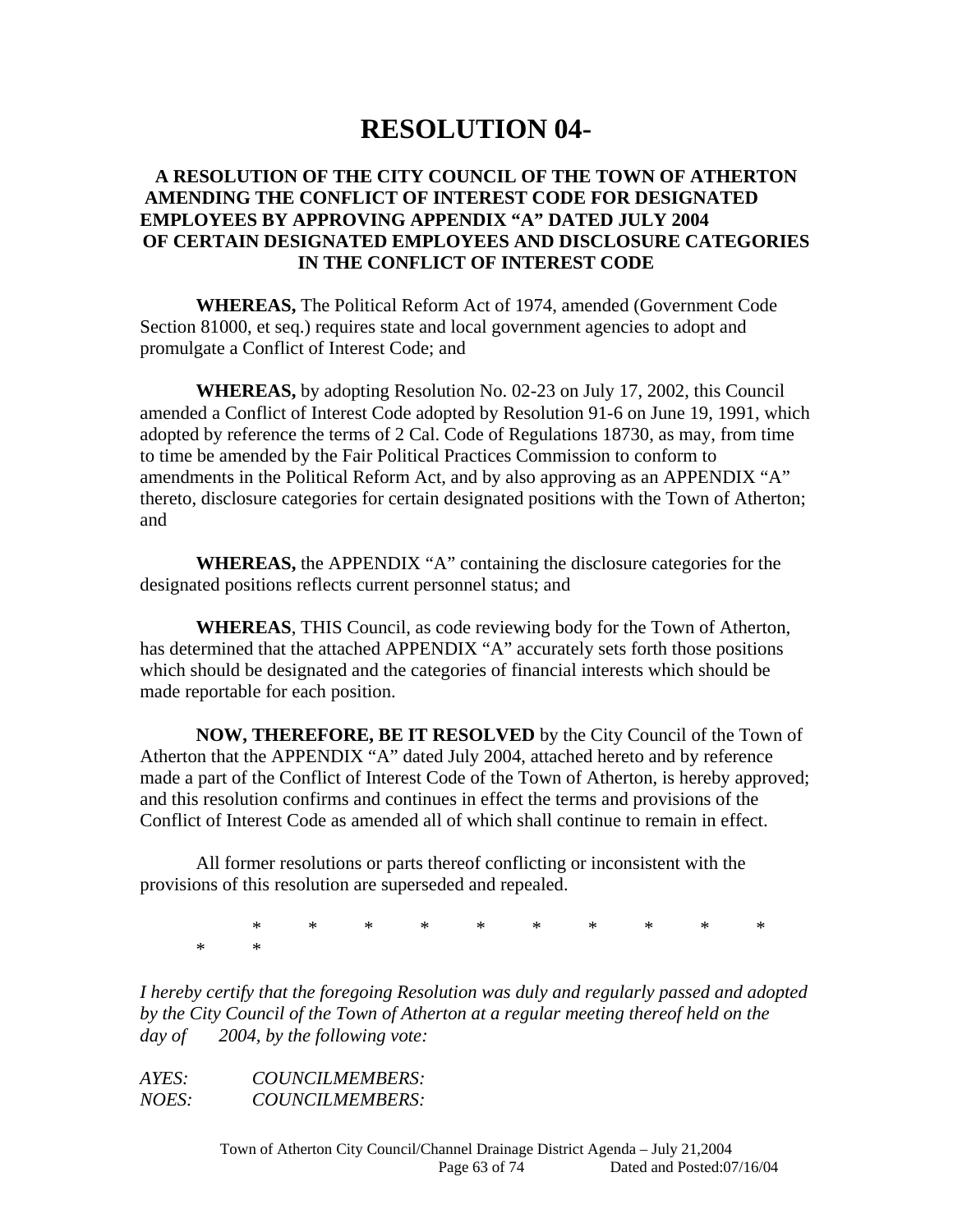# RESOLUTION 04-

## A RESOLUTION OF THE CITY COUNCIL OF THE TOWN OF ATHERTON AMENDING THE CONFLICT OF INTEREST CODE FOR DESIGNATED EMPLOYEES BY APPROVING APPENDIX "A" DATED JULY 2004 OF CERTAIN DESIGNATED EMPLOYEES AND DISCLOSURE CATEGORIES IN THE CONFLICT OF INTEREST CODE

**WHEREAS,** The Political Reform Act of 1974, amended (Government Code Section 81000, et seq.) requires state and local government agencies to adopt and promulgate a Conflict of Interest Code; and

**WHEREAS,** by adopting Resolution No. 02-23 on July 17, 2002, this Council amended a Conflict of Interest Code adopted by Resolution 91-6 on June 19, 1991, which adopted by reference the terms of 2 Cal. Code of Regulations 18730, as may, from time to time be amended by the Fair Political Practices Commission to conform to amendments in the Political Reform Act, and by also approving as an APPENDIX "A" thereto, disclosure categories for certain designated positions with the Town of Atherton; and

**WHEREAS,** the APPENDIX "A" containing the disclosure categories for the designated positions reflects current personnel status; and

**WHEREAS**, THIS Council, as code reviewing body for the Town of Atherton, has determined that the attached APPENDIX "A" accurately sets forth those positions which should be designated and the categories of financial interests which should be made reportable for each position.

**NOW, THEREFORE, BE IT RESOLVED** by the City Council of the Town of Atherton that the APPENDIX "A" dated July 2004, attached hereto and by reference made a part of the Conflict of Interest Code of the Town of Atherton, is hereby approved; and this resolution confirms and continues in effect the terms and provisions of the Conflict of Interest Code as amended all of which shall continue to remain in effect.

All former resolutions or parts thereof conflicting or inconsistent with the provisions of this resolution are superseded and repealed.

\* \* \* \* \* \* \* \* \* \* \* \*

*I hereby certify that the foregoing Resolution was duly and regularly passed and adopted by the City Council of the Town of Atherton at a regular meeting thereof held on the day of 2004, by the following vote:*

*AYES: COUNCILMEMBERS:*
*NOES: COUNCILMEMBERS:*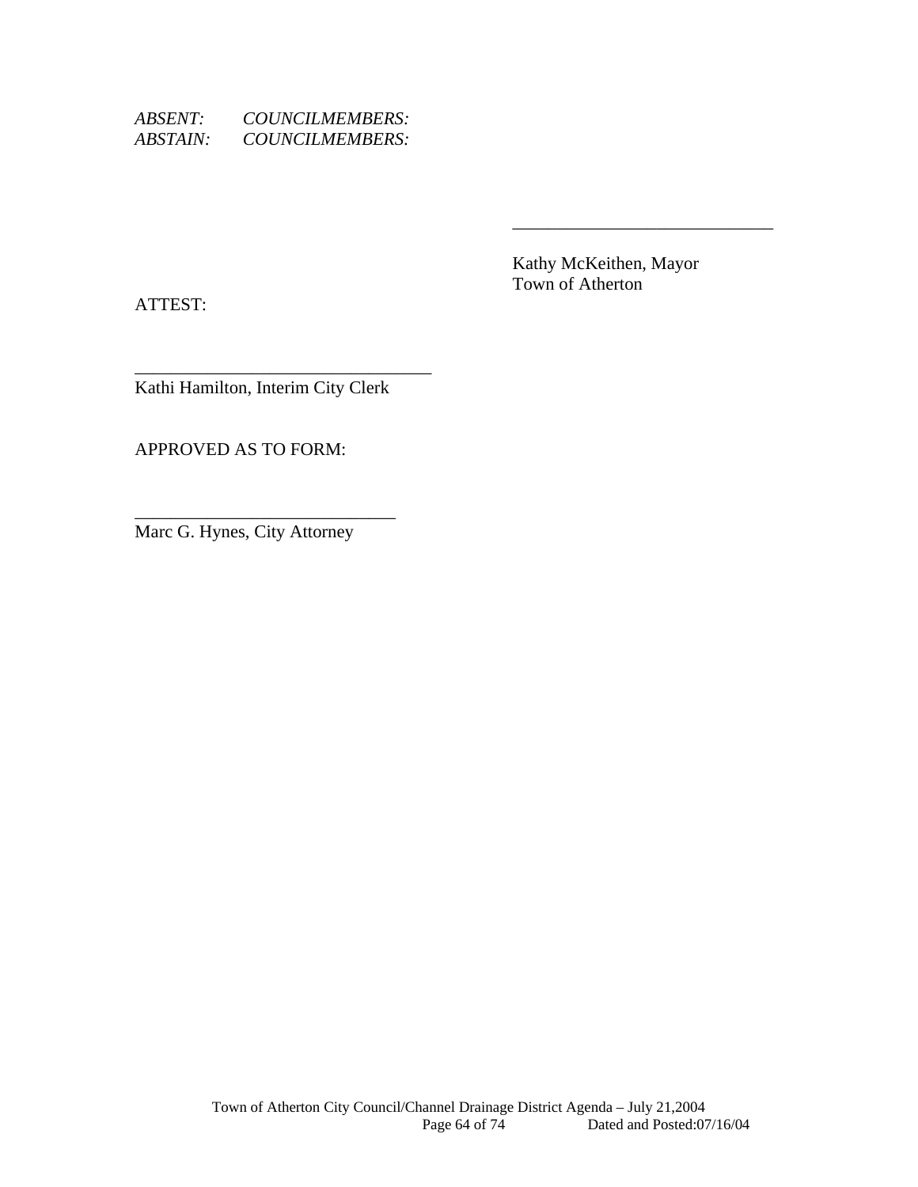*ABSENT: COUNCILMEMBERS:*
*ABSTAIN: COUNCILMEMBERS:*

\_\_\_\_\_\_\_\_\_\_\_\_\_\_\_\_\_\_\_\_\_\_\_\_\_\_\_\_\_\_

Kathy McKeithen, Mayor
Town of Atherton

ATTEST:

\_\_\_\_\_\_\_\_\_\_\_\_\_\_\_\_\_\_\_\_\_\_\_\_\_\_\_\_\_\_\_\_\_\_
Kathi Hamilton, Interim City Clerk

APPROVED AS TO FORM:

\_\_\_\_\_\_\_\_\_\_\_\_\_\_\_\_\_\_\_\_\_\_\_\_\_\_\_\_\_\_
Marc G. Hynes, City Attorney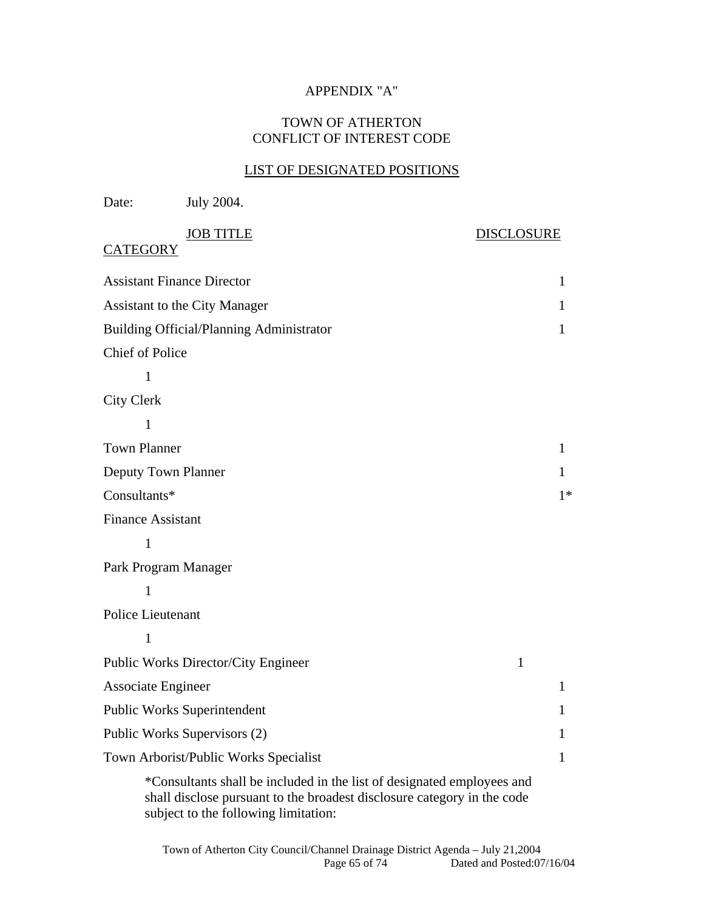APPENDIX "A"

TOWN OF ATHERTON
CONFLICT OF INTEREST CODE

LIST OF DESIGNATED POSITIONS

Date: July 2004.

| JOB TITLE | DISCLOSURE CATEGORY |
|---|---|
| Assistant Finance Director | 1 |
| Assistant to the City Manager | 1 |
| Building Official/Planning Administrator | 1 |
| Chief of Police | 1 |
| City Clerk | 1 |
| Town Planner | 1 |
| Deputy Town Planner | 1 |
| Consultants* | 1* |
| Finance Assistant | 1 |
| Park Program Manager | 1 |
| Police Lieutenant | 1 |
| Public Works Director/City Engineer | 1 |
| Associate Engineer | 1 |
| Public Works Superintendent | 1 |
| Public Works Supervisors (2) | 1 |
| Town Arborist/Public Works Specialist | 1 |

*Consultants shall be included in the list of designated employees and shall disclose pursuant to the broadest disclosure category in the code subject to the following limitation: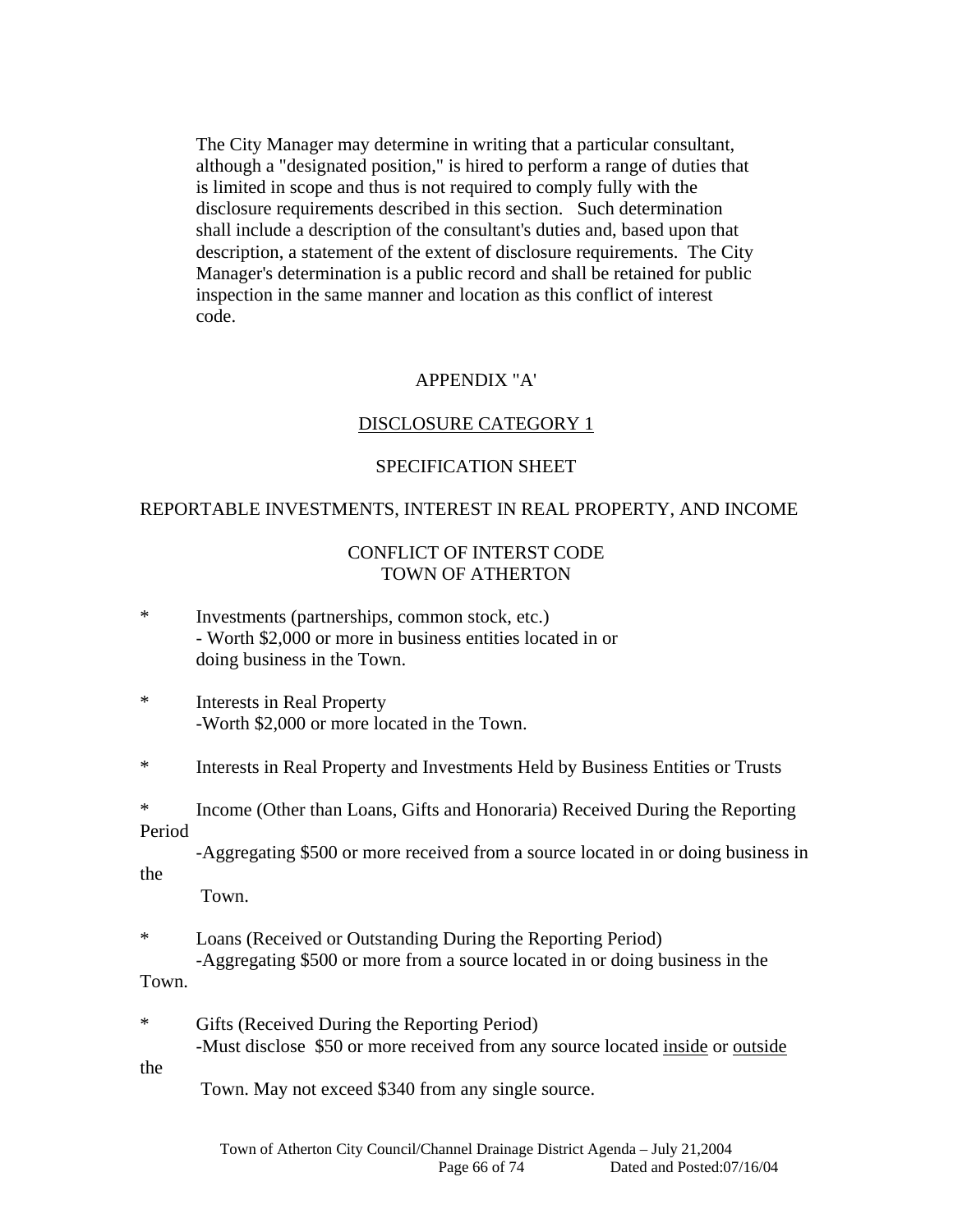The City Manager may determine in writing that a particular consultant, although a "designated position," is hired to perform a range of duties that is limited in scope and thus is not required to comply fully with the disclosure requirements described in this section. Such determination shall include a description of the consultant's duties and, based upon that description, a statement of the extent of disclosure requirements. The City Manager's determination is a public record and shall be retained for public inspection in the same manner and location as this conflict of interest code.

APPENDIX "A'

DISCLOSURE CATEGORY 1

SPECIFICATION SHEET

REPORTABLE INVESTMENTS, INTEREST IN REAL PROPERTY, AND INCOME

CONFLICT OF INTERST CODE
TOWN OF ATHERTON

* Investments (partnerships, common stock, etc.)
  - Worth $2,000 or more in business entities located in or doing business in the Town.

* Interests in Real Property
  -Worth $2,000 or more located in the Town.

* Interests in Real Property and Investments Held by Business Entities or Trusts

* Income (Other than Loans, Gifts and Honoraria) Received During the Reporting Period
  -Aggregating $500 or more received from a source located in or doing business in the Town.

* Loans (Received or Outstanding During the Reporting Period)
  -Aggregating $500 or more from a source located in or doing business in the Town.

* Gifts (Received During the Reporting Period)
  -Must disclose $50 or more received from any source located <u>inside</u> or <u>outside</u> the Town. May not exceed $340 from any single source.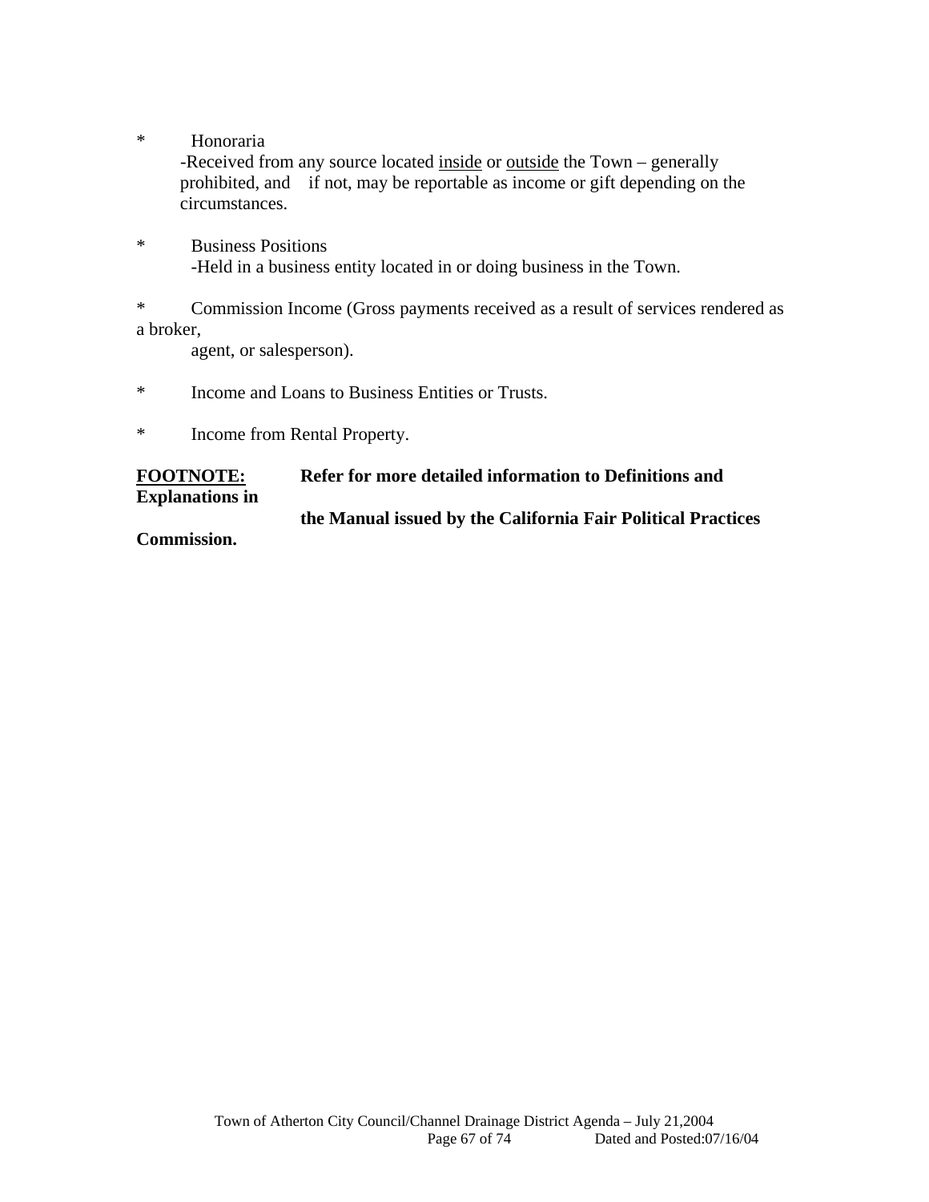* Honoraria
  -Received from any source located <u>inside</u> or <u>outside</u> the Town – generally prohibited, and if not, may be reportable as income or gift depending on the circumstances.

* Business Positions
  -Held in a business entity located in or doing business in the Town.

* Commission Income (Gross payments received as a result of services rendered as a broker, agent, or salesperson).

* Income and Loans to Business Entities or Trusts.

* Income from Rental Property.

**<u>FOOTNOTE:</u> Refer for more detailed information to Definitions and Explanations in the Manual issued by the California Fair Political Practices Commission.**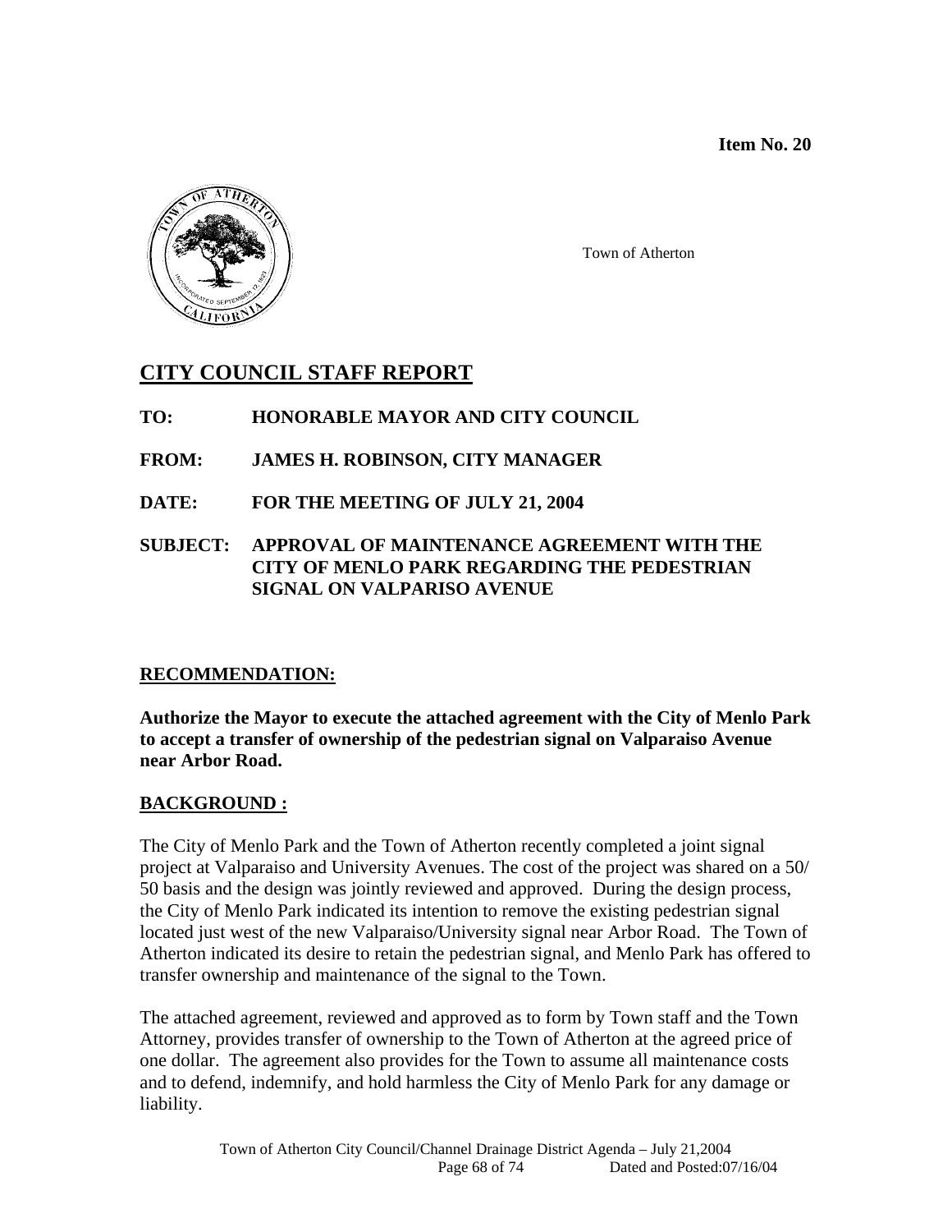**Item No. 20**

Town of Atherton

# CITY COUNCIL STAFF REPORT

**TO:** HONORABLE MAYOR AND CITY COUNCIL

**FROM:** JAMES H. ROBINSON, CITY MANAGER

**DATE:** FOR THE MEETING OF JULY 21, 2004

**SUBJECT:** APPROVAL OF MAINTENANCE AGREEMENT WITH THE CITY OF MENLO PARK REGARDING THE PEDESTRIAN SIGNAL ON VALPARISO AVENUE

## RECOMMENDATION:

**Authorize the Mayor to execute the attached agreement with the City of Menlo Park to accept a transfer of ownership of the pedestrian signal on Valparaiso Avenue near Arbor Road.**

## BACKGROUND :

The City of Menlo Park and the Town of Atherton recently completed a joint signal project at Valparaiso and University Avenues. The cost of the project was shared on a 50/ 50 basis and the design was jointly reviewed and approved. During the design process, the City of Menlo Park indicated its intention to remove the existing pedestrian signal located just west of the new Valparaiso/University signal near Arbor Road. The Town of Atherton indicated its desire to retain the pedestrian signal, and Menlo Park has offered to transfer ownership and maintenance of the signal to the Town.

The attached agreement, reviewed and approved as to form by Town staff and the Town Attorney, provides transfer of ownership to the Town of Atherton at the agreed price of one dollar. The agreement also provides for the Town to assume all maintenance costs and to defend, indemnify, and hold harmless the City of Menlo Park for any damage or liability.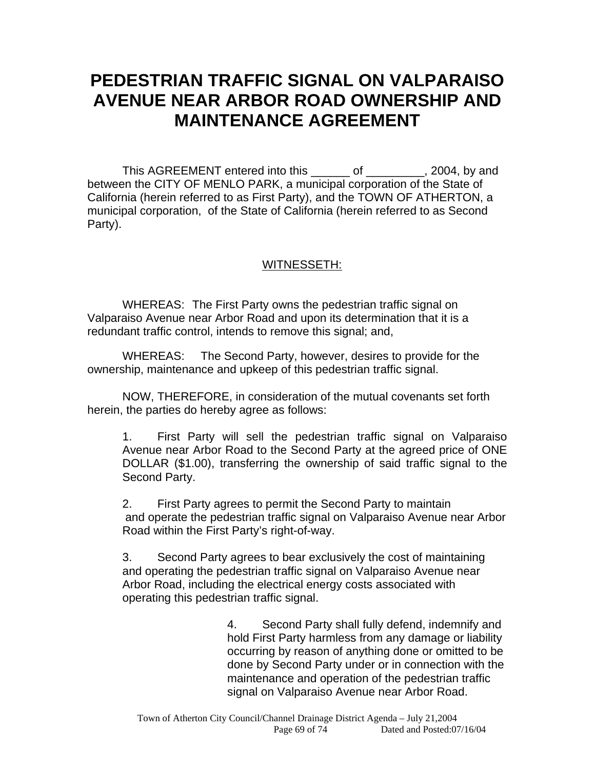# PEDESTRIAN TRAFFIC SIGNAL ON VALPARAISO AVENUE NEAR ARBOR ROAD OWNERSHIP AND MAINTENANCE AGREEMENT

This AGREEMENT entered into this ______ of _________, 2004, by and between the CITY OF MENLO PARK, a municipal corporation of the State of California (herein referred to as First Party), and the TOWN OF ATHERTON, a municipal corporation, of the State of California (herein referred to as Second Party).

WITNESSETH:

WHEREAS: The First Party owns the pedestrian traffic signal on Valparaiso Avenue near Arbor Road and upon its determination that it is a redundant traffic control, intends to remove this signal; and,

WHEREAS: The Second Party, however, desires to provide for the ownership, maintenance and upkeep of this pedestrian traffic signal.

NOW, THEREFORE, in consideration of the mutual covenants set forth herein, the parties do hereby agree as follows:

1. First Party will sell the pedestrian traffic signal on Valparaiso Avenue near Arbor Road to the Second Party at the agreed price of ONE DOLLAR ($1.00), transferring the ownership of said traffic signal to the Second Party.

2. First Party agrees to permit the Second Party to maintain and operate the pedestrian traffic signal on Valparaiso Avenue near Arbor Road within the First Party's right-of-way.

3. Second Party agrees to bear exclusively the cost of maintaining and operating the pedestrian traffic signal on Valparaiso Avenue near Arbor Road, including the electrical energy costs associated with operating this pedestrian traffic signal.

4. Second Party shall fully defend, indemnify and hold First Party harmless from any damage or liability occurring by reason of anything done or omitted to be done by Second Party under or in connection with the maintenance and operation of the pedestrian traffic signal on Valparaiso Avenue near Arbor Road.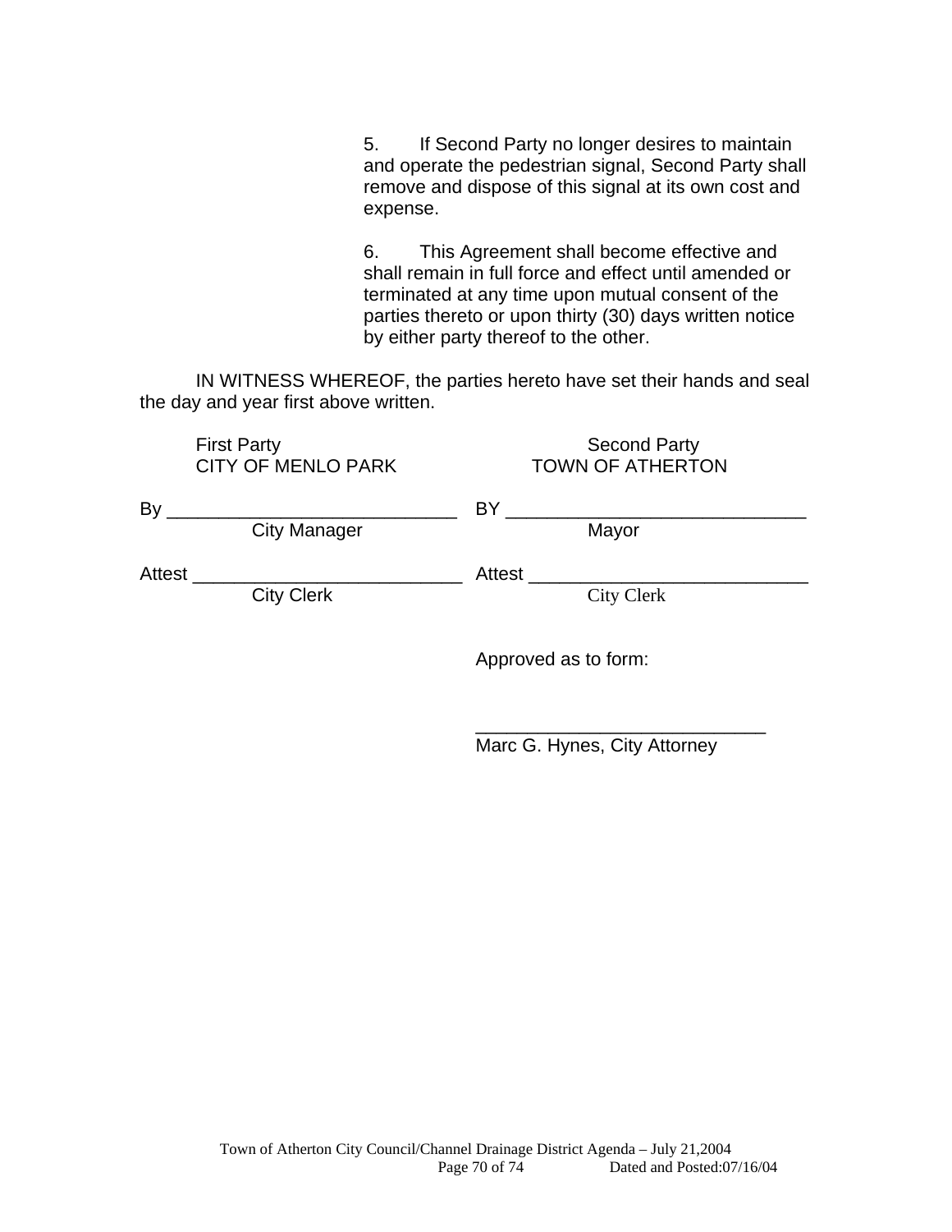5. If Second Party no longer desires to maintain and operate the pedestrian signal, Second Party shall remove and dispose of this signal at its own cost and expense.

6. This Agreement shall become effective and shall remain in full force and effect until amended or terminated at any time upon mutual consent of the parties thereto or upon thirty (30) days written notice by either party thereof to the other.

IN WITNESS WHEREOF, the parties hereto have set their hands and seal the day and year first above written.

| First Party<br>CITY OF MENLO PARK | Second Party<br>TOWN OF ATHERTON |
|---|---|
| By ____________________________<br>City Manager | BY _____________________________<br>Mayor |
| Attest __________________________<br>City Clerk | Attest ___________________________<br>City Clerk |
| | Approved as to form:<br><br>____________________________<br>Marc G. Hynes, City Attorney |

Town of Atherton City Council/Channel Drainage District Agenda – July 21,2004

Dated and Posted:07/16/04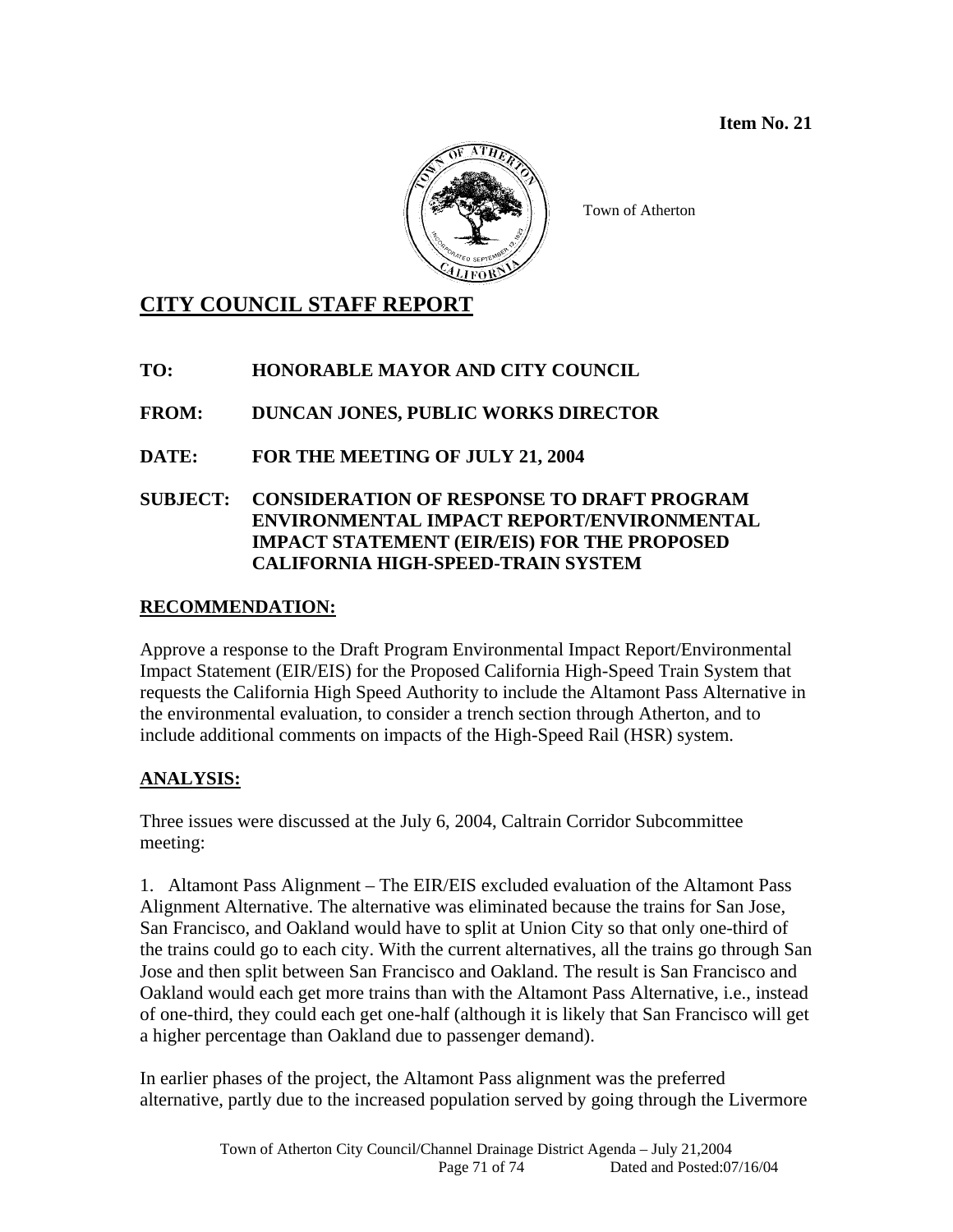**Item No. 21**

Town of Atherton

## CITY COUNCIL STAFF REPORT

**TO:** **HONORABLE MAYOR AND CITY COUNCIL**

**FROM:** **DUNCAN JONES, PUBLIC WORKS DIRECTOR**

**DATE:** **FOR THE MEETING OF JULY 21, 2004**

**SUBJECT:** **CONSIDERATION OF RESPONSE TO DRAFT PROGRAM ENVIRONMENTAL IMPACT REPORT/ENVIRONMENTAL IMPACT STATEMENT (EIR/EIS) FOR THE PROPOSED CALIFORNIA HIGH-SPEED-TRAIN SYSTEM**

### RECOMMENDATION:

Approve a response to the Draft Program Environmental Impact Report/Environmental Impact Statement (EIR/EIS) for the Proposed California High-Speed Train System that requests the California High Speed Authority to include the Altamont Pass Alternative in the environmental evaluation, to consider a trench section through Atherton, and to include additional comments on impacts of the High-Speed Rail (HSR) system.

### ANALYSIS:

Three issues were discussed at the July 6, 2004, Caltrain Corridor Subcommittee meeting:

1. Altamont Pass Alignment – The EIR/EIS excluded evaluation of the Altamont Pass Alignment Alternative. The alternative was eliminated because the trains for San Jose, San Francisco, and Oakland would have to split at Union City so that only one-third of the trains could go to each city. With the current alternatives, all the trains go through San Jose and then split between San Francisco and Oakland. The result is San Francisco and Oakland would each get more trains than with the Altamont Pass Alternative, i.e., instead of one-third, they could each get one-half (although it is likely that San Francisco will get a higher percentage than Oakland due to passenger demand).

In earlier phases of the project, the Altamont Pass alignment was the preferred alternative, partly due to the increased population served by going through the Livermore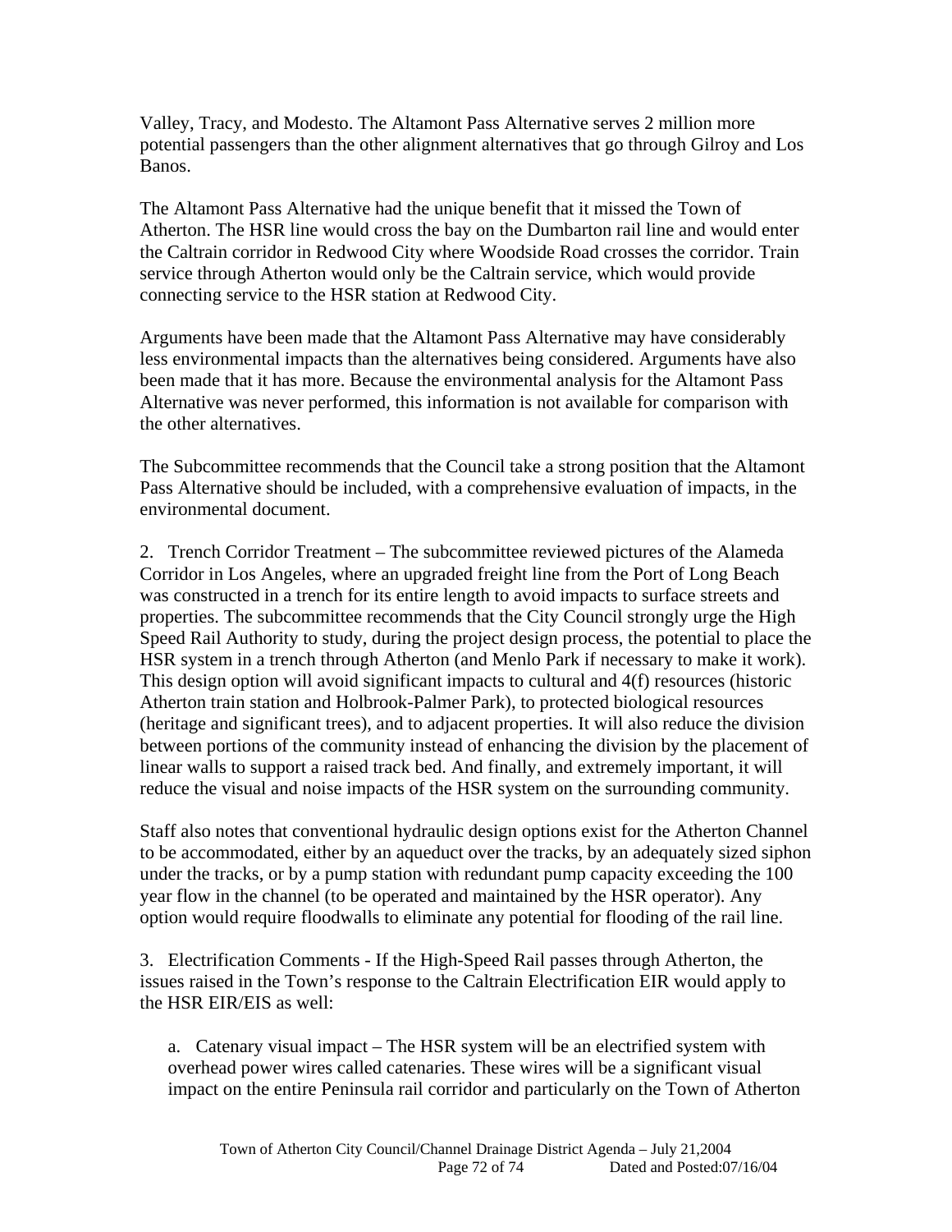Valley, Tracy, and Modesto. The Altamont Pass Alternative serves 2 million more potential passengers than the other alignment alternatives that go through Gilroy and Los Banos.

The Altamont Pass Alternative had the unique benefit that it missed the Town of Atherton. The HSR line would cross the bay on the Dumbarton rail line and would enter the Caltrain corridor in Redwood City where Woodside Road crosses the corridor. Train service through Atherton would only be the Caltrain service, which would provide connecting service to the HSR station at Redwood City.

Arguments have been made that the Altamont Pass Alternative may have considerably less environmental impacts than the alternatives being considered. Arguments have also been made that it has more. Because the environmental analysis for the Altamont Pass Alternative was never performed, this information is not available for comparison with the other alternatives.

The Subcommittee recommends that the Council take a strong position that the Altamont Pass Alternative should be included, with a comprehensive evaluation of impacts, in the environmental document.

2. Trench Corridor Treatment – The subcommittee reviewed pictures of the Alameda Corridor in Los Angeles, where an upgraded freight line from the Port of Long Beach was constructed in a trench for its entire length to avoid impacts to surface streets and properties. The subcommittee recommends that the City Council strongly urge the High Speed Rail Authority to study, during the project design process, the potential to place the HSR system in a trench through Atherton (and Menlo Park if necessary to make it work). This design option will avoid significant impacts to cultural and 4(f) resources (historic Atherton train station and Holbrook-Palmer Park), to protected biological resources (heritage and significant trees), and to adjacent properties. It will also reduce the division between portions of the community instead of enhancing the division by the placement of linear walls to support a raised track bed. And finally, and extremely important, it will reduce the visual and noise impacts of the HSR system on the surrounding community.

Staff also notes that conventional hydraulic design options exist for the Atherton Channel to be accommodated, either by an aqueduct over the tracks, by an adequately sized siphon under the tracks, or by a pump station with redundant pump capacity exceeding the 100 year flow in the channel (to be operated and maintained by the HSR operator). Any option would require floodwalls to eliminate any potential for flooding of the rail line.

3. Electrification Comments - If the High-Speed Rail passes through Atherton, the issues raised in the Town's response to the Caltrain Electrification EIR would apply to the HSR EIR/EIS as well:

a. Catenary visual impact – The HSR system will be an electrified system with overhead power wires called catenaries. These wires will be a significant visual impact on the entire Peninsula rail corridor and particularly on the Town of Atherton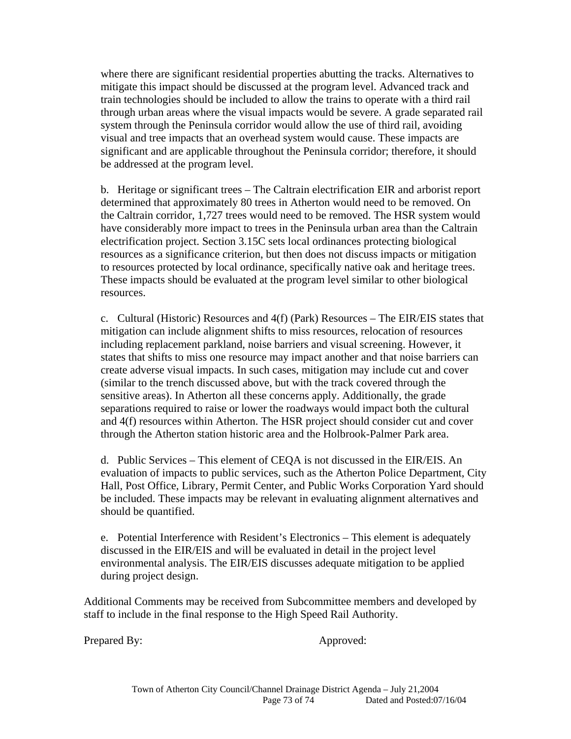where there are significant residential properties abutting the tracks. Alternatives to mitigate this impact should be discussed at the program level. Advanced track and train technologies should be included to allow the trains to operate with a third rail through urban areas where the visual impacts would be severe. A grade separated rail system through the Peninsula corridor would allow the use of third rail, avoiding visual and tree impacts that an overhead system would cause. These impacts are significant and are applicable throughout the Peninsula corridor; therefore, it should be addressed at the program level.

b. Heritage or significant trees – The Caltrain electrification EIR and arborist report determined that approximately 80 trees in Atherton would need to be removed. On the Caltrain corridor, 1,727 trees would need to be removed. The HSR system would have considerably more impact to trees in the Peninsula urban area than the Caltrain electrification project. Section 3.15C sets local ordinances protecting biological resources as a significance criterion, but then does not discuss impacts or mitigation to resources protected by local ordinance, specifically native oak and heritage trees. These impacts should be evaluated at the program level similar to other biological resources.

c. Cultural (Historic) Resources and 4(f) (Park) Resources – The EIR/EIS states that mitigation can include alignment shifts to miss resources, relocation of resources including replacement parkland, noise barriers and visual screening. However, it states that shifts to miss one resource may impact another and that noise barriers can create adverse visual impacts. In such cases, mitigation may include cut and cover (similar to the trench discussed above, but with the track covered through the sensitive areas). In Atherton all these concerns apply. Additionally, the grade separations required to raise or lower the roadways would impact both the cultural and 4(f) resources within Atherton. The HSR project should consider cut and cover through the Atherton station historic area and the Holbrook-Palmer Park area.

d. Public Services – This element of CEQA is not discussed in the EIR/EIS. An evaluation of impacts to public services, such as the Atherton Police Department, City Hall, Post Office, Library, Permit Center, and Public Works Corporation Yard should be included. These impacts may be relevant in evaluating alignment alternatives and should be quantified.

e. Potential Interference with Resident's Electronics – This element is adequately discussed in the EIR/EIS and will be evaluated in detail in the project level environmental analysis. The EIR/EIS discusses adequate mitigation to be applied during project design.

Additional Comments may be received from Subcommittee members and developed by staff to include in the final response to the High Speed Rail Authority.

Prepared By: Approved: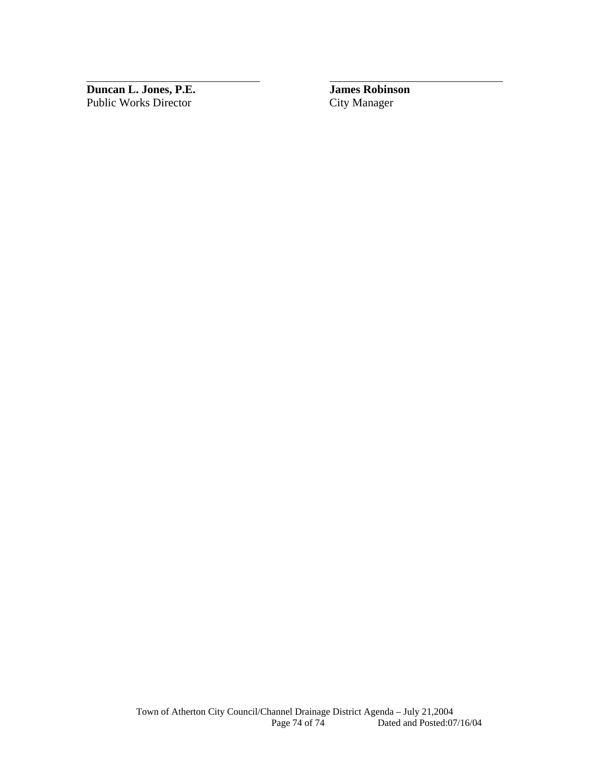______________________________ ______________________________

**Duncan L. Jones, P.E.** **James Robinson**
Public Works Director City Manager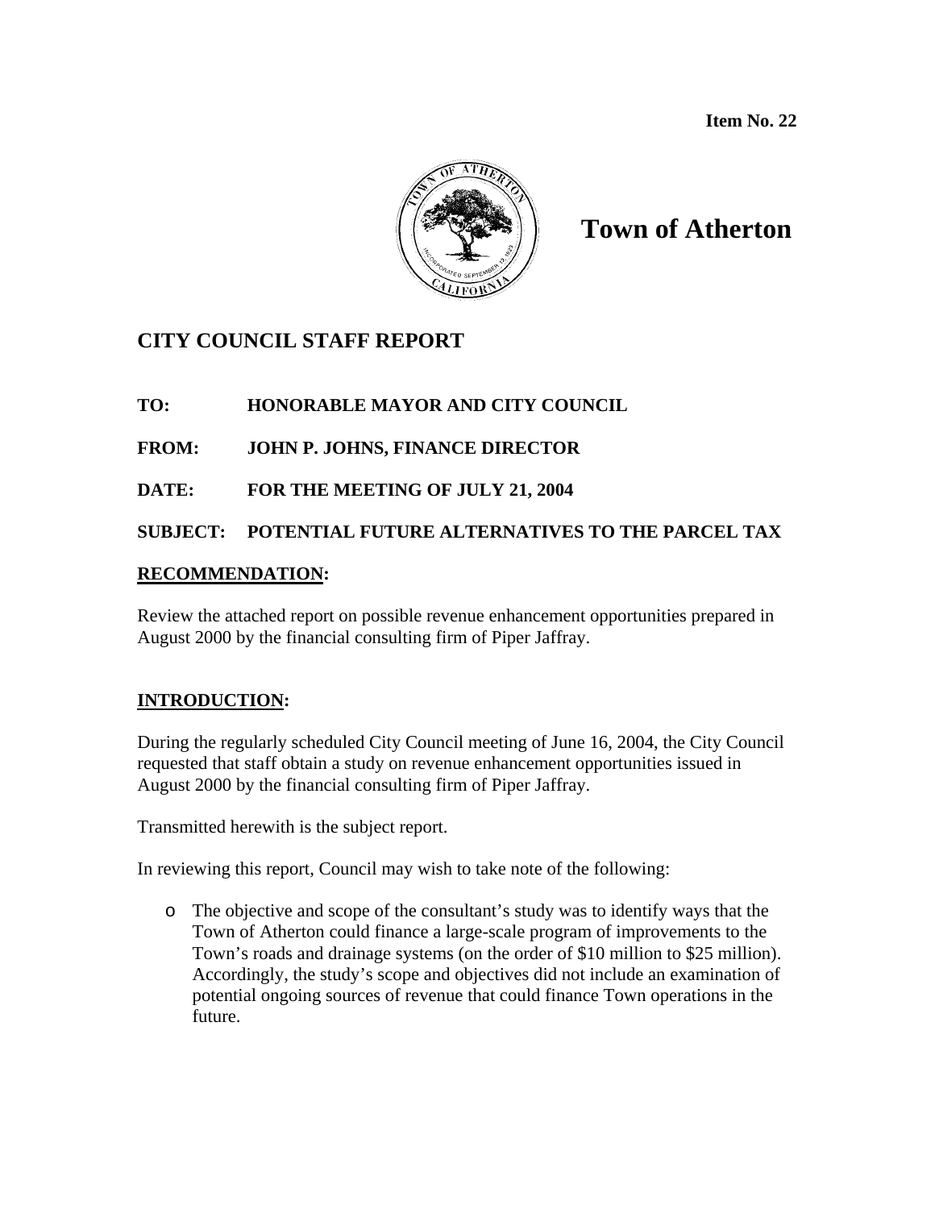**Item No. 22**

# Town of Atherton

## CITY COUNCIL STAFF REPORT

**TO:** HONORABLE MAYOR AND CITY COUNCIL

**FROM:** JOHN P. JOHNS, FINANCE DIRECTOR

**DATE:** FOR THE MEETING OF JULY 21, 2004

**SUBJECT:** POTENTIAL FUTURE ALTERNATIVES TO THE PARCEL TAX

**RECOMMENDATION:**

Review the attached report on possible revenue enhancement opportunities prepared in August 2000 by the financial consulting firm of Piper Jaffray.

**INTRODUCTION:**

During the regularly scheduled City Council meeting of June 16, 2004, the City Council requested that staff obtain a study on revenue enhancement opportunities issued in August 2000 by the financial consulting firm of Piper Jaffray.

Transmitted herewith is the subject report.

In reviewing this report, Council may wish to take note of the following:

- The objective and scope of the consultant's study was to identify ways that the Town of Atherton could finance a large-scale program of improvements to the Town's roads and drainage systems (on the order of $10 million to $25 million). Accordingly, the study's scope and objectives did not include an examination of potential ongoing sources of revenue that could finance Town operations in the future.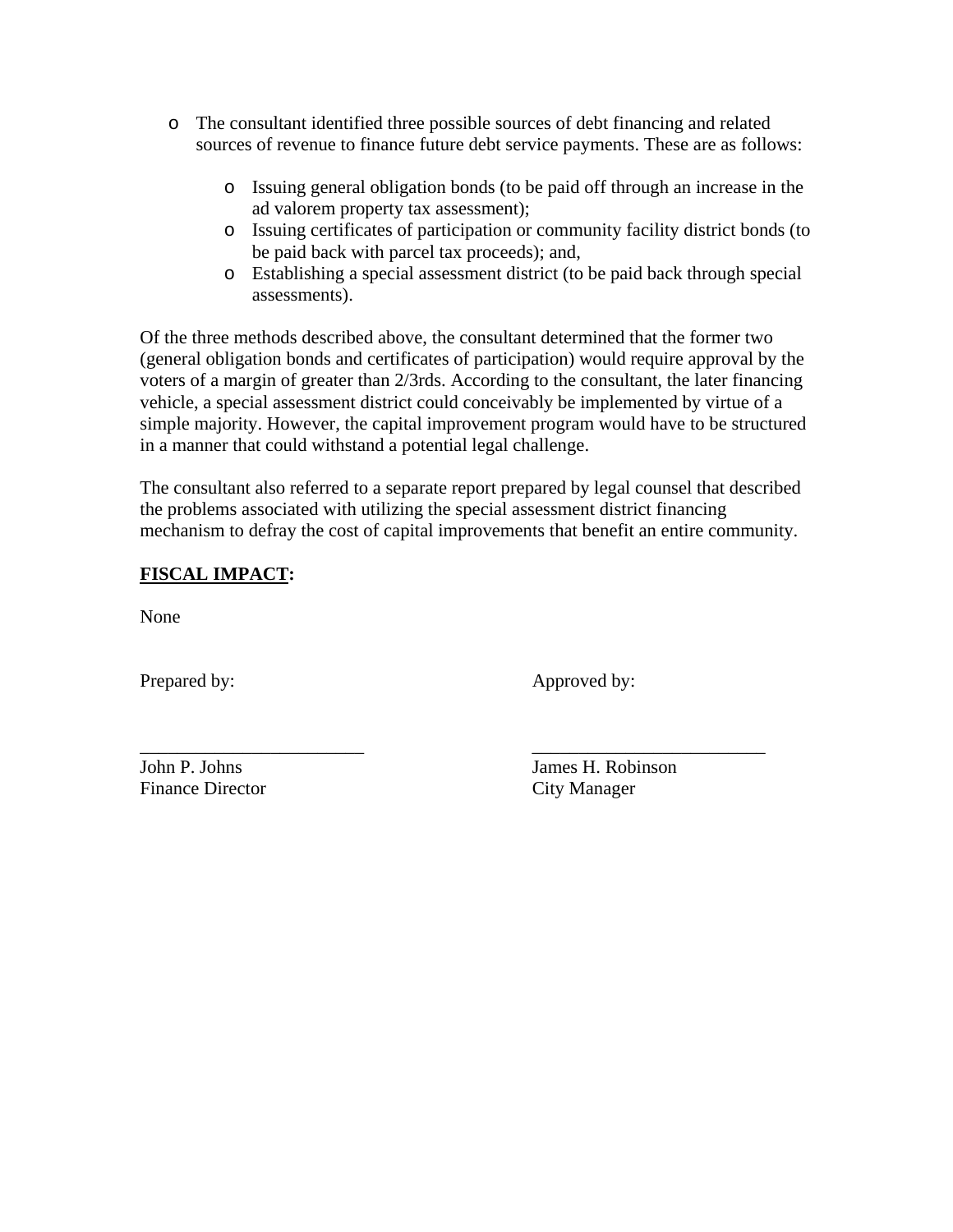- The consultant identified three possible sources of debt financing and related sources of revenue to finance future debt service payments. These are as follows:

  - Issuing general obligation bonds (to be paid off through an increase in the ad valorem property tax assessment);
  - Issuing certificates of participation or community facility district bonds (to be paid back with parcel tax proceeds); and,
  - Establishing a special assessment district (to be paid back through special assessments).

Of the three methods described above, the consultant determined that the former two (general obligation bonds and certificates of participation) would require approval by the voters of a margin of greater than 2/3rds. According to the consultant, the later financing vehicle, a special assessment district could conceivably be implemented by virtue of a simple majority. However, the capital improvement program would have to be structured in a manner that could withstand a potential legal challenge.

The consultant also referred to a separate report prepared by legal counsel that described the problems associated with utilizing the special assessment district financing mechanism to defray the cost of capital improvements that benefit an entire community.

**FISCAL IMPACT:**

None

| Prepared by: | Approved by: |
|---|---|
| \_\_\_\_\_\_\_\_\_\_\_\_\_\_\_\_\_\_\_\_\_\_\_\_ | \_\_\_\_\_\_\_\_\_\_\_\_\_\_\_\_\_\_\_\_\_\_\_\_ |
| John P. Johns | James H. Robinson |
| Finance Director | City Manager |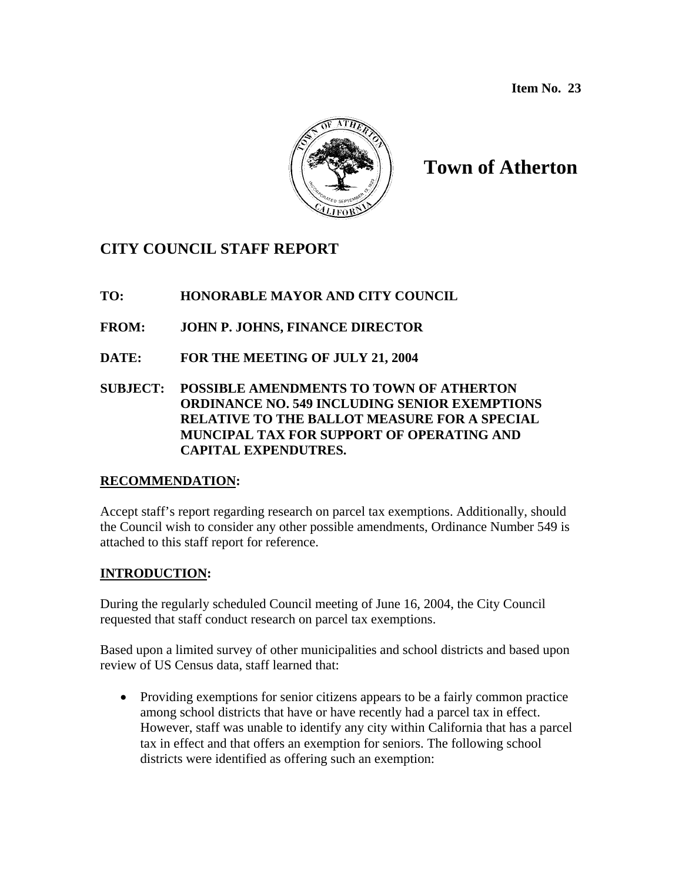**Item No. 23**

# Town of Atherton

## CITY COUNCIL STAFF REPORT

**TO:** HONORABLE MAYOR AND CITY COUNCIL

**FROM:** JOHN P. JOHNS, FINANCE DIRECTOR

**DATE:** FOR THE MEETING OF JULY 21, 2004

**SUBJECT:** POSSIBLE AMENDMENTS TO TOWN OF ATHERTON ORDINANCE NO. 549 INCLUDING SENIOR EXEMPTIONS RELATIVE TO THE BALLOT MEASURE FOR A SPECIAL MUNCIPAL TAX FOR SUPPORT OF OPERATING AND CAPITAL EXPENDUTRES.

### RECOMMENDATION:

Accept staff's report regarding research on parcel tax exemptions. Additionally, should the Council wish to consider any other possible amendments, Ordinance Number 549 is attached to this staff report for reference.

### INTRODUCTION:

During the regularly scheduled Council meeting of June 16, 2004, the City Council requested that staff conduct research on parcel tax exemptions.

Based upon a limited survey of other municipalities and school districts and based upon review of US Census data, staff learned that:

- Providing exemptions for senior citizens appears to be a fairly common practice among school districts that have or have recently had a parcel tax in effect. However, staff was unable to identify any city within California that has a parcel tax in effect and that offers an exemption for seniors. The following school districts were identified as offering such an exemption: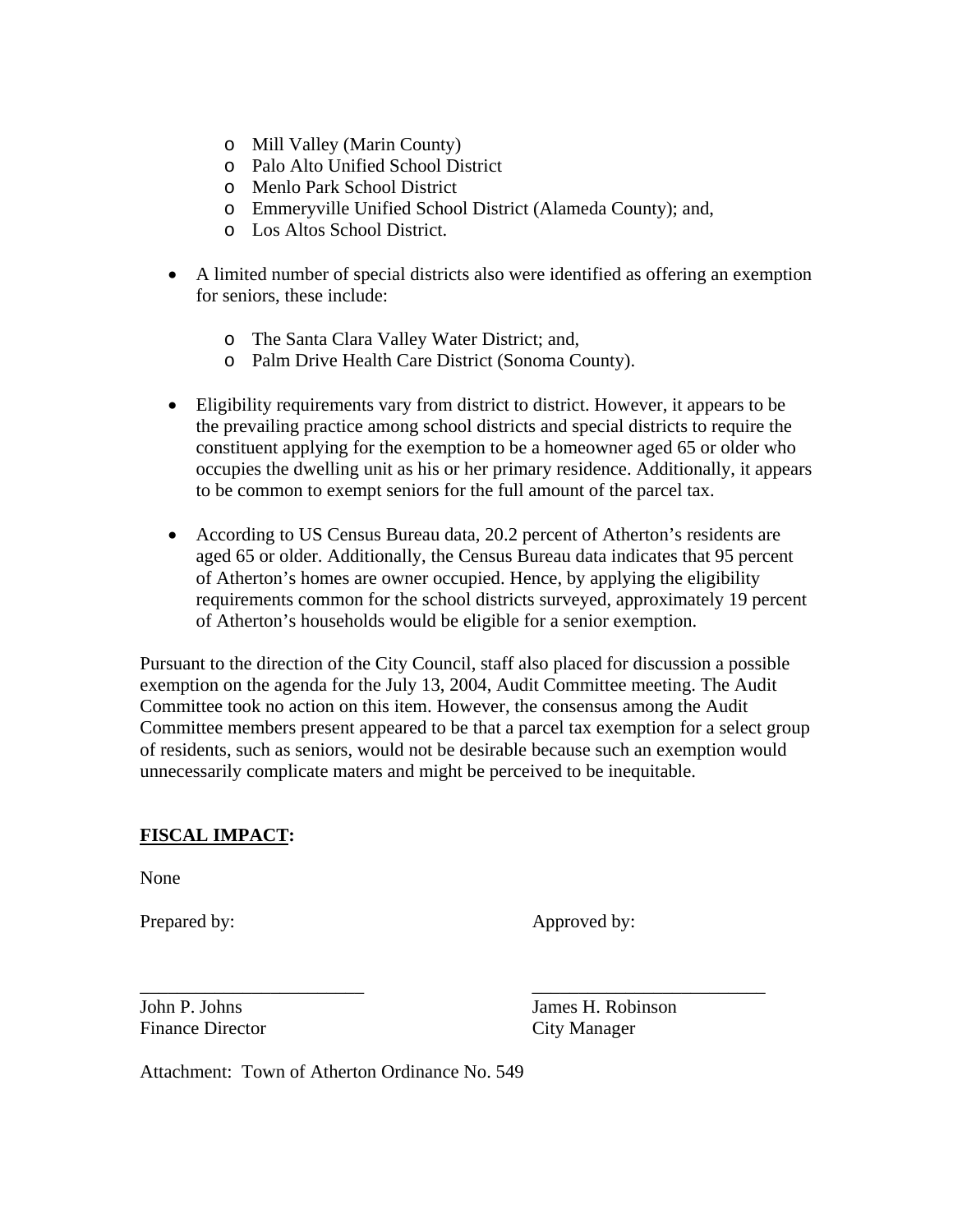- Mill Valley (Marin County)
  - Palo Alto Unified School District
  - Menlo Park School District
  - Emmeryville Unified School District (Alameda County); and,
  - Los Altos School District.

- A limited number of special districts also were identified as offering an exemption for seniors, these include:

  - The Santa Clara Valley Water District; and,
  - Palm Drive Health Care District (Sonoma County).

- Eligibility requirements vary from district to district. However, it appears to be the prevailing practice among school districts and special districts to require the constituent applying for the exemption to be a homeowner aged 65 or older who occupies the dwelling unit as his or her primary residence. Additionally, it appears to be common to exempt seniors for the full amount of the parcel tax.

- According to US Census Bureau data, 20.2 percent of Atherton's residents are aged 65 or older. Additionally, the Census Bureau data indicates that 95 percent of Atherton's homes are owner occupied. Hence, by applying the eligibility requirements common for the school districts surveyed, approximately 19 percent of Atherton's households would be eligible for a senior exemption.

Pursuant to the direction of the City Council, staff also placed for discussion a possible exemption on the agenda for the July 13, 2004, Audit Committee meeting. The Audit Committee took no action on this item. However, the consensus among the Audit Committee members present appeared to be that a parcel tax exemption for a select group of residents, such as seniors, would not be desirable because such an exemption would unnecessarily complicate maters and might be perceived to be inequitable.

**FISCAL IMPACT:**

None

| Prepared by: | Approved by: |
|---|---|
| \_\_\_\_\_\_\_\_\_\_\_\_\_\_\_\_\_\_\_\_\_\_\_\_ | \_\_\_\_\_\_\_\_\_\_\_\_\_\_\_\_\_\_\_\_\_\_\_\_ |
| John P. Johns<br>Finance Director | James H. Robinson<br>City Manager |

Attachment: Town of Atherton Ordinance No. 549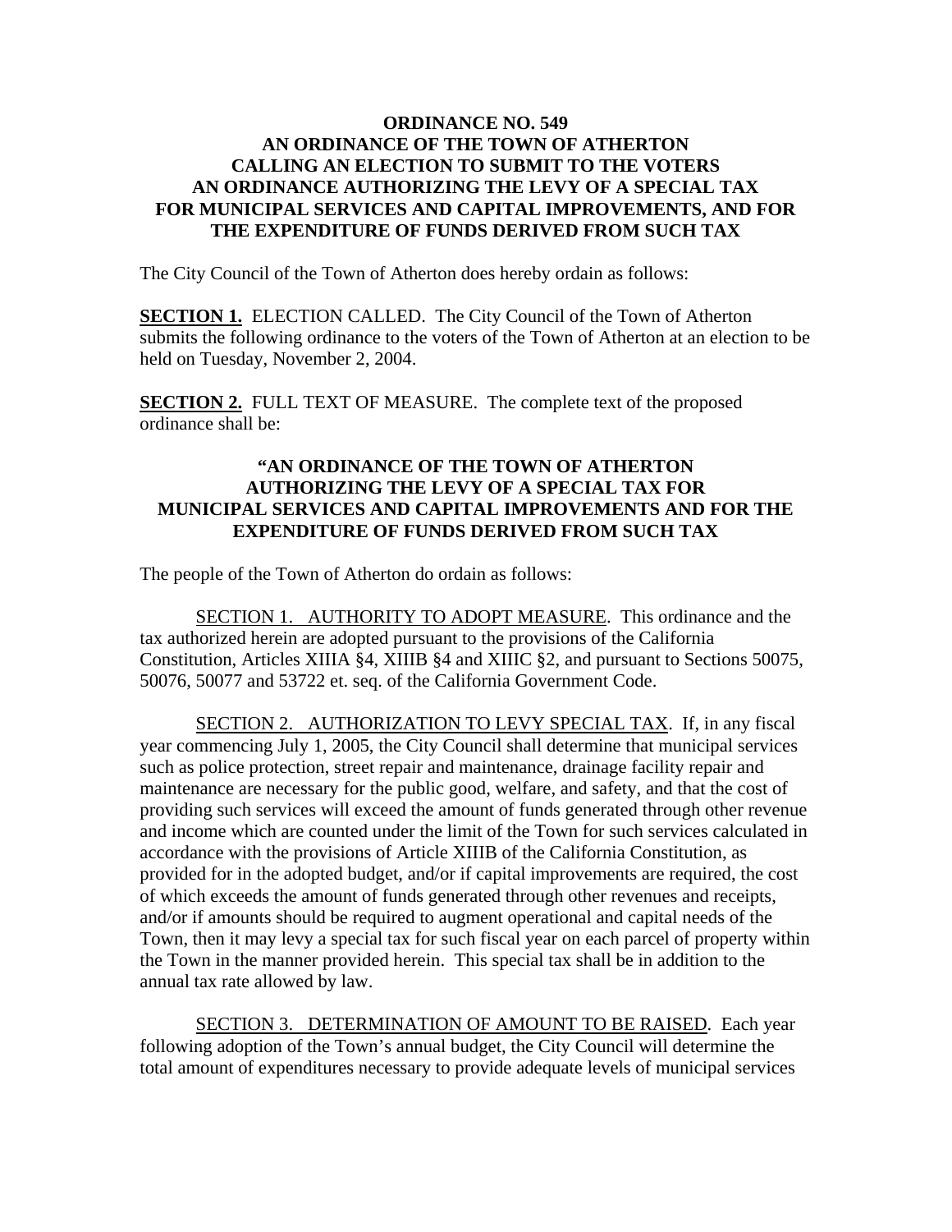**ORDINANCE NO. 549**
**AN ORDINANCE OF THE TOWN OF ATHERTON**
**CALLING AN ELECTION TO SUBMIT TO THE VOTERS**
**AN ORDINANCE AUTHORIZING THE LEVY OF A SPECIAL TAX**
**FOR MUNICIPAL SERVICES AND CAPITAL IMPROVEMENTS, AND FOR THE EXPENDITURE OF FUNDS DERIVED FROM SUCH TAX**

The City Council of the Town of Atherton does hereby ordain as follows:

**SECTION 1.** ELECTION CALLED. The City Council of the Town of Atherton submits the following ordinance to the voters of the Town of Atherton at an election to be held on Tuesday, November 2, 2004.

**SECTION 2.** FULL TEXT OF MEASURE. The complete text of the proposed ordinance shall be:

**"AN ORDINANCE OF THE TOWN OF ATHERTON**
**AUTHORIZING THE LEVY OF A SPECIAL TAX FOR**
**MUNICIPAL SERVICES AND CAPITAL IMPROVEMENTS AND FOR THE EXPENDITURE OF FUNDS DERIVED FROM SUCH TAX**

The people of the Town of Atherton do ordain as follows:

SECTION 1. AUTHORITY TO ADOPT MEASURE. This ordinance and the tax authorized herein are adopted pursuant to the provisions of the California Constitution, Articles XIIIA §4, XIIIB §4 and XIIIC §2, and pursuant to Sections 50075, 50076, 50077 and 53722 et. seq. of the California Government Code.

SECTION 2. AUTHORIZATION TO LEVY SPECIAL TAX. If, in any fiscal year commencing July 1, 2005, the City Council shall determine that municipal services such as police protection, street repair and maintenance, drainage facility repair and maintenance are necessary for the public good, welfare, and safety, and that the cost of providing such services will exceed the amount of funds generated through other revenue and income which are counted under the limit of the Town for such services calculated in accordance with the provisions of Article XIIIB of the California Constitution, as provided for in the adopted budget, and/or if capital improvements are required, the cost of which exceeds the amount of funds generated through other revenues and receipts, and/or if amounts should be required to augment operational and capital needs of the Town, then it may levy a special tax for such fiscal year on each parcel of property within the Town in the manner provided herein. This special tax shall be in addition to the annual tax rate allowed by law.

SECTION 3. DETERMINATION OF AMOUNT TO BE RAISED. Each year following adoption of the Town's annual budget, the City Council will determine the total amount of expenditures necessary to provide adequate levels of municipal services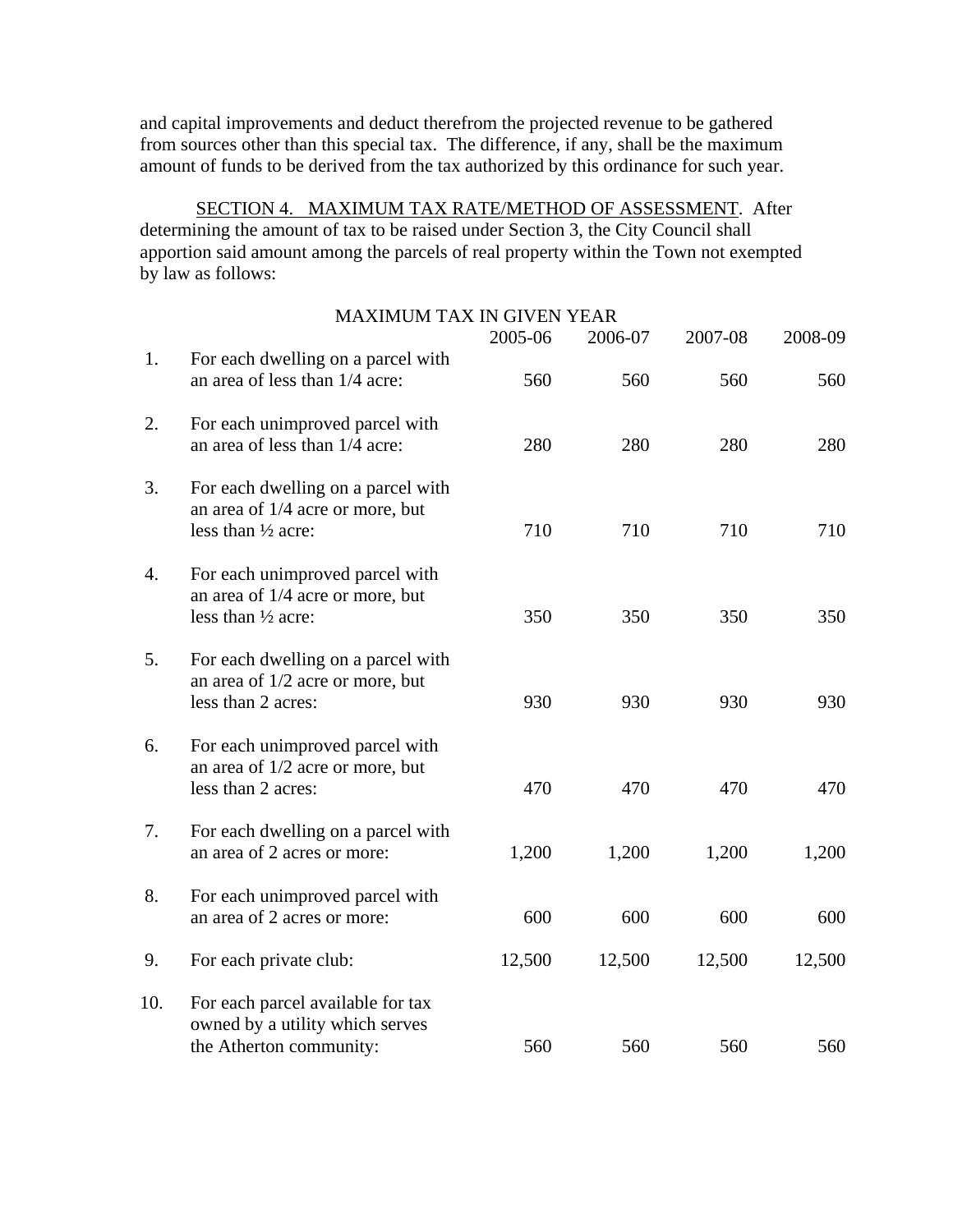and capital improvements and deduct therefrom the projected revenue to be gathered from sources other than this special tax. The difference, if any, shall be the maximum amount of funds to be derived from the tax authorized by this ordinance for such year.

SECTION 4. MAXIMUM TAX RATE/METHOD OF ASSESSMENT. After determining the amount of tax to be raised under Section 3, the City Council shall apportion said amount among the parcels of real property within the Town not exempted by law as follows:

MAXIMUM TAX IN GIVEN YEAR

| | | 2005-06 | 2006-07 | 2007-08 | 2008-09 |
|---|---|---|---|---|---|
| 1. | For each dwelling on a parcel with an area of less than 1/4 acre: | 560 | 560 | 560 | 560 |
| 2. | For each unimproved parcel with an area of less than 1/4 acre: | 280 | 280 | 280 | 280 |
| 3. | For each dwelling on a parcel with an area of 1/4 acre or more, but less than ½ acre: | 710 | 710 | 710 | 710 |
| 4. | For each unimproved parcel with an area of 1/4 acre or more, but less than ½ acre: | 350 | 350 | 350 | 350 |
| 5. | For each dwelling on a parcel with an area of 1/2 acre or more, but less than 2 acres: | 930 | 930 | 930 | 930 |
| 6. | For each unimproved parcel with an area of 1/2 acre or more, but less than 2 acres: | 470 | 470 | 470 | 470 |
| 7. | For each dwelling on a parcel with an area of 2 acres or more: | 1,200 | 1,200 | 1,200 | 1,200 |
| 8. | For each unimproved parcel with an area of 2 acres or more: | 600 | 600 | 600 | 600 |
| 9. | For each private club: | 12,500 | 12,500 | 12,500 | 12,500 |
| 10. | For each parcel available for tax owned by a utility which serves the Atherton community: | 560 | 560 | 560 | 560 |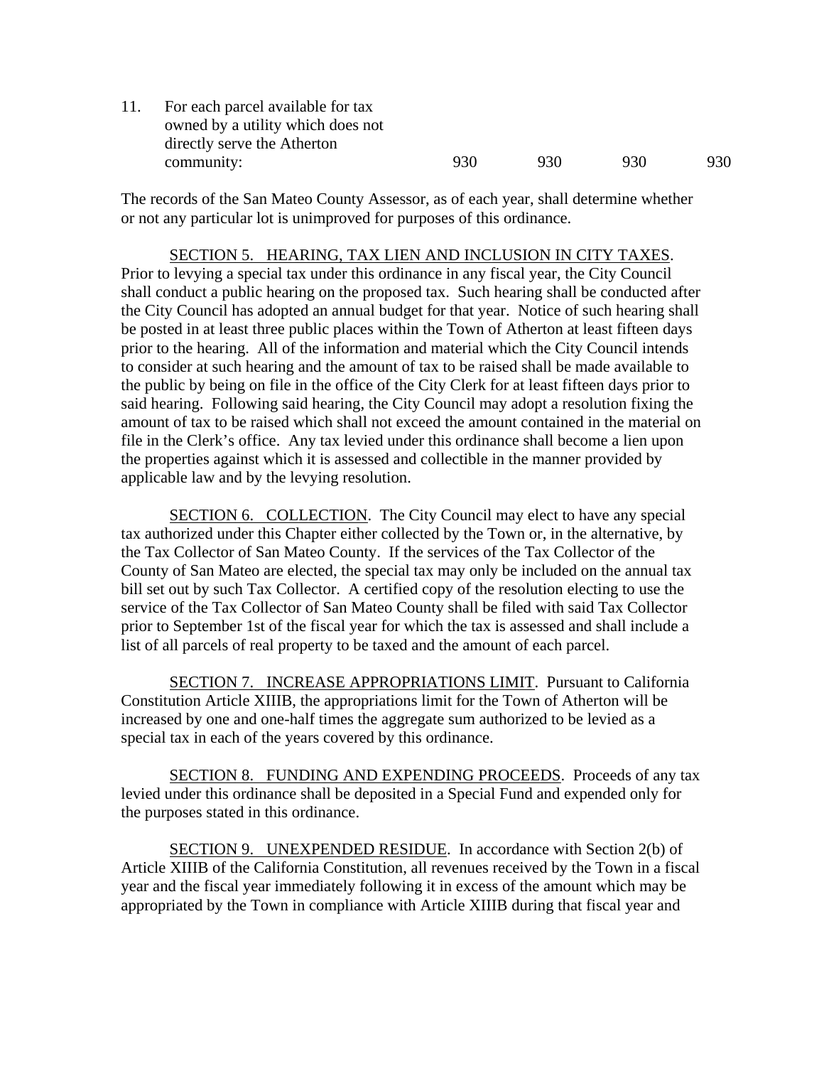| | | | | | |
|---|---|---|---|---|---|
| 11. | For each parcel available for tax owned by a utility which does not directly serve the Atherton community: | 930 | 930 | 930 | 930 |

The records of the San Mateo County Assessor, as of each year, shall determine whether or not any particular lot is unimproved for purposes of this ordinance.

SECTION 5. HEARING, TAX LIEN AND INCLUSION IN CITY TAXES. Prior to levying a special tax under this ordinance in any fiscal year, the City Council shall conduct a public hearing on the proposed tax. Such hearing shall be conducted after the City Council has adopted an annual budget for that year. Notice of such hearing shall be posted in at least three public places within the Town of Atherton at least fifteen days prior to the hearing. All of the information and material which the City Council intends to consider at such hearing and the amount of tax to be raised shall be made available to the public by being on file in the office of the City Clerk for at least fifteen days prior to said hearing. Following said hearing, the City Council may adopt a resolution fixing the amount of tax to be raised which shall not exceed the amount contained in the material on file in the Clerk's office. Any tax levied under this ordinance shall become a lien upon the properties against which it is assessed and collectible in the manner provided by applicable law and by the levying resolution.

SECTION 6. COLLECTION. The City Council may elect to have any special tax authorized under this Chapter either collected by the Town or, in the alternative, by the Tax Collector of San Mateo County. If the services of the Tax Collector of the County of San Mateo are elected, the special tax may only be included on the annual tax bill set out by such Tax Collector. A certified copy of the resolution electing to use the service of the Tax Collector of San Mateo County shall be filed with said Tax Collector prior to September 1st of the fiscal year for which the tax is assessed and shall include a list of all parcels of real property to be taxed and the amount of each parcel.

SECTION 7. INCREASE APPROPRIATIONS LIMIT. Pursuant to California Constitution Article XIIIB, the appropriations limit for the Town of Atherton will be increased by one and one-half times the aggregate sum authorized to be levied as a special tax in each of the years covered by this ordinance.

SECTION 8. FUNDING AND EXPENDING PROCEEDS. Proceeds of any tax levied under this ordinance shall be deposited in a Special Fund and expended only for the purposes stated in this ordinance.

SECTION 9. UNEXPENDED RESIDUE. In accordance with Section 2(b) of Article XIIIB of the California Constitution, all revenues received by the Town in a fiscal year and the fiscal year immediately following it in excess of the amount which may be appropriated by the Town in compliance with Article XIIIB during that fiscal year and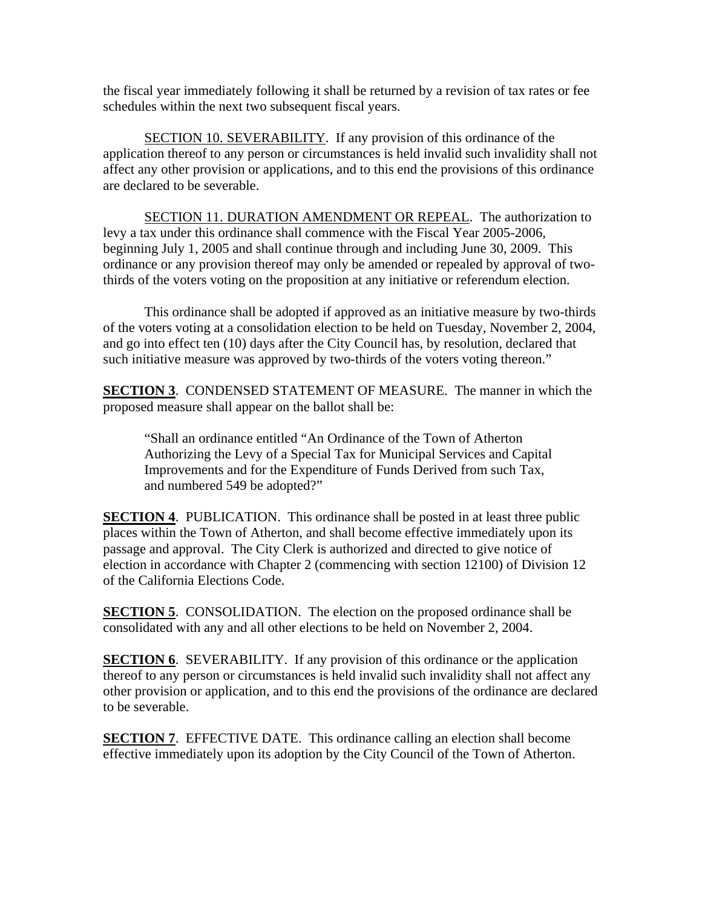the fiscal year immediately following it shall be returned by a revision of tax rates or fee schedules within the next two subsequent fiscal years.

SECTION 10. SEVERABILITY. If any provision of this ordinance of the application thereof to any person or circumstances is held invalid such invalidity shall not affect any other provision or applications, and to this end the provisions of this ordinance are declared to be severable.

SECTION 11. DURATION AMENDMENT OR REPEAL. The authorization to levy a tax under this ordinance shall commence with the Fiscal Year 2005-2006, beginning July 1, 2005 and shall continue through and including June 30, 2009. This ordinance or any provision thereof may only be amended or repealed by approval of two-thirds of the voters voting on the proposition at any initiative or referendum election.

This ordinance shall be adopted if approved as an initiative measure by two-thirds of the voters voting at a consolidation election to be held on Tuesday, November 2, 2004, and go into effect ten (10) days after the City Council has, by resolution, declared that such initiative measure was approved by two-thirds of the voters voting thereon."

**SECTION 3**. CONDENSED STATEMENT OF MEASURE. The manner in which the proposed measure shall appear on the ballot shall be:

> "Shall an ordinance entitled "An Ordinance of the Town of Atherton Authorizing the Levy of a Special Tax for Municipal Services and Capital Improvements and for the Expenditure of Funds Derived from such Tax, and numbered 549 be adopted?"

**SECTION 4**. PUBLICATION. This ordinance shall be posted in at least three public places within the Town of Atherton, and shall become effective immediately upon its passage and approval. The City Clerk is authorized and directed to give notice of election in accordance with Chapter 2 (commencing with section 12100) of Division 12 of the California Elections Code.

**SECTION 5**. CONSOLIDATION. The election on the proposed ordinance shall be consolidated with any and all other elections to be held on November 2, 2004.

**SECTION 6**. SEVERABILITY. If any provision of this ordinance or the application thereof to any person or circumstances is held invalid such invalidity shall not affect any other provision or application, and to this end the provisions of the ordinance are declared to be severable.

**SECTION 7**. EFFECTIVE DATE. This ordinance calling an election shall become effective immediately upon its adoption by the City Council of the Town of Atherton.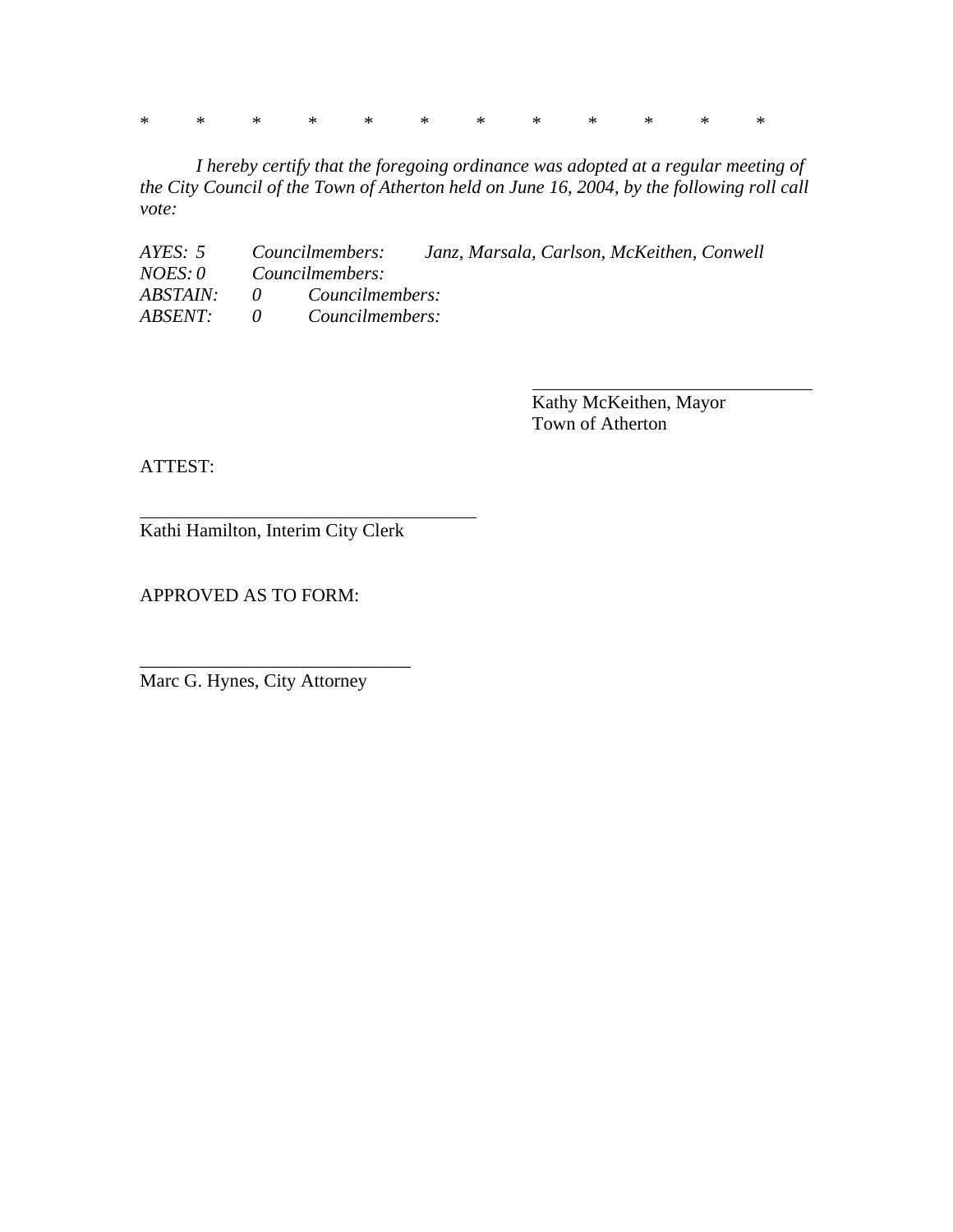\*    \*    \*    \*    \*    \*    \*    \*    \*    \*    \*    \*

*I hereby certify that the foregoing ordinance was adopted at a regular meeting of the City Council of the Town of Atherton held on June 16, 2004, by the following roll call vote:*

*AYES: 5 Councilmembers: Janz, Marsala, Carlson, McKeithen, Conwell*
*NOES: 0 Councilmembers:*
*ABSTAIN: 0 Councilmembers:*
*ABSENT: 0 Councilmembers:*

\_\_\_\_\_\_\_\_\_\_\_\_\_\_\_\_\_\_\_\_\_\_\_\_\_\_\_\_\_\_
Kathy McKeithen, Mayor
Town of Atherton

ATTEST:

\_\_\_\_\_\_\_\_\_\_\_\_\_\_\_\_\_\_\_\_\_\_\_\_\_\_\_\_\_\_
Kathi Hamilton, Interim City Clerk

APPROVED AS TO FORM:

\_\_\_\_\_\_\_\_\_\_\_\_\_\_\_\_\_\_\_\_\_\_\_\_\_\_\_\_\_\_
Marc G. Hynes, City Attorney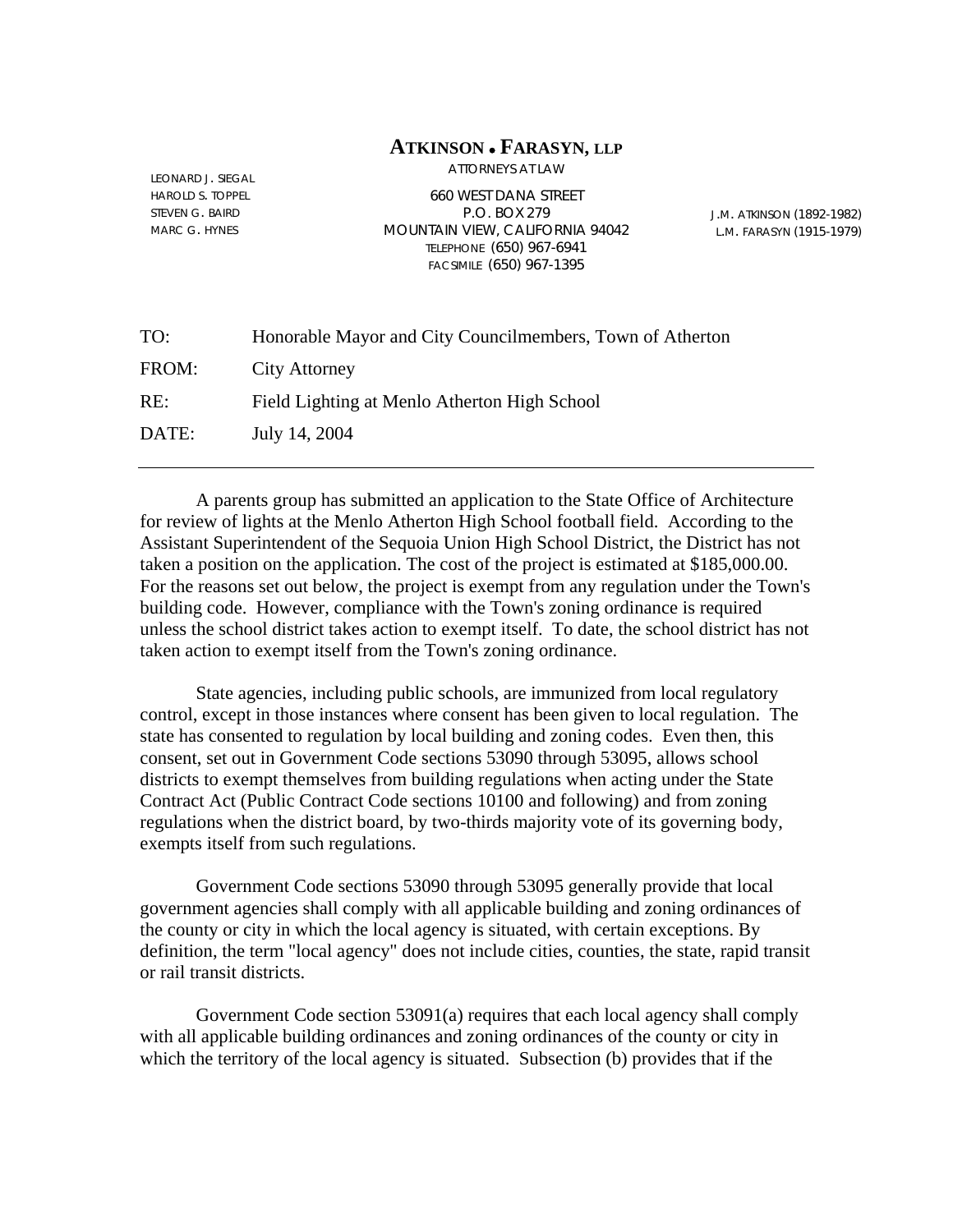# ATKINSON • FARASYN, LLP

ATTORNEYS AT LAW

660 WEST DANA STREET
P.O. BOX 279
MOUNTAIN VIEW, CALIFORNIA 94042
TELEPHONE (650) 967-6941
FACSIMILE (650) 967-1395

LEONARD J. SIEGAL
HAROLD S. TOPPEL
STEVEN G. BAIRD
MARC G. HYNES

J.M. ATKINSON (1892-1982)
L.M. FARASYN (1915-1979)

| | |
|---|---|
| TO: | Honorable Mayor and City Councilmembers, Town of Atherton |
| FROM: | City Attorney |
| RE: | Field Lighting at Menlo Atherton High School |
| DATE: | July 14, 2004 |

---

A parents group has submitted an application to the State Office of Architecture for review of lights at the Menlo Atherton High School football field. According to the Assistant Superintendent of the Sequoia Union High School District, the District has not taken a position on the application. The cost of the project is estimated at $185,000.00. For the reasons set out below, the project is exempt from any regulation under the Town's building code. However, compliance with the Town's zoning ordinance is required unless the school district takes action to exempt itself. To date, the school district has not taken action to exempt itself from the Town's zoning ordinance.

State agencies, including public schools, are immunized from local regulatory control, except in those instances where consent has been given to local regulation. The state has consented to regulation by local building and zoning codes. Even then, this consent, set out in Government Code sections 53090 through 53095, allows school districts to exempt themselves from building regulations when acting under the State Contract Act (Public Contract Code sections 10100 and following) and from zoning regulations when the district board, by two-thirds majority vote of its governing body, exempts itself from such regulations.

Government Code sections 53090 through 53095 generally provide that local government agencies shall comply with all applicable building and zoning ordinances of the county or city in which the local agency is situated, with certain exceptions. By definition, the term "local agency" does not include cities, counties, the state, rapid transit or rail transit districts.

Government Code section 53091(a) requires that each local agency shall comply with all applicable building ordinances and zoning ordinances of the county or city in which the territory of the local agency is situated. Subsection (b) provides that if the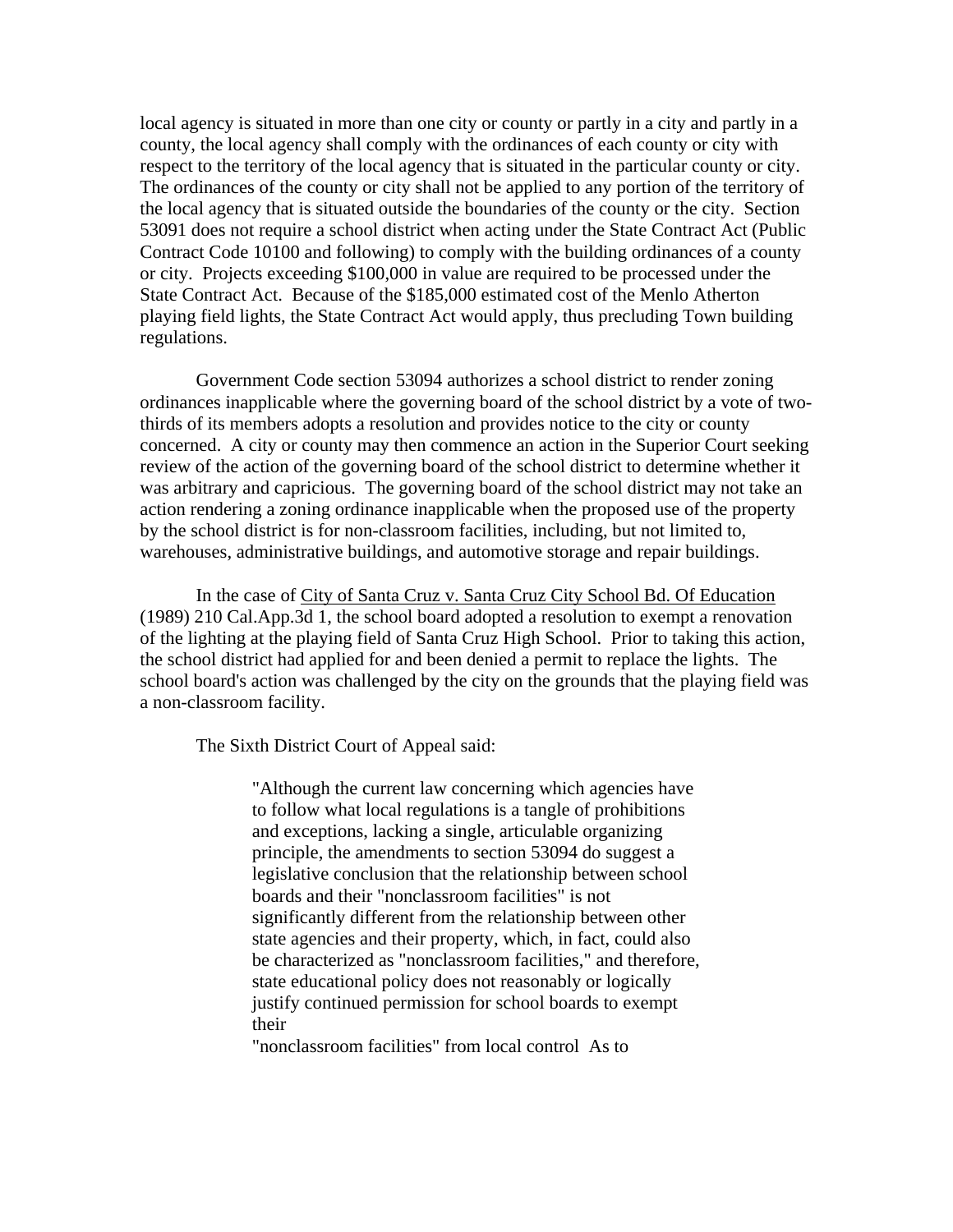local agency is situated in more than one city or county or partly in a city and partly in a county, the local agency shall comply with the ordinances of each county or city with respect to the territory of the local agency that is situated in the particular county or city. The ordinances of the county or city shall not be applied to any portion of the territory of the local agency that is situated outside the boundaries of the county or the city. Section 53091 does not require a school district when acting under the State Contract Act (Public Contract Code 10100 and following) to comply with the building ordinances of a county or city. Projects exceeding $100,000 in value are required to be processed under the State Contract Act. Because of the $185,000 estimated cost of the Menlo Atherton playing field lights, the State Contract Act would apply, thus precluding Town building regulations.

Government Code section 53094 authorizes a school district to render zoning ordinances inapplicable where the governing board of the school district by a vote of two-thirds of its members adopts a resolution and provides notice to the city or county concerned. A city or county may then commence an action in the Superior Court seeking review of the action of the governing board of the school district to determine whether it was arbitrary and capricious. The governing board of the school district may not take an action rendering a zoning ordinance inapplicable when the proposed use of the property by the school district is for non-classroom facilities, including, but not limited to, warehouses, administrative buildings, and automotive storage and repair buildings.

In the case of <u>City of Santa Cruz v. Santa Cruz City School Bd. Of Education</u> (1989) 210 Cal.App.3d 1, the school board adopted a resolution to exempt a renovation of the lighting at the playing field of Santa Cruz High School. Prior to taking this action, the school district had applied for and been denied a permit to replace the lights. The school board's action was challenged by the city on the grounds that the playing field was a non-classroom facility.

The Sixth District Court of Appeal said:

> "Although the current law concerning which agencies have to follow what local regulations is a tangle of prohibitions and exceptions, lacking a single, articulable organizing principle, the amendments to section 53094 do suggest a legislative conclusion that the relationship between school boards and their "nonclassroom facilities" is not significantly different from the relationship between other state agencies and their property, which, in fact, could also be characterized as "nonclassroom facilities," and therefore, state educational policy does not reasonably or logically justify continued permission for school boards to exempt their
> "nonclassroom facilities" from local control As to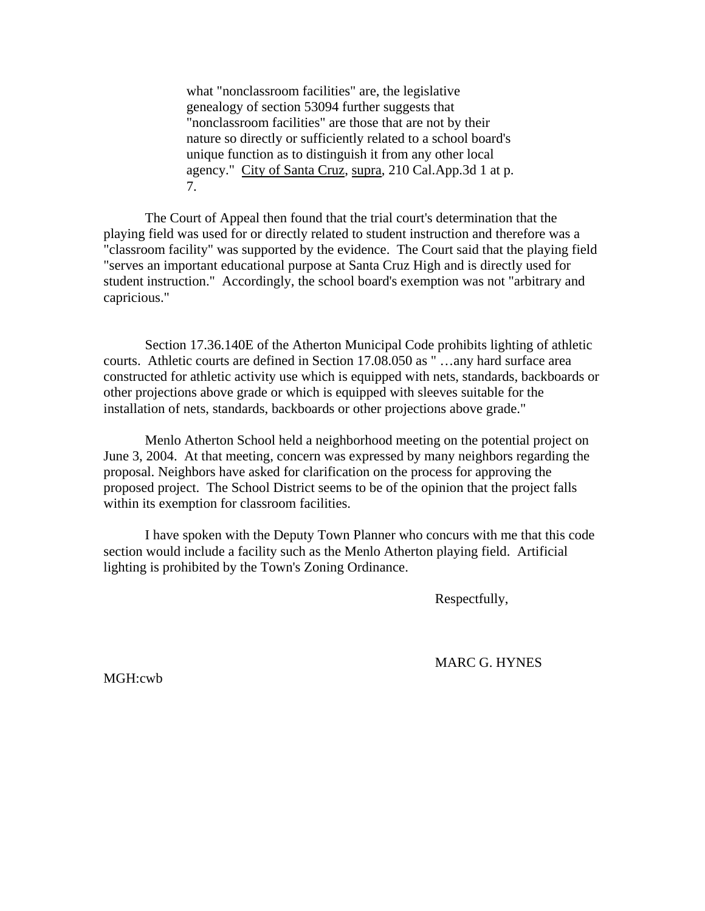> what "nonclassroom facilities" are, the legislative genealogy of section 53094 further suggests that "nonclassroom facilities" are those that are not by their nature so directly or sufficiently related to a school board's unique function as to distinguish it from any other local agency." City of Santa Cruz, supra, 210 Cal.App.3d 1 at p. 7.

The Court of Appeal then found that the trial court's determination that the playing field was used for or directly related to student instruction and therefore was a "classroom facility" was supported by the evidence. The Court said that the playing field "serves an important educational purpose at Santa Cruz High and is directly used for student instruction." Accordingly, the school board's exemption was not "arbitrary and capricious."

Section 17.36.140E of the Atherton Municipal Code prohibits lighting of athletic courts. Athletic courts are defined in Section 17.08.050 as " …any hard surface area constructed for athletic activity use which is equipped with nets, standards, backboards or other projections above grade or which is equipped with sleeves suitable for the installation of nets, standards, backboards or other projections above grade."

Menlo Atherton School held a neighborhood meeting on the potential project on June 3, 2004. At that meeting, concern was expressed by many neighbors regarding the proposal. Neighbors have asked for clarification on the process for approving the proposed project. The School District seems to be of the opinion that the project falls within its exemption for classroom facilities.

I have spoken with the Deputy Town Planner who concurs with me that this code section would include a facility such as the Menlo Atherton playing field. Artificial lighting is prohibited by the Town's Zoning Ordinance.

Respectfully,

MARC G. HYNES

MGH:cwb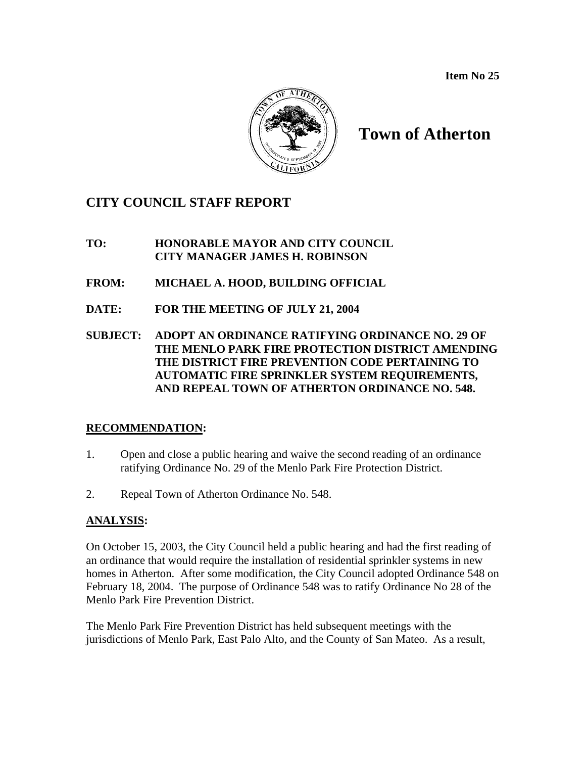**Item No 25**

# Town of Atherton

## CITY COUNCIL STAFF REPORT

**TO:** **HONORABLE MAYOR AND CITY COUNCIL**
**CITY MANAGER JAMES H. ROBINSON**

**FROM:** **MICHAEL A. HOOD, BUILDING OFFICIAL**

**DATE:** **FOR THE MEETING OF JULY 21, 2004**

**SUBJECT:** **ADOPT AN ORDINANCE RATIFYING ORDINANCE NO. 29 OF THE MENLO PARK FIRE PROTECTION DISTRICT AMENDING THE DISTRICT FIRE PREVENTION CODE PERTAINING TO AUTOMATIC FIRE SPRINKLER SYSTEM REQUIREMENTS, AND REPEAL TOWN OF ATHERTON ORDINANCE NO. 548.**

### RECOMMENDATION:

1. Open and close a public hearing and waive the second reading of an ordinance ratifying Ordinance No. 29 of the Menlo Park Fire Protection District.

2. Repeal Town of Atherton Ordinance No. 548.

### ANALYSIS:

On October 15, 2003, the City Council held a public hearing and had the first reading of an ordinance that would require the installation of residential sprinkler systems in new homes in Atherton. After some modification, the City Council adopted Ordinance 548 on February 18, 2004. The purpose of Ordinance 548 was to ratify Ordinance No 28 of the Menlo Park Fire Prevention District.

The Menlo Park Fire Prevention District has held subsequent meetings with the jurisdictions of Menlo Park, East Palo Alto, and the County of San Mateo. As a result,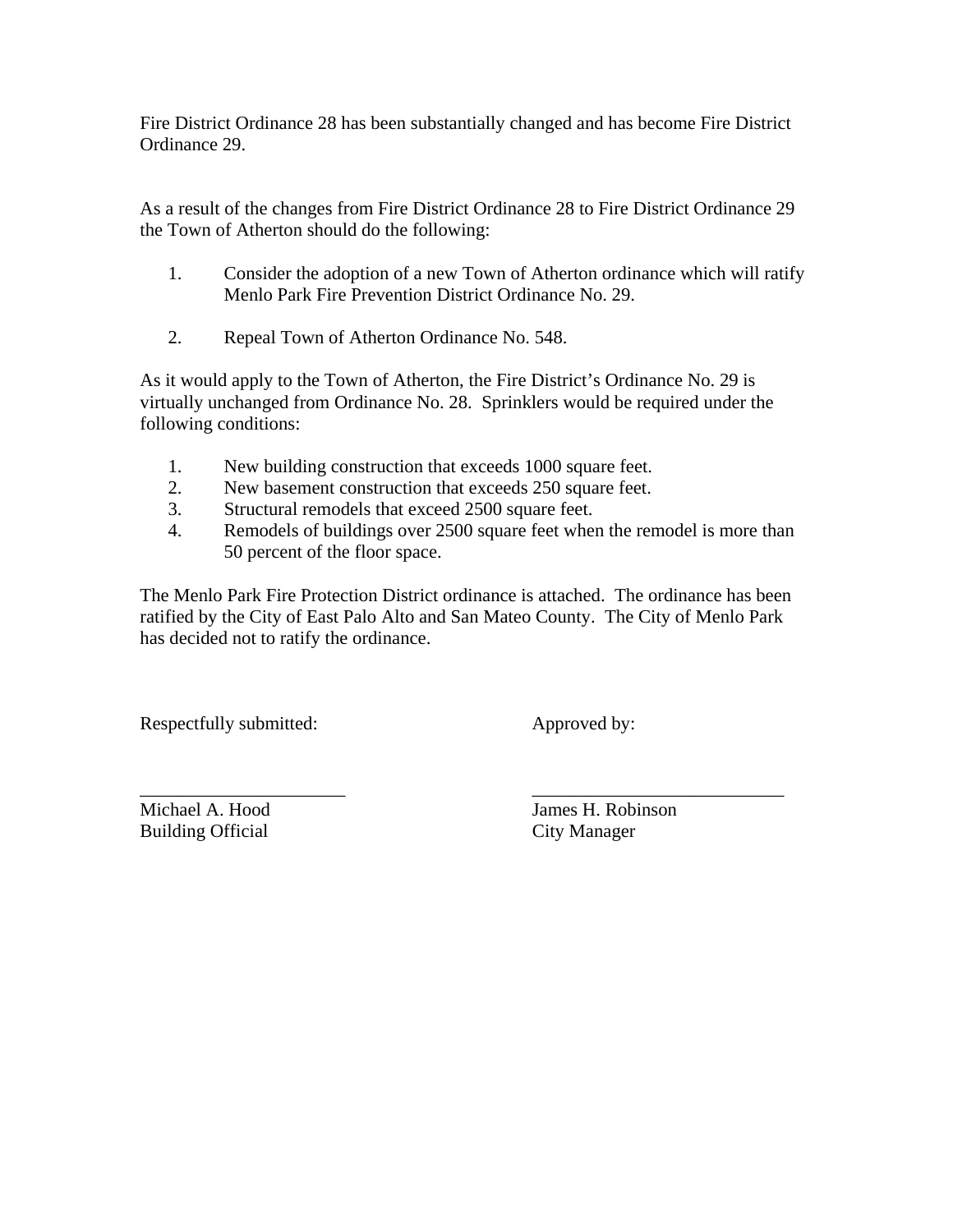Fire District Ordinance 28 has been substantially changed and has become Fire District Ordinance 29.

As a result of the changes from Fire District Ordinance 28 to Fire District Ordinance 29 the Town of Atherton should do the following:

1. Consider the adoption of a new Town of Atherton ordinance which will ratify Menlo Park Fire Prevention District Ordinance No. 29.

2. Repeal Town of Atherton Ordinance No. 548.

As it would apply to the Town of Atherton, the Fire District's Ordinance No. 29 is virtually unchanged from Ordinance No. 28. Sprinklers would be required under the following conditions:

1. New building construction that exceeds 1000 square feet.
2. New basement construction that exceeds 250 square feet.
3. Structural remodels that exceed 2500 square feet.
4. Remodels of buildings over 2500 square feet when the remodel is more than 50 percent of the floor space.

The Menlo Park Fire Protection District ordinance is attached. The ordinance has been ratified by the City of East Palo Alto and San Mateo County. The City of Menlo Park has decided not to ratify the ordinance.

| Respectfully submitted: | Approved by: |
|---|---|
| \_\_\_\_\_\_\_\_\_\_\_\_\_\_\_\_\_\_\_\_\_\_ | \_\_\_\_\_\_\_\_\_\_\_\_\_\_\_\_\_\_\_\_\_\_\_\_\_\_\_ |
| Michael A. Hood | James H. Robinson |
| Building Official | City Manager |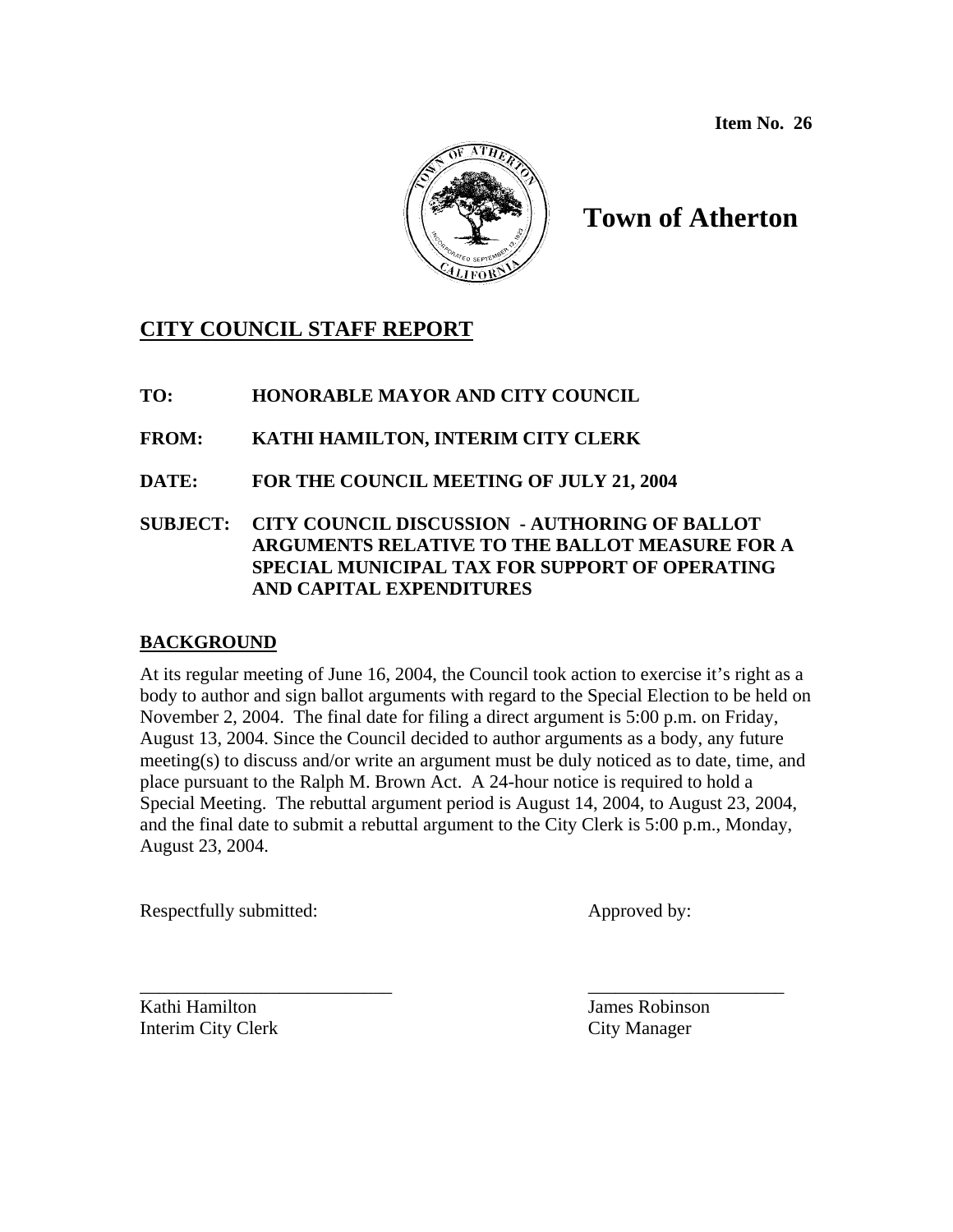**Item No. 26**

# Town of Atherton

## CITY COUNCIL STAFF REPORT

**TO:** HONORABLE MAYOR AND CITY COUNCIL

**FROM:** KATHI HAMILTON, INTERIM CITY CLERK

**DATE:** FOR THE COUNCIL MEETING OF JULY 21, 2004

**SUBJECT:** CITY COUNCIL DISCUSSION - AUTHORING OF BALLOT ARGUMENTS RELATIVE TO THE BALLOT MEASURE FOR A SPECIAL MUNICIPAL TAX FOR SUPPORT OF OPERATING AND CAPITAL EXPENDITURES

### BACKGROUND

At its regular meeting of June 16, 2004, the Council took action to exercise it's right as a body to author and sign ballot arguments with regard to the Special Election to be held on November 2, 2004. The final date for filing a direct argument is 5:00 p.m. on Friday, August 13, 2004. Since the Council decided to author arguments as a body, any future meeting(s) to discuss and/or write an argument must be duly noticed as to date, time, and place pursuant to the Ralph M. Brown Act. A 24-hour notice is required to hold a Special Meeting. The rebuttal argument period is August 14, 2004, to August 23, 2004, and the final date to submit a rebuttal argument to the City Clerk is 5:00 p.m., Monday, August 23, 2004.

Respectfully submitted: Approved by:

\_\_\_\_\_\_\_\_\_\_\_\_\_\_\_\_\_\_\_\_\_\_\_\_\_\_\_\_ \_\_\_\_\_\_\_\_\_\_\_\_\_\_\_\_\_\_\_\_\_\_

Kathi Hamilton
Interim City Clerk

James Robinson
City Manager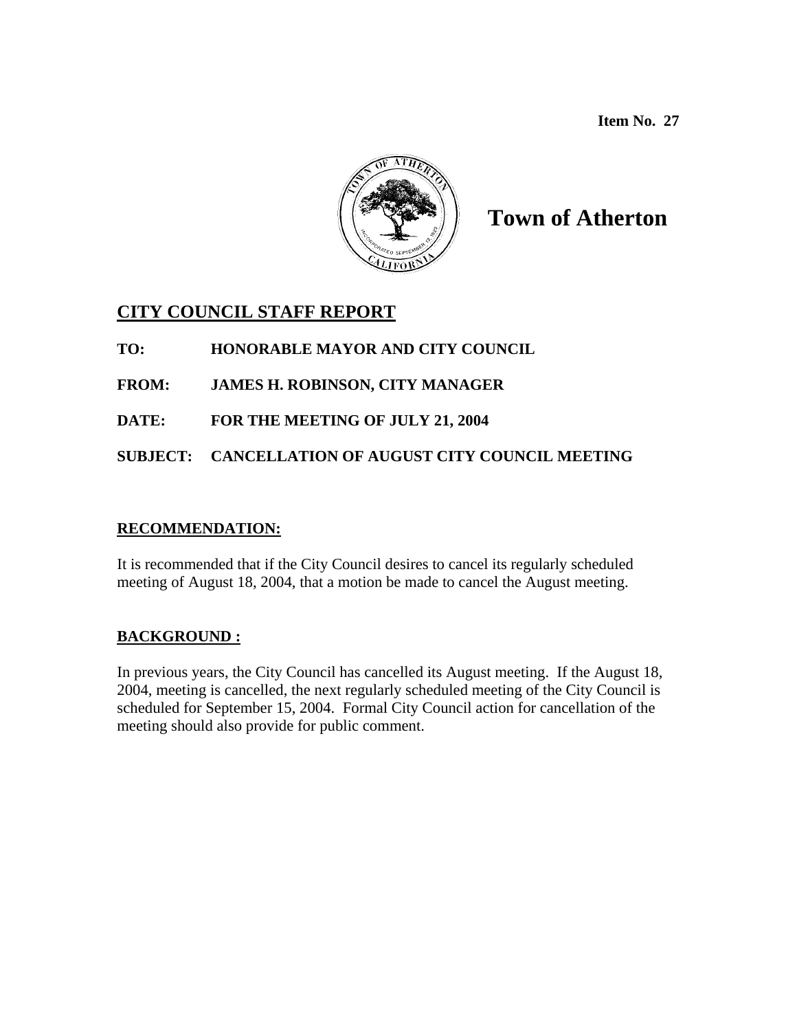**Item No. 27**

# Town of Atherton

## CITY COUNCIL STAFF REPORT

**TO:** HONORABLE MAYOR AND CITY COUNCIL

**FROM:** JAMES H. ROBINSON, CITY MANAGER

**DATE:** FOR THE MEETING OF JULY 21, 2004

**SUBJECT:** CANCELLATION OF AUGUST CITY COUNCIL MEETING

### RECOMMENDATION:

It is recommended that if the City Council desires to cancel its regularly scheduled meeting of August 18, 2004, that a motion be made to cancel the August meeting.

### BACKGROUND :

In previous years, the City Council has cancelled its August meeting. If the August 18, 2004, meeting is cancelled, the next regularly scheduled meeting of the City Council is scheduled for September 15, 2004. Formal City Council action for cancellation of the meeting should also provide for public comment.